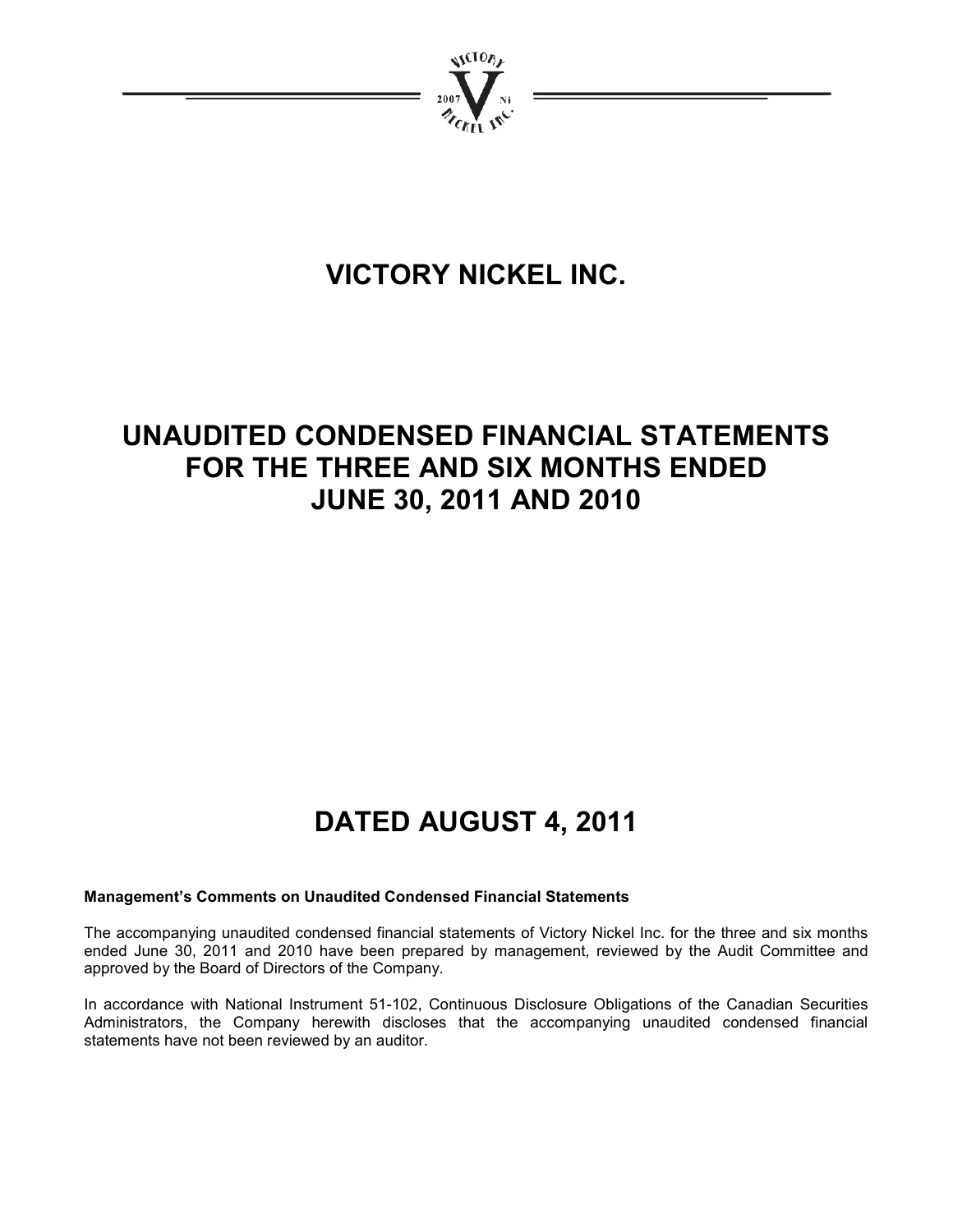# VICTORY NICKEL INC.

# UNAUDITED CONDENSED FINANCIAL STATEMENTS FOR THE THREE AND SIX MONTHS ENDED JUNE 30, 2011 AND 2010

# DATED AUGUST 4, 2011

**Management's Comments on Unaudited Condensed Financial Statements**

The accompanying unaudited condensed financial statements of Victory Nickel Inc. for the three and six months ended June 30, 2011 and 2010 have been prepared by management, reviewed by the Audit Committee and approved by the Board of Directors of the Company.

In accordance with National Instrument 51-102, Continuous Disclosure Obligations of the Canadian Securities Administrators, the Company herewith discloses that the accompanying unaudited condensed financial statements have not been reviewed by an auditor.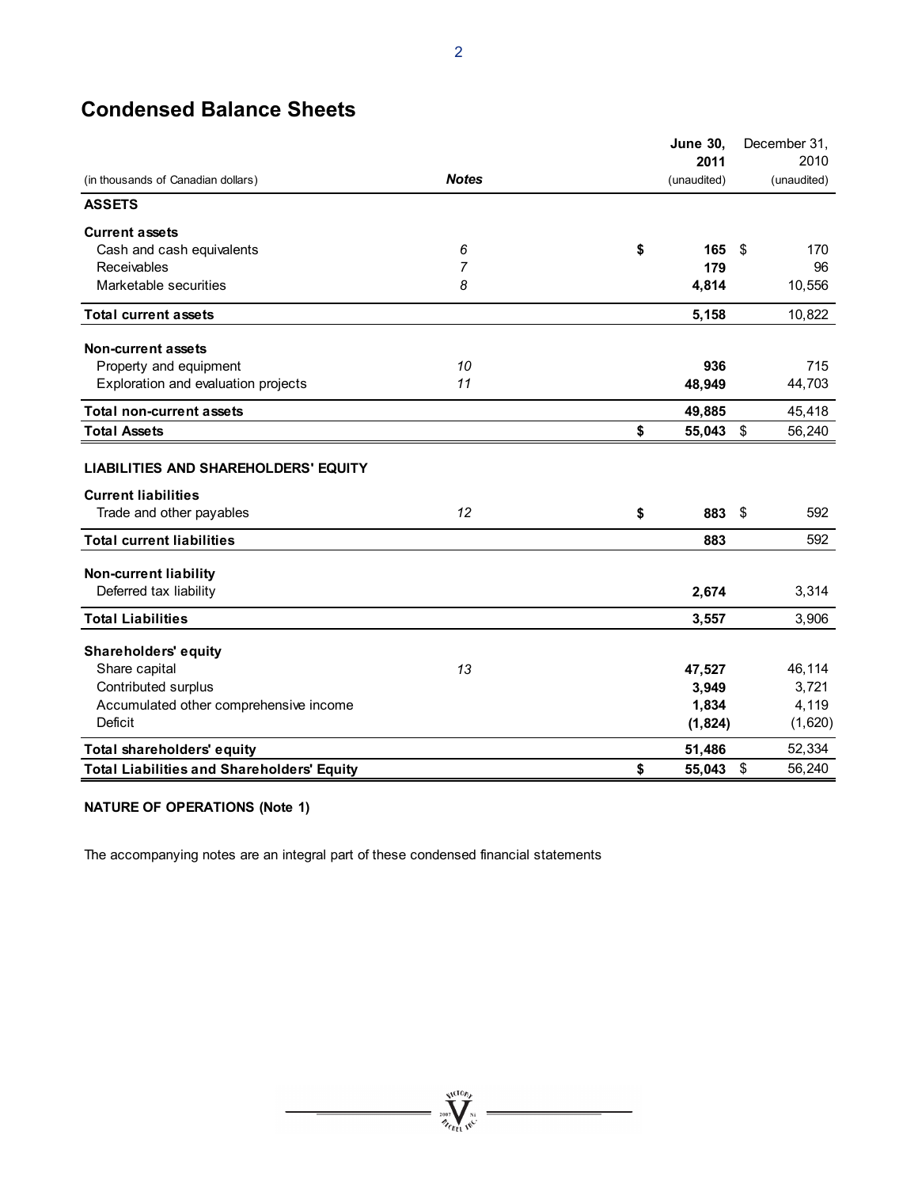# Condensed Balance Sheets

| (in thousands of Canadian dollars) | Notes | June 30, 2011 (unaudited) | December 31, 2010 (unaudited) |
|---|---|---|---|
| **ASSETS** | | | |
| **Current assets** | | | |
| Cash and cash equivalents | 6 | $ **165** | $ 170 |
| Receivables | 7 | **179** | 96 |
| Marketable securities | 8 | **4,814** | 10,556 |
| **Total current assets** | | **5,158** | 10,822 |
| **Non-current assets** | | | |
| Property and equipment | 10 | **936** | 715 |
| Exploration and evaluation projects | 11 | **48,949** | 44,703 |
| **Total non-current assets** | | **49,885** | 45,418 |
| **Total Assets** | | $ **55,043** | $ 56,240 |
| **LIABILITIES AND SHAREHOLDERS' EQUITY** | | | |
| **Current liabilities** | | | |
| Trade and other payables | 12 | $ **883** | $ 592 |
| **Total current liabilities** | | **883** | 592 |
| **Non-current liability** | | | |
| Deferred tax liability | | **2,674** | 3,314 |
| **Total Liabilities** | | **3,557** | 3,906 |
| **Shareholders' equity** | | | |
| Share capital | 13 | **47,527** | 46,114 |
| Contributed surplus | | **3,949** | 3,721 |
| Accumulated other comprehensive income | | **1,834** | 4,119 |
| Deficit | | **(1,824)** | (1,620) |
| **Total shareholders' equity** | | **51,486** | 52,334 |
| **Total Liabilities and Shareholders' Equity** | | $ **55,043** | $ 56,240 |

**NATURE OF OPERATIONS (Note 1)**

The accompanying notes are an integral part of these condensed financial statements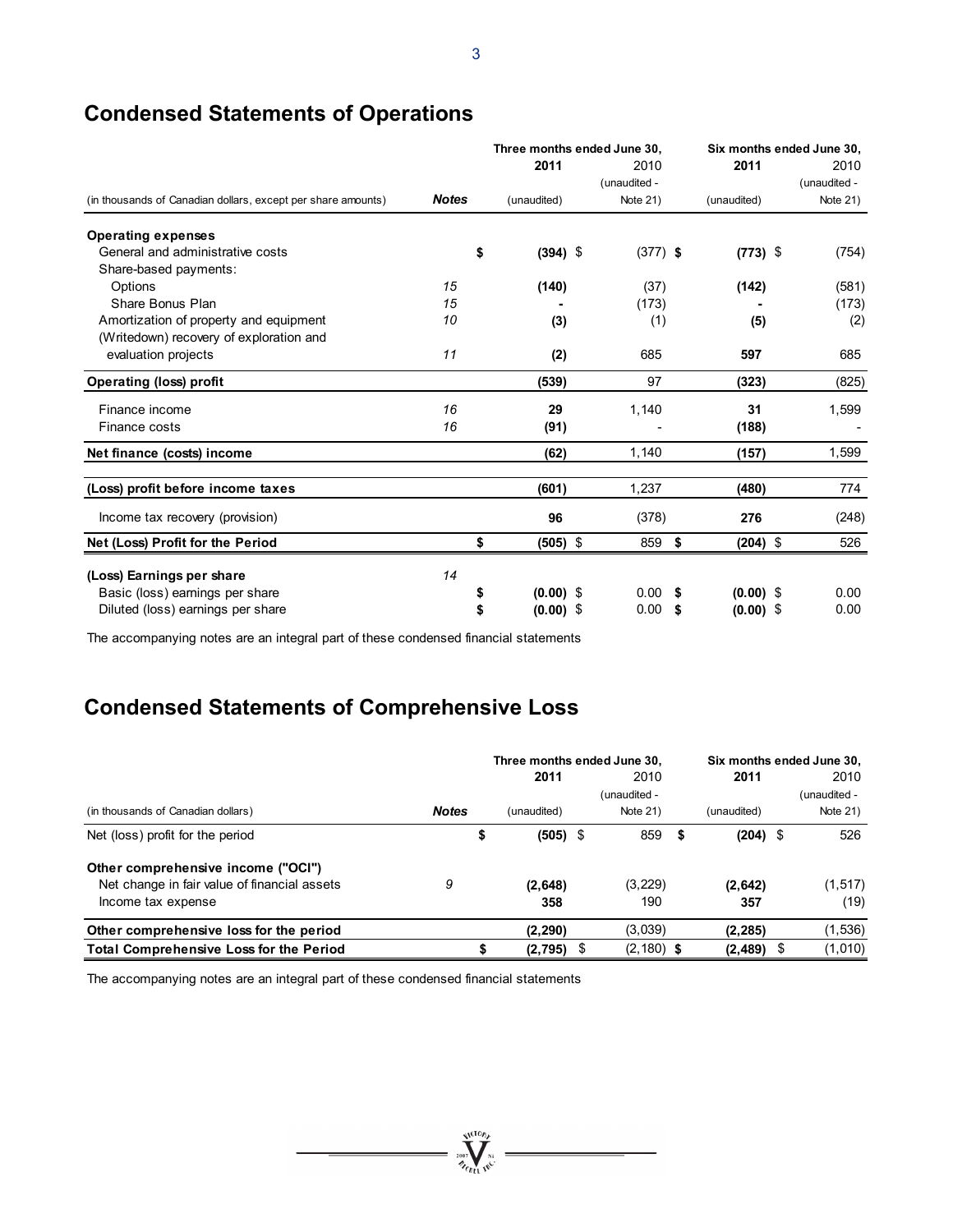## Condensed Statements of Operations

| (in thousands of Canadian dollars, except per share amounts) | Notes | Three months ended June 30, 2011 (unaudited) | Three months ended June 30, 2010 (unaudited - Note 21) | Six months ended June 30, 2011 (unaudited) | Six months ended June 30, 2010 (unaudited - Note 21) |
|---|---|---|---|---|---|
| **Operating expenses** | | | | | |
| General and administrative costs | | **$ (394)** | $ (377) | **$ (773)** | $ (754) |
| Share-based payments: | | | | | |
| Options | 15 | **(140)** | (37) | **(142)** | (581) |
| Share Bonus Plan | 15 | **-** | (173) | **-** | (173) |
| Amortization of property and equipment | 10 | **(3)** | (1) | **(5)** | (2) |
| (Writedown) recovery of exploration and evaluation projects | 11 | **(2)** | 685 | **597** | 685 |
| **Operating (loss) profit** | | **(539)** | 97 | **(323)** | (825) |
| Finance income | 16 | **29** | 1,140 | **31** | 1,599 |
| Finance costs | 16 | **(91)** | - | **(188)** | - |
| **Net finance (costs) income** | | **(62)** | 1,140 | **(157)** | 1,599 |
| **(Loss) profit before income taxes** | | **(601)** | 1,237 | **(480)** | 774 |
| Income tax recovery (provision) | | **96** | (378) | **276** | (248) |
| **Net (Loss) Profit for the Period** | | **$ (505)** | $ 859 | **$ (204)** | $ 526 |
| **(Loss) Earnings per share** | 14 | | | | |
| Basic (loss) earnings per share | | **$ (0.00)** | $ 0.00 | **$ (0.00)** | $ 0.00 |
| Diluted (loss) earnings per share | | **$ (0.00)** | $ 0.00 | **$ (0.00)** | $ 0.00 |

The accompanying notes are an integral part of these condensed financial statements

## Condensed Statements of Comprehensive Loss

| (in thousands of Canadian dollars) | Notes | Three months ended June 30, 2011 (unaudited) | Three months ended June 30, 2010 (unaudited - Note 21) | Six months ended June 30, 2011 (unaudited) | Six months ended June 30, 2010 (unaudited - Note 21) |
|---|---|---|---|---|---|
| Net (loss) profit for the period | | **$ (505)** | $ 859 | **$ (204)** | $ 526 |
| **Other comprehensive income ("OCI")** | | | | | |
| Net change in fair value of financial assets | 9 | **(2,648)** | (3,229) | **(2,642)** | (1,517) |
| Income tax expense | | **358** | 190 | **357** | (19) |
| **Other comprehensive loss for the period** | | **(2,290)** | (3,039) | **(2,285)** | (1,536) |
| **Total Comprehensive Loss for the Period** | | **$ (2,795)** | $ (2,180) | **$ (2,489)** | $ (1,010) |

The accompanying notes are an integral part of these condensed financial statements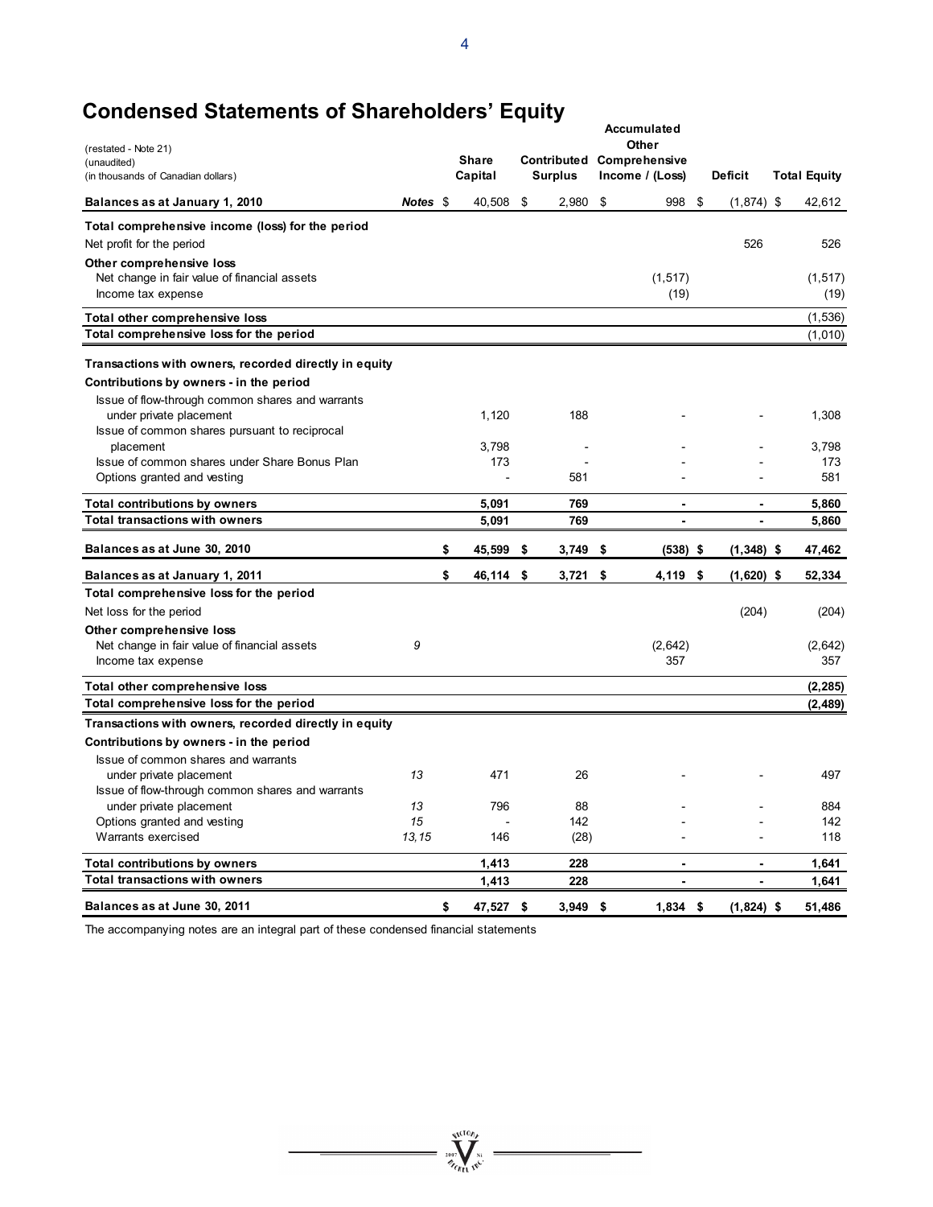# Condensed Statements of Shareholders' Equity

(restated - Note 21)
(unaudited)
(in thousands of Canadian dollars)

| | Notes | Share Capital | Contributed Surplus | Accumulated Other Comprehensive Income / (Loss) | Deficit | Total Equity |
|---|---|---|---|---|---|---|
| **Balances as at January 1, 2010** | | $ 40,508 | $ 2,980 | $ 998 | $ (1,874) | $ 42,612 |
| **Total comprehensive income (loss) for the period** | | | | | | |
| Net profit for the period | | | | | 526 | 526 |
| **Other comprehensive loss** | | | | | | |
| Net change in fair value of financial assets | | | | (1,517) | | (1,517) |
| Income tax expense | | | | (19) | | (19) |
| **Total other comprehensive loss** | | | | | | (1,536) |
| **Total comprehensive loss for the period** | | | | | | (1,010) |
| **Transactions with owners, recorded directly in equity** | | | | | | |
| **Contributions by owners - in the period** | | | | | | |
| Issue of flow-through common shares and warrants under private placement | | 1,120 | 188 | - | - | 1,308 |
| Issue of common shares pursuant to reciprocal placement | | 3,798 | - | - | - | 3,798 |
| Issue of common shares under Share Bonus Plan | | 173 | - | - | - | 173 |
| Options granted and vesting | | - | 581 | - | - | 581 |
| **Total contributions by owners** | | **5,091** | **769** | **-** | **-** | **5,860** |
| **Total transactions with owners** | | **5,091** | **769** | **-** | **-** | **5,860** |
| **Balances as at June 30, 2010** | | **$ 45,599** | **$ 3,749** | **$ (538)** | **$ (1,348)** | **$ 47,462** |
| **Balances as at January 1, 2011** | | **$ 46,114** | **$ 3,721** | **$ 4,119** | **$ (1,620)** | **$ 52,334** |
| **Total comprehensive loss for the period** | | | | | | |
| Net loss for the period | | | | | (204) | (204) |
| **Other comprehensive loss** | | | | | | |
| Net change in fair value of financial assets | *9* | | | (2,642) | | (2,642) |
| Income tax expense | | | | 357 | | 357 |
| **Total other comprehensive loss** | | | | | | **(2,285)** |
| **Total comprehensive loss for the period** | | | | | | **(2,489)** |
| **Transactions with owners, recorded directly in equity** | | | | | | |
| **Contributions by owners - in the period** | | | | | | |
| Issue of common shares and warrants under private placement | *13* | 471 | 26 | - | - | 497 |
| Issue of flow-through common shares and warrants under private placement | *13* | 796 | 88 | - | - | 884 |
| Options granted and vesting | *15* | - | 142 | - | - | 142 |
| Warrants exercised | *13, 15* | 146 | (28) | - | - | 118 |
| **Total contributions by owners** | | **1,413** | **228** | **-** | **-** | **1,641** |
| **Total transactions with owners** | | **1,413** | **228** | **-** | **-** | **1,641** |
| **Balances as at June 30, 2011** | | **$ 47,527** | **$ 3,949** | **$ 1,834** | **$ (1,824)** | **$ 51,486** |

The accompanying notes are an integral part of these condensed financial statements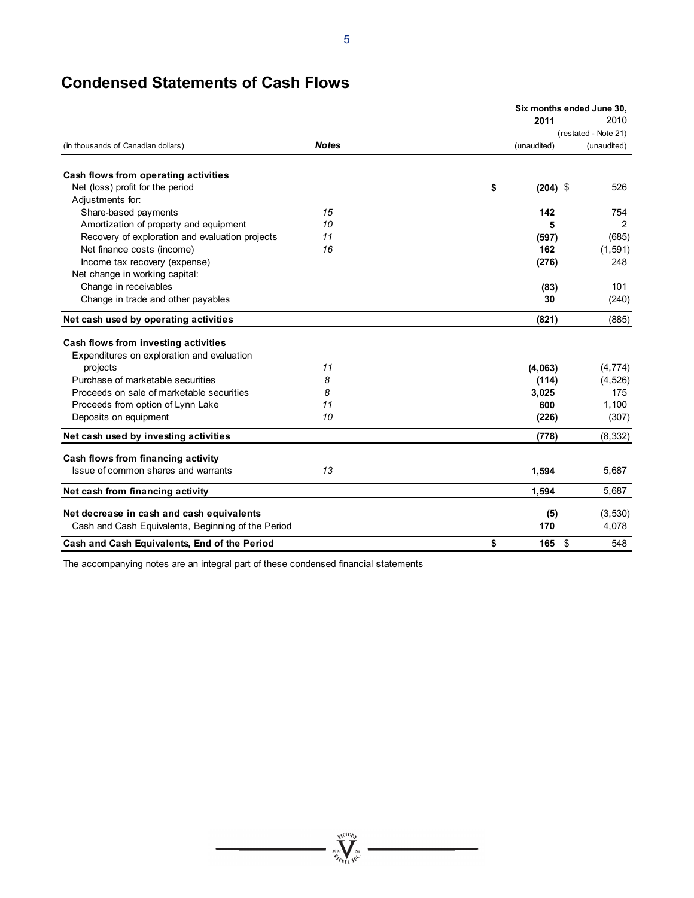# Condensed Statements of Cash Flows

| (in thousands of Canadian dollars) | Notes | Six months ended June 30, 2011 (unaudited) | 2010 (restated - Note 21) (unaudited) |
|---|---|---|---|
| **Cash flows from operating activities** | | | |
| Net (loss) profit for the period | | $ **(204)** | $ 526 |
| Adjustments for: | | | |
| Share-based payments | *15* | **142** | 754 |
| Amortization of property and equipment | *10* | **5** | 2 |
| Recovery of exploration and evaluation projects | *11* | **(597)** | (685) |
| Net finance costs (income) | *16* | **162** | (1,591) |
| Income tax recovery (expense) | | **(276)** | 248 |
| Net change in working capital: | | | |
| Change in receivables | | **(83)** | 101 |
| Change in trade and other payables | | **30** | (240) |
| **Net cash used by operating activities** | | **(821)** | (885) |
| **Cash flows from investing activities** | | | |
| Expenditures on exploration and evaluation projects | *11* | **(4,063)** | (4,774) |
| Purchase of marketable securities | *8* | **(114)** | (4,526) |
| Proceeds on sale of marketable securities | *8* | **3,025** | 175 |
| Proceeds from option of Lynn Lake | *11* | **600** | 1,100 |
| Deposits on equipment | *10* | **(226)** | (307) |
| **Net cash used by investing activities** | | **(778)** | (8,332) |
| **Cash flows from financing activity** | | | |
| Issue of common shares and warrants | *13* | **1,594** | 5,687 |
| **Net cash from financing activity** | | **1,594** | 5,687 |
| **Net decrease in cash and cash equivalents** | | **(5)** | (3,530) |
| Cash and Cash Equivalents, Beginning of the Period | | **170** | 4,078 |
| **Cash and Cash Equivalents, End of the Period** | | $ **165** | $ 548 |

The accompanying notes are an integral part of these condensed financial statements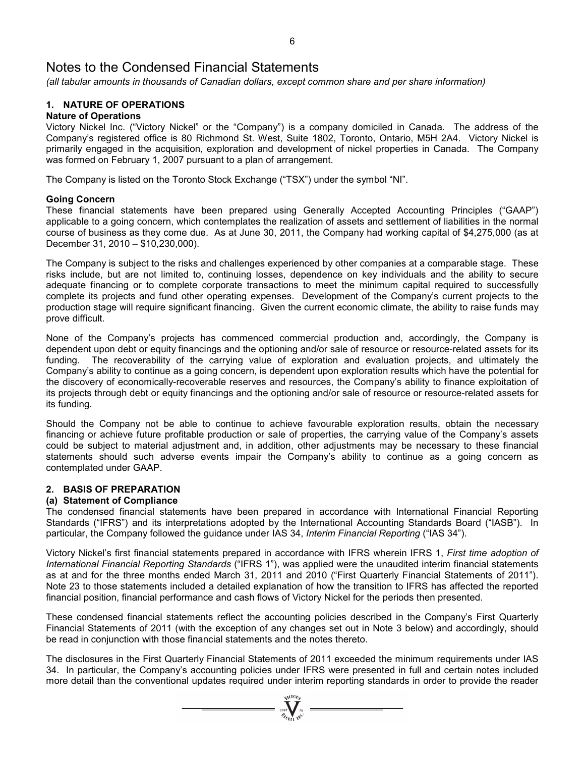# Notes to the Condensed Financial Statements

*(all tabular amounts in thousands of Canadian dollars, except common share and per share information)*

## 1. NATURE OF OPERATIONS

### Nature of Operations

Victory Nickel Inc. ("Victory Nickel" or the "Company") is a company domiciled in Canada. The address of the Company's registered office is 80 Richmond St. West, Suite 1802, Toronto, Ontario, M5H 2A4. Victory Nickel is primarily engaged in the acquisition, exploration and development of nickel properties in Canada. The Company was formed on February 1, 2007 pursuant to a plan of arrangement.

The Company is listed on the Toronto Stock Exchange ("TSX") under the symbol "NI".

### Going Concern

These financial statements have been prepared using Generally Accepted Accounting Principles ("GAAP") applicable to a going concern, which contemplates the realization of assets and settlement of liabilities in the normal course of business as they come due. As at June 30, 2011, the Company had working capital of $4,275,000 (as at December 31, 2010 – $10,230,000).

The Company is subject to the risks and challenges experienced by other companies at a comparable stage. These risks include, but are not limited to, continuing losses, dependence on key individuals and the ability to secure adequate financing or to complete corporate transactions to meet the minimum capital required to successfully complete its projects and fund other operating expenses. Development of the Company's current projects to the production stage will require significant financing. Given the current economic climate, the ability to raise funds may prove difficult.

None of the Company's projects has commenced commercial production and, accordingly, the Company is dependent upon debt or equity financings and the optioning and/or sale of resource or resource-related assets for its funding. The recoverability of the carrying value of exploration and evaluation projects, and ultimately the Company's ability to continue as a going concern, is dependent upon exploration results which have the potential for the discovery of economically-recoverable reserves and resources, the Company's ability to finance exploitation of its projects through debt or equity financings and the optioning and/or sale of resource or resource-related assets for its funding.

Should the Company not be able to continue to achieve favourable exploration results, obtain the necessary financing or achieve future profitable production or sale of properties, the carrying value of the Company's assets could be subject to material adjustment and, in addition, other adjustments may be necessary to these financial statements should such adverse events impair the Company's ability to continue as a going concern as contemplated under GAAP.

## 2. BASIS OF PREPARATION

### (a) Statement of Compliance

The condensed financial statements have been prepared in accordance with International Financial Reporting Standards ("IFRS") and its interpretations adopted by the International Accounting Standards Board ("IASB"). In particular, the Company followed the guidance under IAS 34, *Interim Financial Reporting* ("IAS 34").

Victory Nickel's first financial statements prepared in accordance with IFRS wherein IFRS 1, *First time adoption of International Financial Reporting Standards* ("IFRS 1"), was applied were the unaudited interim financial statements as at and for the three months ended March 31, 2011 and 2010 ("First Quarterly Financial Statements of 2011"). Note 23 to those statements included a detailed explanation of how the transition to IFRS has affected the reported financial position, financial performance and cash flows of Victory Nickel for the periods then presented.

These condensed financial statements reflect the accounting policies described in the Company's First Quarterly Financial Statements of 2011 (with the exception of any changes set out in Note 3 below) and accordingly, should be read in conjunction with those financial statements and the notes thereto.

The disclosures in the First Quarterly Financial Statements of 2011 exceeded the minimum requirements under IAS 34. In particular, the Company's accounting policies under IFRS were presented in full and certain notes included more detail than the conventional updates required under interim reporting standards in order to provide the reader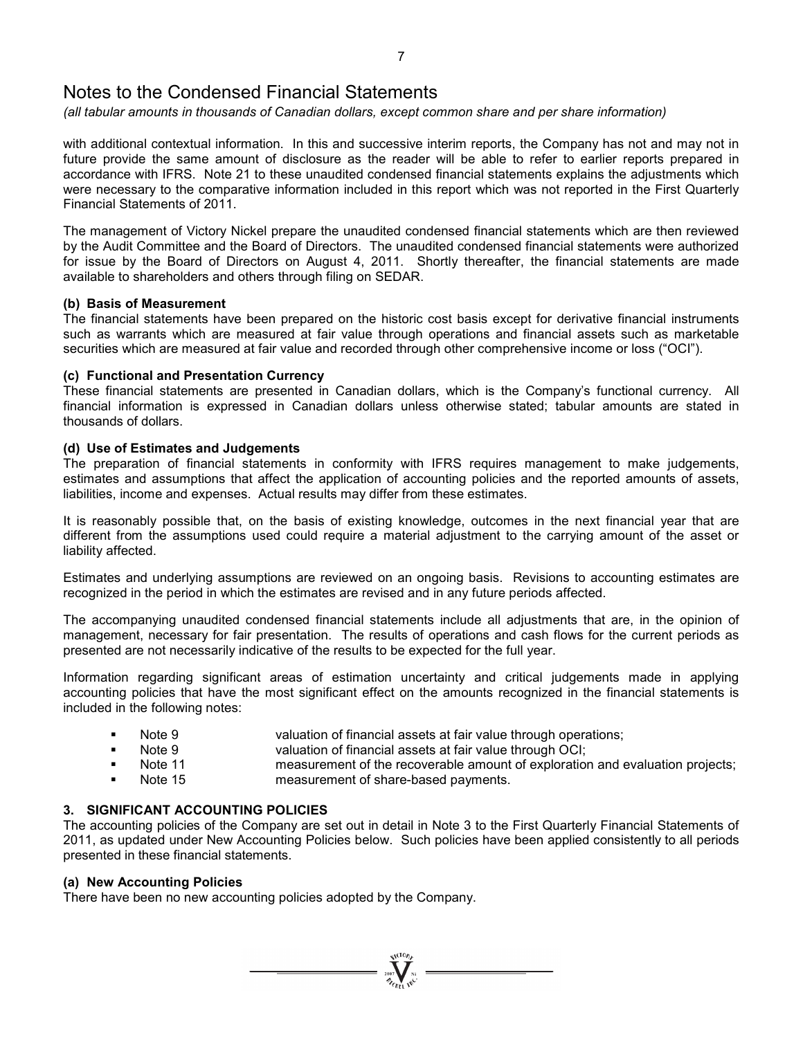# Notes to the Condensed Financial Statements

*(all tabular amounts in thousands of Canadian dollars, except common share and per share information)*

with additional contextual information. In this and successive interim reports, the Company has not and may not in future provide the same amount of disclosure as the reader will be able to refer to earlier reports prepared in accordance with IFRS. Note 21 to these unaudited condensed financial statements explains the adjustments which were necessary to the comparative information included in this report which was not reported in the First Quarterly Financial Statements of 2011.

The management of Victory Nickel prepare the unaudited condensed financial statements which are then reviewed by the Audit Committee and the Board of Directors. The unaudited condensed financial statements were authorized for issue by the Board of Directors on August 4, 2011. Shortly thereafter, the financial statements are made available to shareholders and others through filing on SEDAR.

### (b) Basis of Measurement

The financial statements have been prepared on the historic cost basis except for derivative financial instruments such as warrants which are measured at fair value through operations and financial assets such as marketable securities which are measured at fair value and recorded through other comprehensive income or loss ("OCI").

### (c) Functional and Presentation Currency

These financial statements are presented in Canadian dollars, which is the Company's functional currency. All financial information is expressed in Canadian dollars unless otherwise stated; tabular amounts are stated in thousands of dollars.

### (d) Use of Estimates and Judgements

The preparation of financial statements in conformity with IFRS requires management to make judgements, estimates and assumptions that affect the application of accounting policies and the reported amounts of assets, liabilities, income and expenses. Actual results may differ from these estimates.

It is reasonably possible that, on the basis of existing knowledge, outcomes in the next financial year that are different from the assumptions used could require a material adjustment to the carrying amount of the asset or liability affected.

Estimates and underlying assumptions are reviewed on an ongoing basis. Revisions to accounting estimates are recognized in the period in which the estimates are revised and in any future periods affected.

The accompanying unaudited condensed financial statements include all adjustments that are, in the opinion of management, necessary for fair presentation. The results of operations and cash flows for the current periods as presented are not necessarily indicative of the results to be expected for the full year.

Information regarding significant areas of estimation uncertainty and critical judgements made in applying accounting policies that have the most significant effect on the amounts recognized in the financial statements is included in the following notes:

- Note 9 valuation of financial assets at fair value through operations;
- Note 9 valuation of financial assets at fair value through OCI;
- Note 11 measurement of the recoverable amount of exploration and evaluation projects;
- Note 15 measurement of share-based payments.

## 3. SIGNIFICANT ACCOUNTING POLICIES

The accounting policies of the Company are set out in detail in Note 3 to the First Quarterly Financial Statements of 2011, as updated under New Accounting Policies below. Such policies have been applied consistently to all periods presented in these financial statements.

### (a) New Accounting Policies

There have been no new accounting policies adopted by the Company.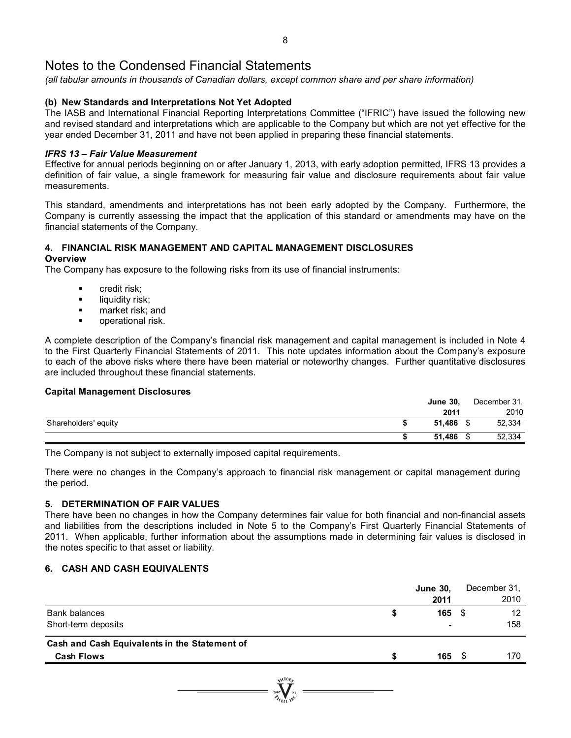# Notes to the Condensed Financial Statements

*(all tabular amounts in thousands of Canadian dollars, except common share and per share information)*

### (b) New Standards and Interpretations Not Yet Adopted

The IASB and International Financial Reporting Interpretations Committee ("IFRIC") have issued the following new and revised standard and interpretations which are applicable to the Company but which are not yet effective for the year ended December 31, 2011 and have not been applied in preparing these financial statements.

***IFRS 13 – Fair Value Measurement***

Effective for annual periods beginning on or after January 1, 2013, with early adoption permitted, IFRS 13 provides a definition of fair value, a single framework for measuring fair value and disclosure requirements about fair value measurements.

This standard, amendments and interpretations has not been early adopted by the Company. Furthermore, the Company is currently assessing the impact that the application of this standard or amendments may have on the financial statements of the Company.

## 4. FINANCIAL RISK MANAGEMENT AND CAPITAL MANAGEMENT DISCLOSURES

**Overview**

The Company has exposure to the following risks from its use of financial instruments:

- credit risk;
- liquidity risk;
- market risk; and
- operational risk.

A complete description of the Company's financial risk management and capital management is included in Note 4 to the First Quarterly Financial Statements of 2011. This note updates information about the Company's exposure to each of the above risks where there have been material or noteworthy changes. Further quantitative disclosures are included throughout these financial statements.

**Capital Management Disclosures**

| | **June 30, 2011** | December 31, 2010 |
|---|---|---|
| Shareholders' equity | **$ 51,486** | $ 52,334 |
| | **$ 51,486** | $ 52,334 |

The Company is not subject to externally imposed capital requirements.

There were no changes in the Company's approach to financial risk management or capital management during the period.

## 5. DETERMINATION OF FAIR VALUES

There have been no changes in how the Company determines fair value for both financial and non-financial assets and liabilities from the descriptions included in Note 5 to the Company's First Quarterly Financial Statements of 2011. When applicable, further information about the assumptions made in determining fair values is disclosed in the notes specific to that asset or liability.

## 6. CASH AND CASH EQUIVALENTS

| | **June 30, 2011** | December 31, 2010 |
|---|---|---|
| Bank balances | **$ 165** | $ 12 |
| Short-term deposits | **-** | 158 |
| **Cash and Cash Equivalents in the Statement of Cash Flows** | **$ 165** | $ 170 |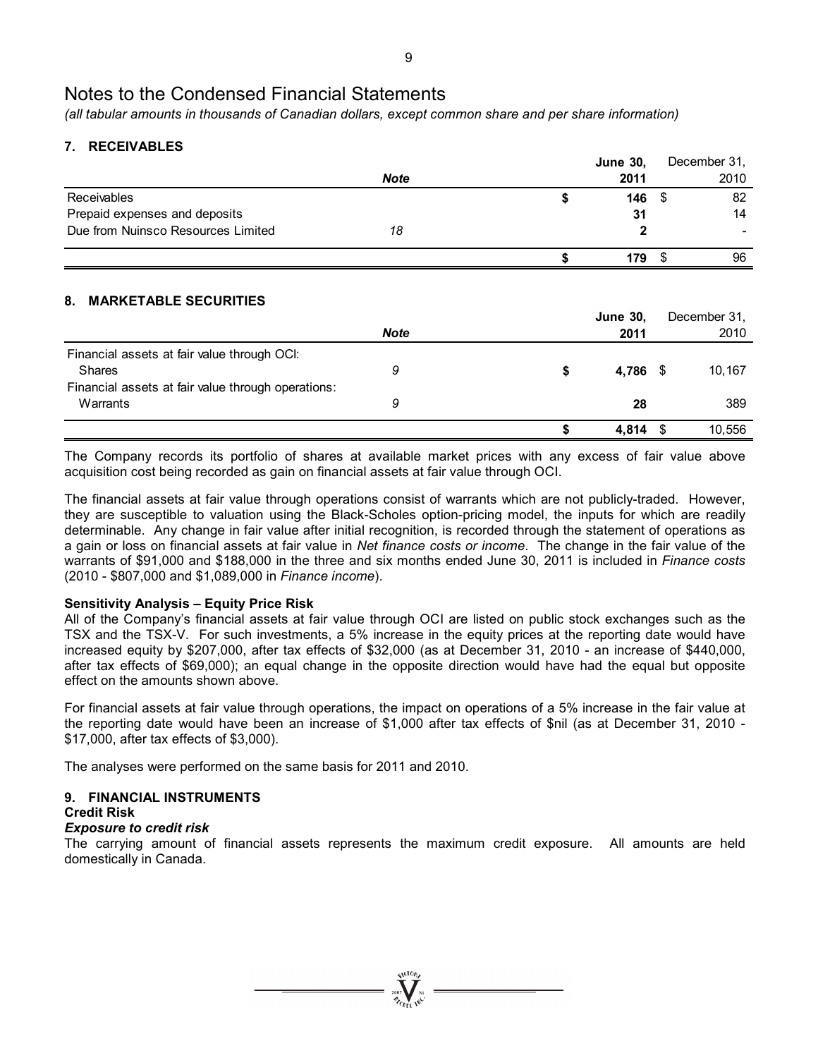# Notes to the Condensed Financial Statements

*(all tabular amounts in thousands of Canadian dollars, except common share and per share information)*

## 7. RECEIVABLES

| | *Note* | **June 30, 2011** | December 31, 2010 |
|---|---|---|---|
| Receivables | | **$ 146** | $ 82 |
| Prepaid expenses and deposits | | **31** | 14 |
| Due from Nuinsco Resources Limited | *18* | **2** | - |
| | | **$ 179** | $ 96 |

## 8. MARKETABLE SECURITIES

| | *Note* | **June 30, 2011** | December 31, 2010 |
|---|---|---|---|
| Financial assets at fair value through OCI: | | | |
| Shares | *9* | **$ 4,786** | $ 10,167 |
| Financial assets at fair value through operations: | | | |
| Warrants | *9* | **28** | 389 |
| | | **$ 4,814** | $ 10,556 |

The Company records its portfolio of shares at available market prices with any excess of fair value above acquisition cost being recorded as gain on financial assets at fair value through OCI.

The financial assets at fair value through operations consist of warrants which are not publicly-traded. However, they are susceptible to valuation using the Black-Scholes option-pricing model, the inputs for which are readily determinable. Any change in fair value after initial recognition, is recorded through the statement of operations as a gain or loss on financial assets at fair value in *Net finance costs or income*. The change in the fair value of the warrants of $91,000 and $188,000 in the three and six months ended June 30, 2011 is included in *Finance costs* (2010 - $807,000 and $1,089,000 in *Finance income*).

**Sensitivity Analysis – Equity Price Risk**

All of the Company's financial assets at fair value through OCI are listed on public stock exchanges such as the TSX and the TSX-V. For such investments, a 5% increase in the equity prices at the reporting date would have increased equity by $207,000, after tax effects of $32,000 (as at December 31, 2010 - an increase of $440,000, after tax effects of $69,000); an equal change in the opposite direction would have had the equal but opposite effect on the amounts shown above.

For financial assets at fair value through operations, the impact on operations of a 5% increase in the fair value at the reporting date would have been an increase of $1,000 after tax effects of $nil (as at December 31, 2010 - $17,000, after tax effects of $3,000).

The analyses were performed on the same basis for 2011 and 2010.

## 9. FINANCIAL INSTRUMENTS

**Credit Risk**

***Exposure to credit risk***

The carrying amount of financial assets represents the maximum credit exposure. All amounts are held domestically in Canada.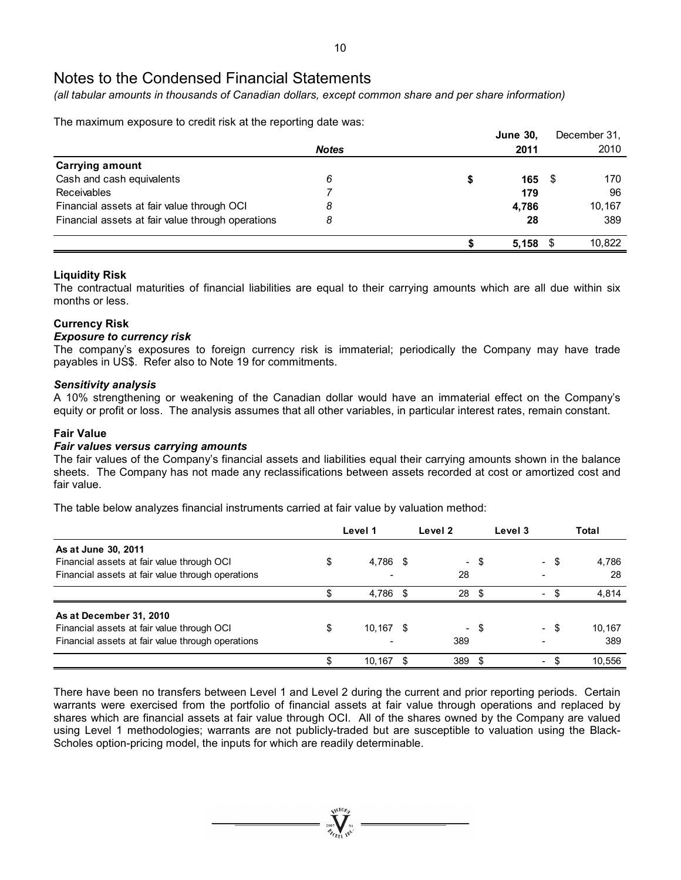# Notes to the Condensed Financial Statements

*(all tabular amounts in thousands of Canadian dollars, except common share and per share information)*

The maximum exposure to credit risk at the reporting date was:

| | *Notes* | **June 30, 2011** | December 31, 2010 |
|---|---|---|---|
| **Carrying amount** | | | |
| Cash and cash equivalents | *6* | **$ 165** | $ 170 |
| Receivables | *7* | **179** | 96 |
| Financial assets at fair value through OCI | *8* | **4,786** | 10,167 |
| Financial assets at fair value through operations | *8* | **28** | 389 |
| | | **$ 5,158** | $ 10,822 |

**Liquidity Risk**

The contractual maturities of financial liabilities are equal to their carrying amounts which are all due within six months or less.

**Currency Risk**

***Exposure to currency risk***

The company's exposures to foreign currency risk is immaterial; periodically the Company may have trade payables in US$. Refer also to Note 19 for commitments.

***Sensitivity analysis***

A 10% strengthening or weakening of the Canadian dollar would have an immaterial effect on the Company's equity or profit or loss. The analysis assumes that all other variables, in particular interest rates, remain constant.

**Fair Value**

***Fair values versus carrying amounts***

The fair values of the Company's financial assets and liabilities equal their carrying amounts shown in the balance sheets. The Company has not made any reclassifications between assets recorded at cost or amortized cost and fair value.

The table below analyzes financial instruments carried at fair value by valuation method:

| | Level 1 | Level 2 | Level 3 | Total |
|---|---|---|---|---|
| **As at June 30, 2011** | | | | |
| Financial assets at fair value through OCI | $ 4,786 | $ - | $ - | $ 4,786 |
| Financial assets at fair value through operations | - | 28 | - | 28 |
| | $ 4,786 | $ 28 | $ - | $ 4,814 |
| **As at December 31, 2010** | | | | |
| Financial assets at fair value through OCI | $ 10,167 | $ - | $ - | $ 10,167 |
| Financial assets at fair value through operations | - | 389 | - | 389 |
| | $ 10,167 | $ 389 | $ - | $ 10,556 |

There have been no transfers between Level 1 and Level 2 during the current and prior reporting periods. Certain warrants were exercised from the portfolio of financial assets at fair value through operations and replaced by shares which are financial assets at fair value through OCI. All of the shares owned by the Company are valued using Level 1 methodologies; warrants are not publicly-traded but are susceptible to valuation using the Black-Scholes option-pricing model, the inputs for which are readily determinable.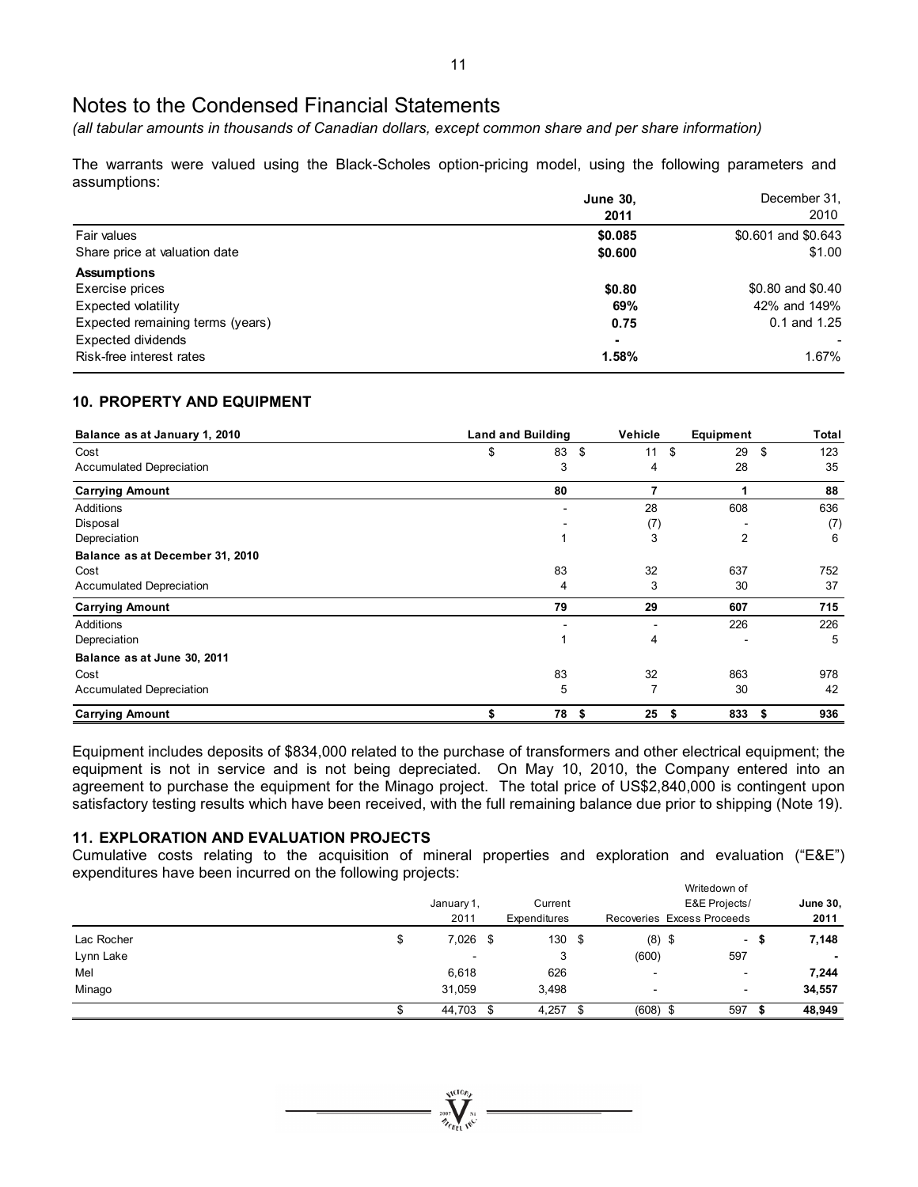# Notes to the Condensed Financial Statements

*(all tabular amounts in thousands of Canadian dollars, except common share and per share information)*

The warrants were valued using the Black-Scholes option-pricing model, using the following parameters and assumptions:

| | **June 30, 2011** | December 31, 2010 |
|---|---|---|
| Fair values | **$0.085** | $0.601 and $0.643 |
| Share price at valuation date | **$0.600** | $1.00 |
| **Assumptions** | | |
| Exercise prices | **$0.80** | $0.80 and $0.40 |
| Expected volatility | **69%** | 42% and 149% |
| Expected remaining terms (years) | **0.75** | 0.1 and 1.25 |
| Expected dividends | **-** | - |
| Risk-free interest rates | **1.58%** | 1.67% |

## 10. PROPERTY AND EQUIPMENT

| **Balance as at January 1, 2010** | **Land and Building** | **Vehicle** | **Equipment** | **Total** |
|---|---|---|---|---|
| Cost | $ 83 | $ 11 | $ 29 | $ 123 |
| Accumulated Depreciation | 3 | 4 | 28 | 35 |
| **Carrying Amount** | **80** | **7** | **1** | **88** |
| Additions | - | 28 | 608 | 636 |
| Disposal | - | (7) | - | (7) |
| Depreciation | 1 | 3 | 2 | 6 |
| **Balance as at December 31, 2010** | | | | |
| Cost | 83 | 32 | 637 | 752 |
| Accumulated Depreciation | 4 | 3 | 30 | 37 |
| **Carrying Amount** | **79** | **29** | **607** | **715** |
| Additions | - | - | 226 | 226 |
| Depreciation | 1 | 4 | - | 5 |
| **Balance as at June 30, 2011** | | | | |
| Cost | 83 | 32 | 863 | 978 |
| Accumulated Depreciation | 5 | 7 | 30 | 42 |
| **Carrying Amount** | **$ 78** | **$ 25** | **$ 833** | **$ 936** |

Equipment includes deposits of $834,000 related to the purchase of transformers and other electrical equipment; the equipment is not in service and is not being depreciated. On May 10, 2010, the Company entered into an agreement to purchase the equipment for the Minago project. The total price of US$2,840,000 is contingent upon satisfactory testing results which have been received, with the full remaining balance due prior to shipping (Note 19).

## 11. EXPLORATION AND EVALUATION PROJECTS

Cumulative costs relating to the acquisition of mineral properties and exploration and evaluation ("E&E") expenditures have been incurred on the following projects:

| | January 1, 2011 | Current Expenditures | Recoveries | Writedown of E&E Projects/ Excess Proceeds | **June 30, 2011** |
|---|---|---|---|---|---|
| Lac Rocher | $ 7,026 | $ 130 | $ (8) | $ - | **$ 7,148** |
| Lynn Lake | - | 3 | (600) | 597 | **-** |
| Mel | 6,618 | 626 | - | - | **7,244** |
| Minago | 31,059 | 3,498 | - | - | **34,557** |
| | $ 44,703 | $ 4,257 | $ (608) | $ 597 | **$ 48,949** |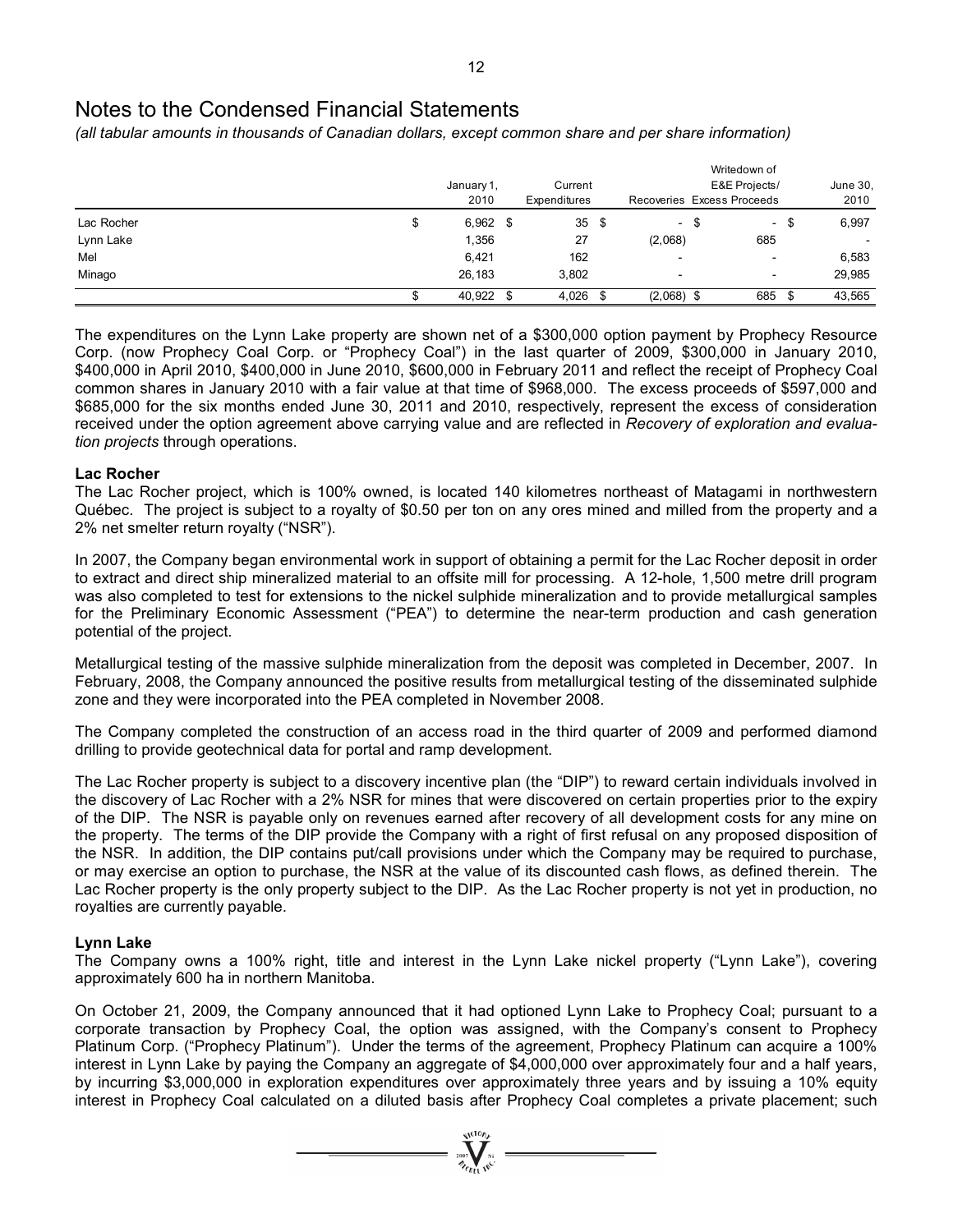# Notes to the Condensed Financial Statements

*(all tabular amounts in thousands of Canadian dollars, except common share and per share information)*

| | January 1, 2010 | Current Expenditures | Recoveries | Writedown of E&E Projects/ Excess Proceeds | June 30, 2010 |
|---|---|---|---|---|---|
| Lac Rocher | $ 6,962 | $ 35 | $ - | $ - | $ 6,997 |
| Lynn Lake | 1,356 | 27 | (2,068) | 685 | - |
| Mel | 6,421 | 162 | - | - | 6,583 |
| Minago | 26,183 | 3,802 | - | - | 29,985 |
| | $ 40,922 | $ 4,026 | $ (2,068) | $ 685 | $ 43,565 |

The expenditures on the Lynn Lake property are shown net of a $300,000 option payment by Prophecy Resource Corp. (now Prophecy Coal Corp. or "Prophecy Coal") in the last quarter of 2009, $300,000 in January 2010, $400,000 in April 2010, $400,000 in June 2010, $600,000 in February 2011 and reflect the receipt of Prophecy Coal common shares in January 2010 with a fair value at that time of $968,000. The excess proceeds of $597,000 and $685,000 for the six months ended June 30, 2011 and 2010, respectively, represent the excess of consideration received under the option agreement above carrying value and are reflected in *Recovery of exploration and evaluation projects* through operations.

**Lac Rocher**

The Lac Rocher project, which is 100% owned, is located 140 kilometres northeast of Matagami in northwestern Québec. The project is subject to a royalty of $0.50 per ton on any ores mined and milled from the property and a 2% net smelter return royalty ("NSR").

In 2007, the Company began environmental work in support of obtaining a permit for the Lac Rocher deposit in order to extract and direct ship mineralized material to an offsite mill for processing. A 12-hole, 1,500 metre drill program was also completed to test for extensions to the nickel sulphide mineralization and to provide metallurgical samples for the Preliminary Economic Assessment ("PEA") to determine the near-term production and cash generation potential of the project.

Metallurgical testing of the massive sulphide mineralization from the deposit was completed in December, 2007. In February, 2008, the Company announced the positive results from metallurgical testing of the disseminated sulphide zone and they were incorporated into the PEA completed in November 2008.

The Company completed the construction of an access road in the third quarter of 2009 and performed diamond drilling to provide geotechnical data for portal and ramp development.

The Lac Rocher property is subject to a discovery incentive plan (the "DIP") to reward certain individuals involved in the discovery of Lac Rocher with a 2% NSR for mines that were discovered on certain properties prior to the expiry of the DIP. The NSR is payable only on revenues earned after recovery of all development costs for any mine on the property. The terms of the DIP provide the Company with a right of first refusal on any proposed disposition of the NSR. In addition, the DIP contains put/call provisions under which the Company may be required to purchase, or may exercise an option to purchase, the NSR at the value of its discounted cash flows, as defined therein. The Lac Rocher property is the only property subject to the DIP. As the Lac Rocher property is not yet in production, no royalties are currently payable.

**Lynn Lake**

The Company owns a 100% right, title and interest in the Lynn Lake nickel property ("Lynn Lake"), covering approximately 600 ha in northern Manitoba.

On October 21, 2009, the Company announced that it had optioned Lynn Lake to Prophecy Coal; pursuant to a corporate transaction by Prophecy Coal, the option was assigned, with the Company's consent to Prophecy Platinum Corp. ("Prophecy Platinum"). Under the terms of the agreement, Prophecy Platinum can acquire a 100% interest in Lynn Lake by paying the Company an aggregate of $4,000,000 over approximately four and a half years, by incurring $3,000,000 in exploration expenditures over approximately three years and by issuing a 10% equity interest in Prophecy Coal calculated on a diluted basis after Prophecy Coal completes a private placement; such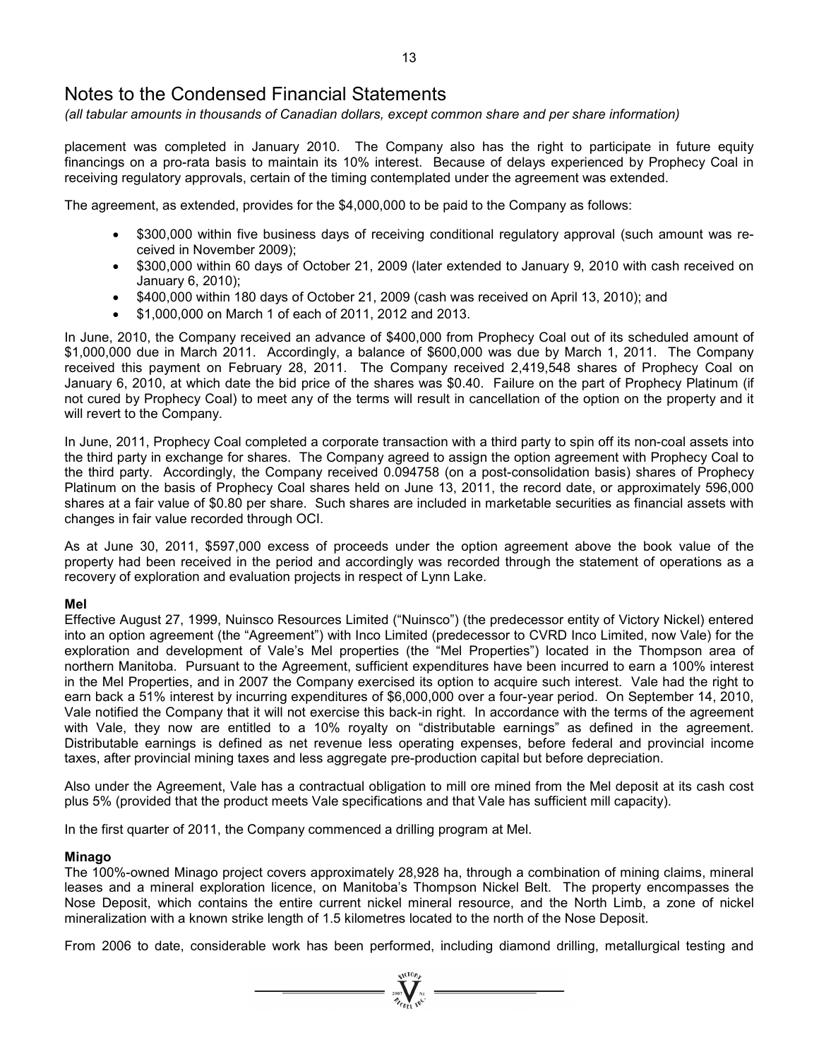# Notes to the Condensed Financial Statements

*(all tabular amounts in thousands of Canadian dollars, except common share and per share information)*

placement was completed in January 2010. The Company also has the right to participate in future equity financings on a pro-rata basis to maintain its 10% interest. Because of delays experienced by Prophecy Coal in receiving regulatory approvals, certain of the timing contemplated under the agreement was extended.

The agreement, as extended, provides for the $4,000,000 to be paid to the Company as follows:

- $300,000 within five business days of receiving conditional regulatory approval (such amount was re-ceived in November 2009);
- $300,000 within 60 days of October 21, 2009 (later extended to January 9, 2010 with cash received on January 6, 2010);
- $400,000 within 180 days of October 21, 2009 (cash was received on April 13, 2010); and
- $1,000,000 on March 1 of each of 2011, 2012 and 2013.

In June, 2010, the Company received an advance of $400,000 from Prophecy Coal out of its scheduled amount of $1,000,000 due in March 2011. Accordingly, a balance of $600,000 was due by March 1, 2011. The Company received this payment on February 28, 2011. The Company received 2,419,548 shares of Prophecy Coal on January 6, 2010, at which date the bid price of the shares was $0.40. Failure on the part of Prophecy Platinum (if not cured by Prophecy Coal) to meet any of the terms will result in cancellation of the option on the property and it will revert to the Company.

In June, 2011, Prophecy Coal completed a corporate transaction with a third party to spin off its non-coal assets into the third party in exchange for shares. The Company agreed to assign the option agreement with Prophecy Coal to the third party. Accordingly, the Company received 0.094758 (on a post-consolidation basis) shares of Prophecy Platinum on the basis of Prophecy Coal shares held on June 13, 2011, the record date, or approximately 596,000 shares at a fair value of $0.80 per share. Such shares are included in marketable securities as financial assets with changes in fair value recorded through OCI.

As at June 30, 2011, $597,000 excess of proceeds under the option agreement above the book value of the property had been received in the period and accordingly was recorded through the statement of operations as a recovery of exploration and evaluation projects in respect of Lynn Lake.

**Mel**

Effective August 27, 1999, Nuinsco Resources Limited ("Nuinsco") (the predecessor entity of Victory Nickel) entered into an option agreement (the "Agreement") with Inco Limited (predecessor to CVRD Inco Limited, now Vale) for the exploration and development of Vale's Mel properties (the "Mel Properties") located in the Thompson area of northern Manitoba. Pursuant to the Agreement, sufficient expenditures have been incurred to earn a 100% interest in the Mel Properties, and in 2007 the Company exercised its option to acquire such interest. Vale had the right to earn back a 51% interest by incurring expenditures of $6,000,000 over a four-year period. On September 14, 2010, Vale notified the Company that it will not exercise this back-in right. In accordance with the terms of the agreement with Vale, they now are entitled to a 10% royalty on "distributable earnings" as defined in the agreement. Distributable earnings is defined as net revenue less operating expenses, before federal and provincial income taxes, after provincial mining taxes and less aggregate pre-production capital but before depreciation.

Also under the Agreement, Vale has a contractual obligation to mill ore mined from the Mel deposit at its cash cost plus 5% (provided that the product meets Vale specifications and that Vale has sufficient mill capacity).

In the first quarter of 2011, the Company commenced a drilling program at Mel.

**Minago**

The 100%-owned Minago project covers approximately 28,928 ha, through a combination of mining claims, mineral leases and a mineral exploration licence, on Manitoba's Thompson Nickel Belt. The property encompasses the Nose Deposit, which contains the entire current nickel mineral resource, and the North Limb, a zone of nickel mineralization with a known strike length of 1.5 kilometres located to the north of the Nose Deposit.

From 2006 to date, considerable work has been performed, including diamond drilling, metallurgical testing and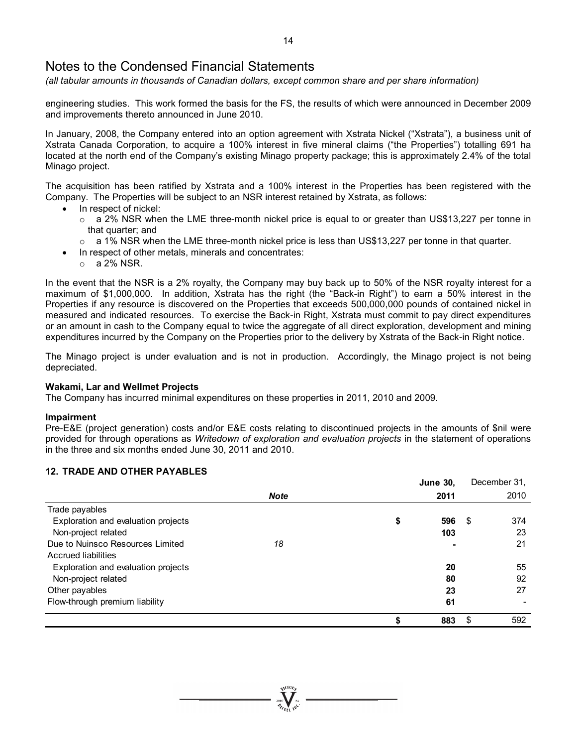# Notes to the Condensed Financial Statements

*(all tabular amounts in thousands of Canadian dollars, except common share and per share information)*

engineering studies. This work formed the basis for the FS, the results of which were announced in December 2009 and improvements thereto announced in June 2010.

In January, 2008, the Company entered into an option agreement with Xstrata Nickel ("Xstrata"), a business unit of Xstrata Canada Corporation, to acquire a 100% interest in five mineral claims ("the Properties") totalling 691 ha located at the north end of the Company's existing Minago property package; this is approximately 2.4% of the total Minago project.

The acquisition has been ratified by Xstrata and a 100% interest in the Properties has been registered with the Company. The Properties will be subject to an NSR interest retained by Xstrata, as follows:

- In respect of nickel:
  - a 2% NSR when the LME three-month nickel price is equal to or greater than US$13,227 per tonne in that quarter; and
  - a 1% NSR when the LME three-month nickel price is less than US$13,227 per tonne in that quarter.
- In respect of other metals, minerals and concentrates:
  - a 2% NSR.

In the event that the NSR is a 2% royalty, the Company may buy back up to 50% of the NSR royalty interest for a maximum of $1,000,000. In addition, Xstrata has the right (the "Back-in Right") to earn a 50% interest in the Properties if any resource is discovered on the Properties that exceeds 500,000,000 pounds of contained nickel in measured and indicated resources. To exercise the Back-in Right, Xstrata must commit to pay direct expenditures or an amount in cash to the Company equal to twice the aggregate of all direct exploration, development and mining expenditures incurred by the Company on the Properties prior to the delivery by Xstrata of the Back-in Right notice.

The Minago project is under evaluation and is not in production. Accordingly, the Minago project is not being depreciated.

**Wakami, Lar and Wellmet Projects**

The Company has incurred minimal expenditures on these properties in 2011, 2010 and 2009.

**Impairment**

Pre-E&E (project generation) costs and/or E&E costs relating to discontinued projects in the amounts of $nil were provided for through operations as *Writedown of exploration and evaluation projects* in the statement of operations in the three and six months ended June 30, 2011 and 2010.

## 12. TRADE AND OTHER PAYABLES

| | *Note* | **June 30, 2011** | December 31, 2010 |
|---|---|---|---|
| Trade payables | | | |
| Exploration and evaluation projects | | **$ 596** | $ 374 |
| Non-project related | | **103** | 23 |
| Due to Nuinsco Resources Limited | *18* | **-** | 21 |
| Accrued liabilities | | | |
| Exploration and evaluation projects | | **20** | 55 |
| Non-project related | | **80** | 92 |
| Other payables | | **23** | 27 |
| Flow-through premium liability | | **61** | - |
| | | **$ 883** | $ 592 |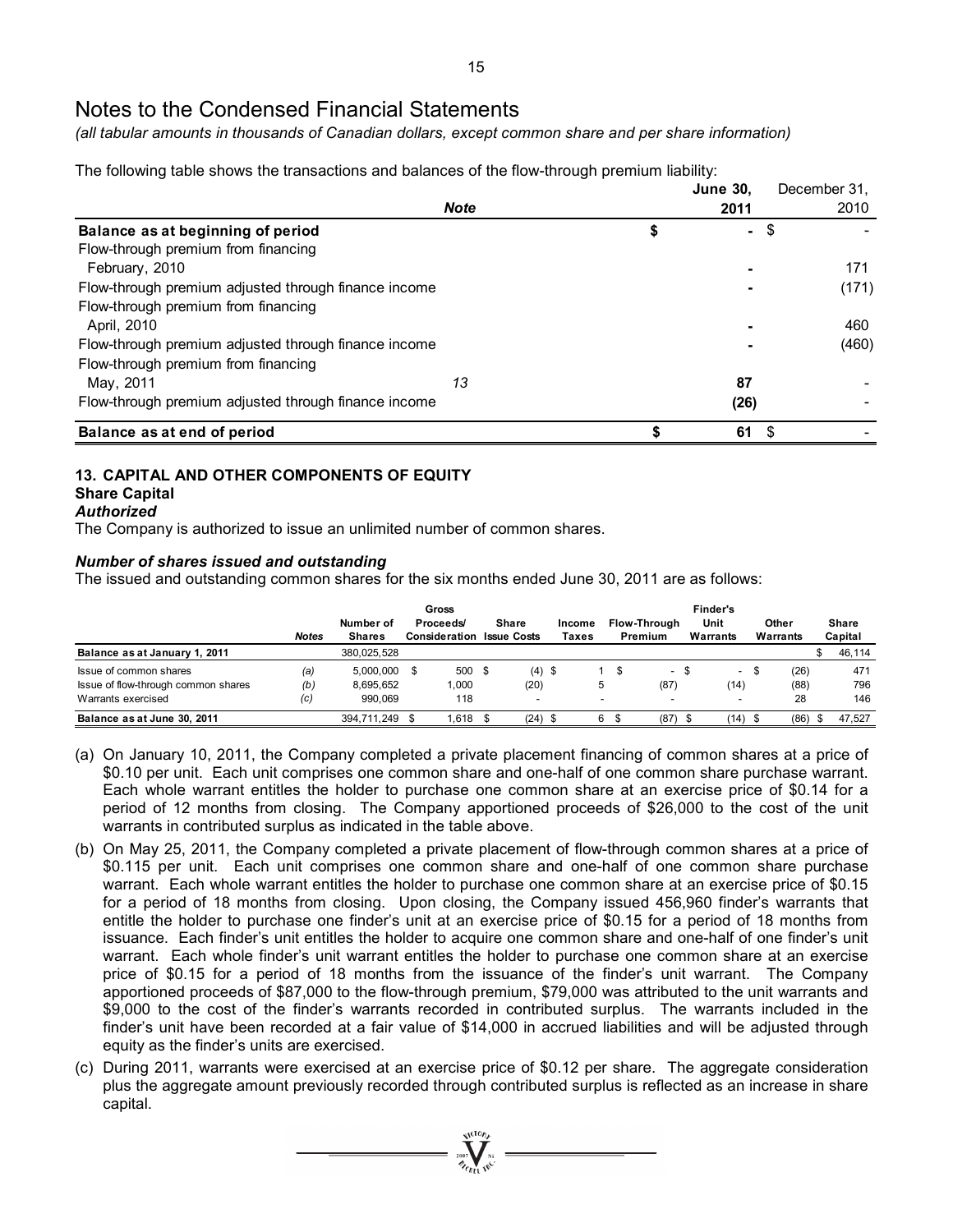# Notes to the Condensed Financial Statements

*(all tabular amounts in thousands of Canadian dollars, except common share and per share information)*

The following table shows the transactions and balances of the flow-through premium liability:

| | Note | June 30, 2011 | December 31, 2010 |
|---|---|---|---|
| **Balance as at beginning of period** | | **$ -** | $ - |
| Flow-through premium from financing February, 2010 | | **-** | 171 |
| Flow-through premium adjusted through finance income | | **-** | (171) |
| Flow-through premium from financing April, 2010 | | **-** | 460 |
| Flow-through premium adjusted through finance income | | **-** | (460) |
| Flow-through premium from financing May, 2011 | 13 | **87** | - |
| Flow-through premium adjusted through finance income | | **(26)** | - |
| **Balance as at end of period** | | **$ 61** | $ - |

## 13. CAPITAL AND OTHER COMPONENTS OF EQUITY

### Share Capital

***Authorized***

The Company is authorized to issue an unlimited number of common shares.

***Number of shares issued and outstanding***

The issued and outstanding common shares for the six months ended June 30, 2011 are as follows:

| | Notes | Number of Shares | Gross Proceeds/ Consideration | Share Issue Costs | Income Taxes | Flow-Through Premium | Finder's Unit Warrants | Other Warrants | Share Capital |
|---|---|---|---|---|---|---|---|---|---|
| **Balance as at January 1, 2011** | | 380,025,528 | | | | | | | $ 46,114 |
| Issue of common shares | (a) | 5,000,000 | $ 500 | $ (4) | $ 1 | $ - | $ - | $ (26) | 471 |
| Issue of flow-through common shares | (b) | 8,695,652 | 1,000 | (20) | 5 | (87) | (14) | (88) | 796 |
| Warrants exercised | (c) | 990,069 | 118 | - | - | - | - | 28 | 146 |
| **Balance as at June 30, 2011** | | 394,711,249 | $ 1,618 | $ (24) | $ 6 | $ (87) | $ (14) | $ (86) | $ 47,527 |

(a) On January 10, 2011, the Company completed a private placement financing of common shares at a price of \$0.10 per unit. Each unit comprises one common share and one-half of one common share purchase warrant. Each whole warrant entitles the holder to purchase one common share at an exercise price of \$0.14 for a period of 12 months from closing. The Company apportioned proceeds of \$26,000 to the cost of the unit warrants in contributed surplus as indicated in the table above.

(b) On May 25, 2011, the Company completed a private placement of flow-through common shares at a price of \$0.115 per unit. Each unit comprises one common share and one-half of one common share purchase warrant. Each whole warrant entitles the holder to purchase one common share at an exercise price of \$0.15 for a period of 18 months from closing. Upon closing, the Company issued 456,960 finder's warrants that entitle the holder to purchase one finder's unit at an exercise price of \$0.15 for a period of 18 months from issuance. Each finder's unit entitles the holder to acquire one common share and one-half of one finder's unit warrant. Each whole finder's unit warrant entitles the holder to purchase one common share at an exercise price of \$0.15 for a period of 18 months from the issuance of the finder's unit warrant. The Company apportioned proceeds of \$87,000 to the flow-through premium, \$79,000 was attributed to the unit warrants and \$9,000 to the cost of the finder's warrants recorded in contributed surplus. The warrants included in the finder's unit have been recorded at a fair value of \$14,000 in accrued liabilities and will be adjusted through equity as the finder's units are exercised.

(c) During 2011, warrants were exercised at an exercise price of \$0.12 per share. The aggregate consideration plus the aggregate amount previously recorded through contributed surplus is reflected as an increase in share capital.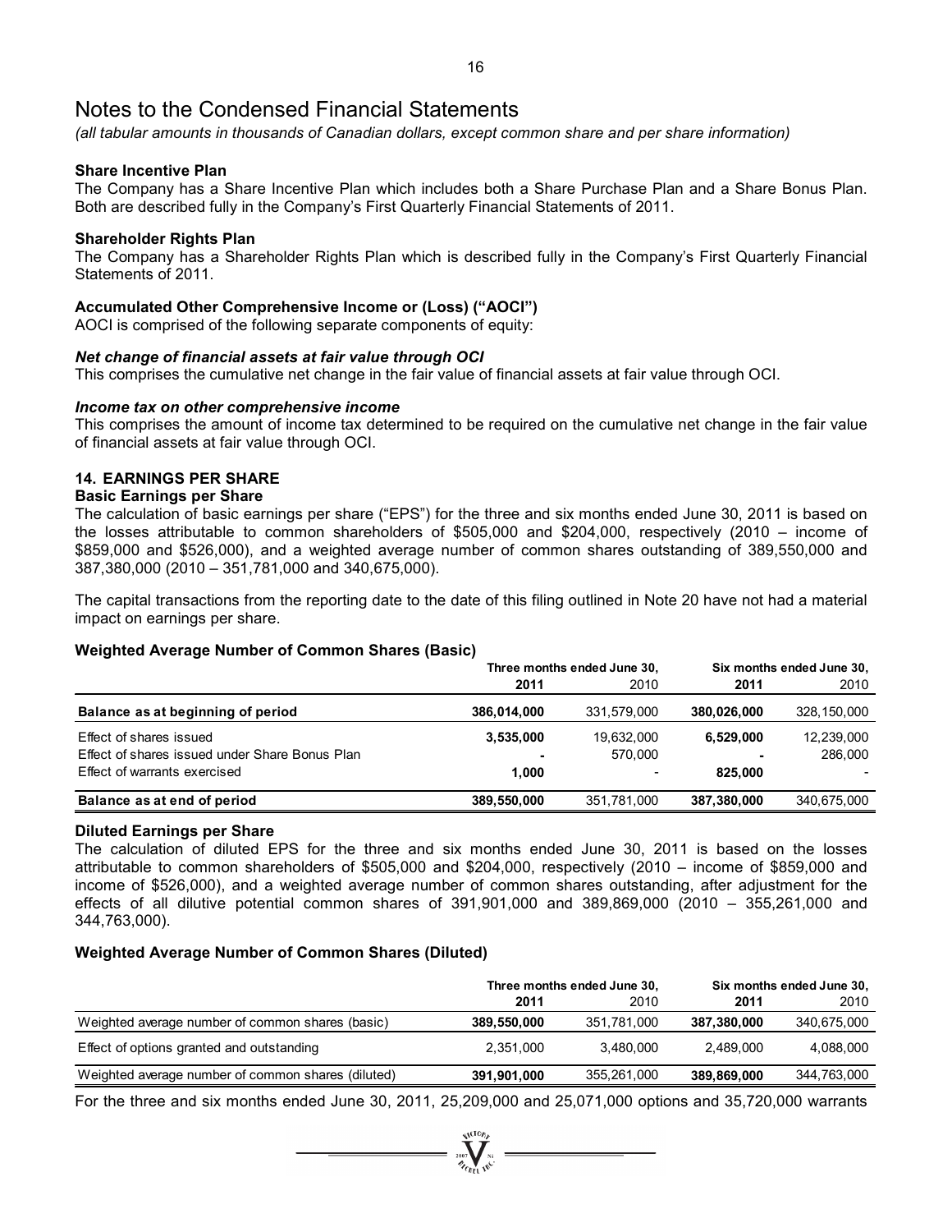# Notes to the Condensed Financial Statements

*(all tabular amounts in thousands of Canadian dollars, except common share and per share information)*

**Share Incentive Plan**

The Company has a Share Incentive Plan which includes both a Share Purchase Plan and a Share Bonus Plan. Both are described fully in the Company's First Quarterly Financial Statements of 2011.

**Shareholder Rights Plan**

The Company has a Shareholder Rights Plan which is described fully in the Company's First Quarterly Financial Statements of 2011.

**Accumulated Other Comprehensive Income or (Loss) ("AOCI")**

AOCI is comprised of the following separate components of equity:

***Net change of financial assets at fair value through OCI***

This comprises the cumulative net change in the fair value of financial assets at fair value through OCI.

***Income tax on other comprehensive income***

This comprises the amount of income tax determined to be required on the cumulative net change in the fair value of financial assets at fair value through OCI.

## 14. EARNINGS PER SHARE

**Basic Earnings per Share**

The calculation of basic earnings per share ("EPS") for the three and six months ended June 30, 2011 is based on the losses attributable to common shareholders of $505,000 and $204,000, respectively (2010 – income of $859,000 and $526,000), and a weighted average number of common shares outstanding of 389,550,000 and 387,380,000 (2010 – 351,781,000 and 340,675,000).

The capital transactions from the reporting date to the date of this filing outlined in Note 20 have not had a material impact on earnings per share.

**Weighted Average Number of Common Shares (Basic)**

| | Three months ended June 30, | | Six months ended June 30, | |
|---|---|---|---|---|
| | **2011** | 2010 | **2011** | 2010 |
| **Balance as at beginning of period** | **386,014,000** | 331,579,000 | **380,026,000** | 328,150,000 |
| Effect of shares issued | **3,535,000** | 19,632,000 | **6,529,000** | 12,239,000 |
| Effect of shares issued under Share Bonus Plan | **-** | 570,000 | **-** | 286,000 |
| Effect of warrants exercised | **1,000** | - | **825,000** | - |
| **Balance as at end of period** | **389,550,000** | 351,781,000 | **387,380,000** | 340,675,000 |

**Diluted Earnings per Share**

The calculation of diluted EPS for the three and six months ended June 30, 2011 is based on the losses attributable to common shareholders of $505,000 and $204,000, respectively (2010 – income of $859,000 and income of $526,000), and a weighted average number of common shares outstanding, after adjustment for the effects of all dilutive potential common shares of 391,901,000 and 389,869,000 (2010 – 355,261,000 and 344,763,000).

**Weighted Average Number of Common Shares (Diluted)**

| | Three months ended June 30, | | Six months ended June 30, | |
|---|---|---|---|---|
| | **2011** | 2010 | **2011** | 2010 |
| Weighted average number of common shares (basic) | **389,550,000** | 351,781,000 | **387,380,000** | 340,675,000 |
| Effect of options granted and outstanding | 2,351,000 | 3,480,000 | 2,489,000 | 4,088,000 |
| Weighted average number of common shares (diluted) | **391,901,000** | 355,261,000 | **389,869,000** | 344,763,000 |

For the three and six months ended June 30, 2011, 25,209,000 and 25,071,000 options and 35,720,000 warrants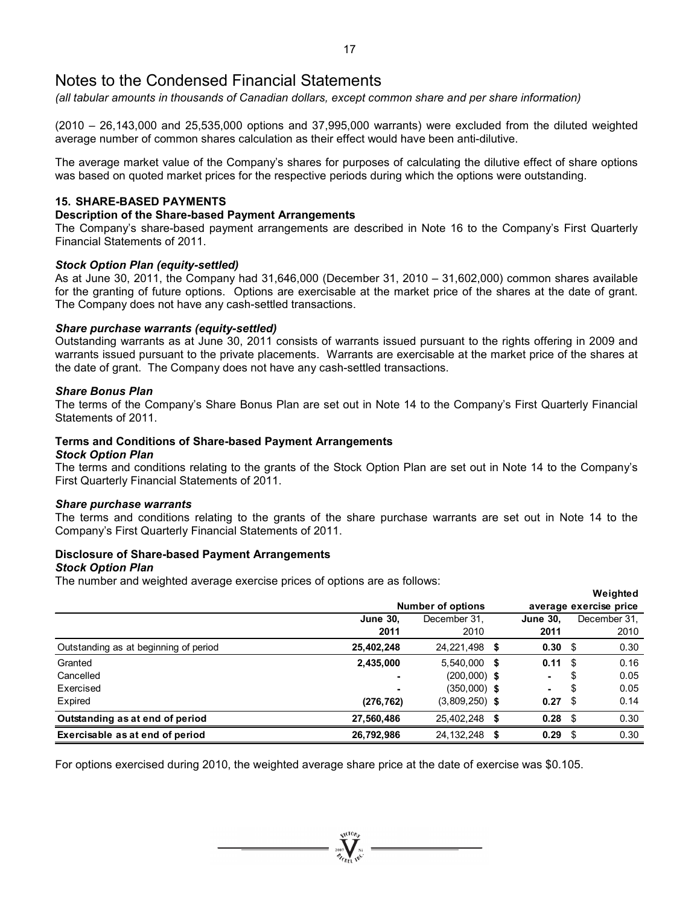# Notes to the Condensed Financial Statements

*(all tabular amounts in thousands of Canadian dollars, except common share and per share information)*

(2010 – 26,143,000 and 25,535,000 options and 37,995,000 warrants) were excluded from the diluted weighted average number of common shares calculation as their effect would have been anti-dilutive.

The average market value of the Company's shares for purposes of calculating the dilutive effect of share options was based on quoted market prices for the respective periods during which the options were outstanding.

## 15. SHARE-BASED PAYMENTS

### Description of the Share-based Payment Arrangements

The Company's share-based payment arrangements are described in Note 16 to the Company's First Quarterly Financial Statements of 2011.

***Stock Option Plan (equity-settled)***

As at June 30, 2011, the Company had 31,646,000 (December 31, 2010 – 31,602,000) common shares available for the granting of future options. Options are exercisable at the market price of the shares at the date of grant. The Company does not have any cash-settled transactions.

***Share purchase warrants (equity-settled)***

Outstanding warrants as at June 30, 2011 consists of warrants issued pursuant to the rights offering in 2009 and warrants issued pursuant to the private placements. Warrants are exercisable at the market price of the shares at the date of grant. The Company does not have any cash-settled transactions.

***Share Bonus Plan***

The terms of the Company's Share Bonus Plan are set out in Note 14 to the Company's First Quarterly Financial Statements of 2011.

### Terms and Conditions of Share-based Payment Arrangements

***Stock Option Plan***

The terms and conditions relating to the grants of the Stock Option Plan are set out in Note 14 to the Company's First Quarterly Financial Statements of 2011.

***Share purchase warrants***

The terms and conditions relating to the grants of the share purchase warrants are set out in Note 14 to the Company's First Quarterly Financial Statements of 2011.

### Disclosure of Share-based Payment Arrangements

***Stock Option Plan***

The number and weighted average exercise prices of options are as follows:

| | Number of options | | Weighted average exercise price | |
|---|---|---|---|---|
| | **June 30, 2011** | December 31, 2010 | **June 30, 2011** | December 31, 2010 |
| Outstanding as at beginning of period | **25,402,248** | 24,221,498 | **$ 0.30** | $ 0.30 |
| Granted | **2,435,000** | 5,540,000 | **$ 0.11** | $ 0.16 |
| Cancelled | **-** | (200,000) | **$ -** | $ 0.05 |
| Exercised | **-** | (350,000) | **$ -** | $ 0.05 |
| Expired | **(276,762)** | (3,809,250) | **$ 0.27** | $ 0.14 |
| **Outstanding as at end of period** | **27,560,486** | 25,402,248 | **$ 0.28** | $ 0.30 |
| **Exercisable as at end of period** | **26,792,986** | 24,132,248 | **$ 0.29** | $ 0.30 |

For options exercised during 2010, the weighted average share price at the date of exercise was $0.105.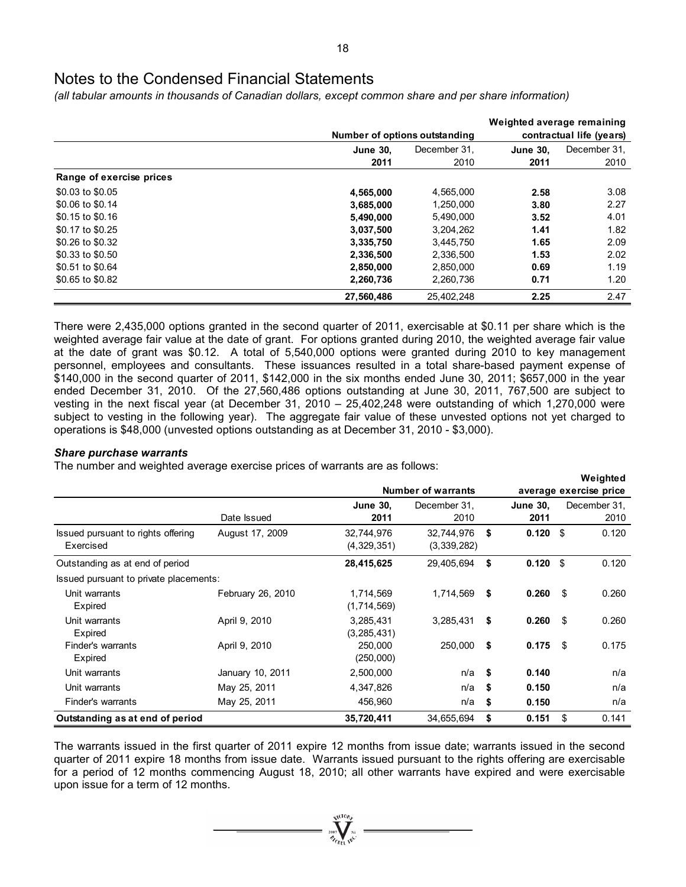# Notes to the Condensed Financial Statements

*(all tabular amounts in thousands of Canadian dollars, except common share and per share information)*

| | Number of options outstanding | | Weighted average remaining contractual life (years) | |
|---|---|---|---|---|
| | **June 30, 2011** | December 31, 2010 | **June 30, 2011** | December 31, 2010 |
| **Range of exercise prices** | | | | |
| $0.03 to $0.05 | **4,565,000** | 4,565,000 | **2.58** | 3.08 |
| $0.06 to $0.14 | **3,685,000** | 1,250,000 | **3.80** | 2.27 |
| $0.15 to $0.16 | **5,490,000** | 5,490,000 | **3.52** | 4.01 |
| $0.17 to $0.25 | **3,037,500** | 3,204,262 | **1.41** | 1.82 |
| $0.26 to $0.32 | **3,335,750** | 3,445,750 | **1.65** | 2.09 |
| $0.33 to $0.50 | **2,336,500** | 2,336,500 | **1.53** | 2.02 |
| $0.51 to $0.64 | **2,850,000** | 2,850,000 | **0.69** | 1.19 |
| $0.65 to $0.82 | **2,260,736** | 2,260,736 | **0.71** | 1.20 |
| | **27,560,486** | 25,402,248 | **2.25** | 2.47 |

There were 2,435,000 options granted in the second quarter of 2011, exercisable at $0.11 per share which is the weighted average fair value at the date of grant. For options granted during 2010, the weighted average fair value at the date of grant was $0.12. A total of 5,540,000 options were granted during 2010 to key management personnel, employees and consultants. These issuances resulted in a total share-based payment expense of $140,000 in the second quarter of 2011, $142,000 in the six months ended June 30, 2011; $657,000 in the year ended December 31, 2010. Of the 27,560,486 options outstanding at June 30, 2011, 767,500 are subject to vesting in the next fiscal year (at December 31, 2010 – 25,402,248 were outstanding of which 1,270,000 were subject to vesting in the following year). The aggregate fair value of these unvested options not yet charged to operations is $48,000 (unvested options outstanding as at December 31, 2010 - $3,000).

### *Share purchase warrants*

The number and weighted average exercise prices of warrants are as follows:

| | | Number of warrants | | Weighted average exercise price | |
|---|---|---|---|---|---|
| | Date Issued | **June 30, 2011** | December 31, 2010 | **June 30, 2011** | December 31, 2010 |
| Issued pursuant to rights offering | August 17, 2009 | 32,744,976 | 32,744,976 | **$ 0.120** | $ 0.120 |
| Exercised | | (4,329,351) | (3,339,282) | | |
| Outstanding as at end of period | | **28,415,625** | 29,405,694 | **$ 0.120** | $ 0.120 |
| Issued pursuant to private placements: | | | | | |
| Unit warrants | February 26, 2010 | 1,714,569 | 1,714,569 | **$ 0.260** | $ 0.260 |
| Expired | | (1,714,569) | | | |
| Unit warrants | April 9, 2010 | 3,285,431 | 3,285,431 | **$ 0.260** | $ 0.260 |
| Expired | | (3,285,431) | | | |
| Finder's warrants | April 9, 2010 | 250,000 | 250,000 | **$ 0.175** | $ 0.175 |
| Expired | | (250,000) | | | |
| Unit warrants | January 10, 2011 | 2,500,000 | n/a | **$ 0.140** | n/a |
| Unit warrants | May 25, 2011 | 4,347,826 | n/a | **$ 0.150** | n/a |
| Finder's warrants | May 25, 2011 | 456,960 | n/a | **$ 0.150** | n/a |
| **Outstanding as at end of period** | | **35,720,411** | 34,655,694 | **$ 0.151** | $ 0.141 |

The warrants issued in the first quarter of 2011 expire 12 months from issue date; warrants issued in the second quarter of 2011 expire 18 months from issue date. Warrants issued pursuant to the rights offering are exercisable for a period of 12 months commencing August 18, 2010; all other warrants have expired and were exercisable upon issue for a term of 12 months.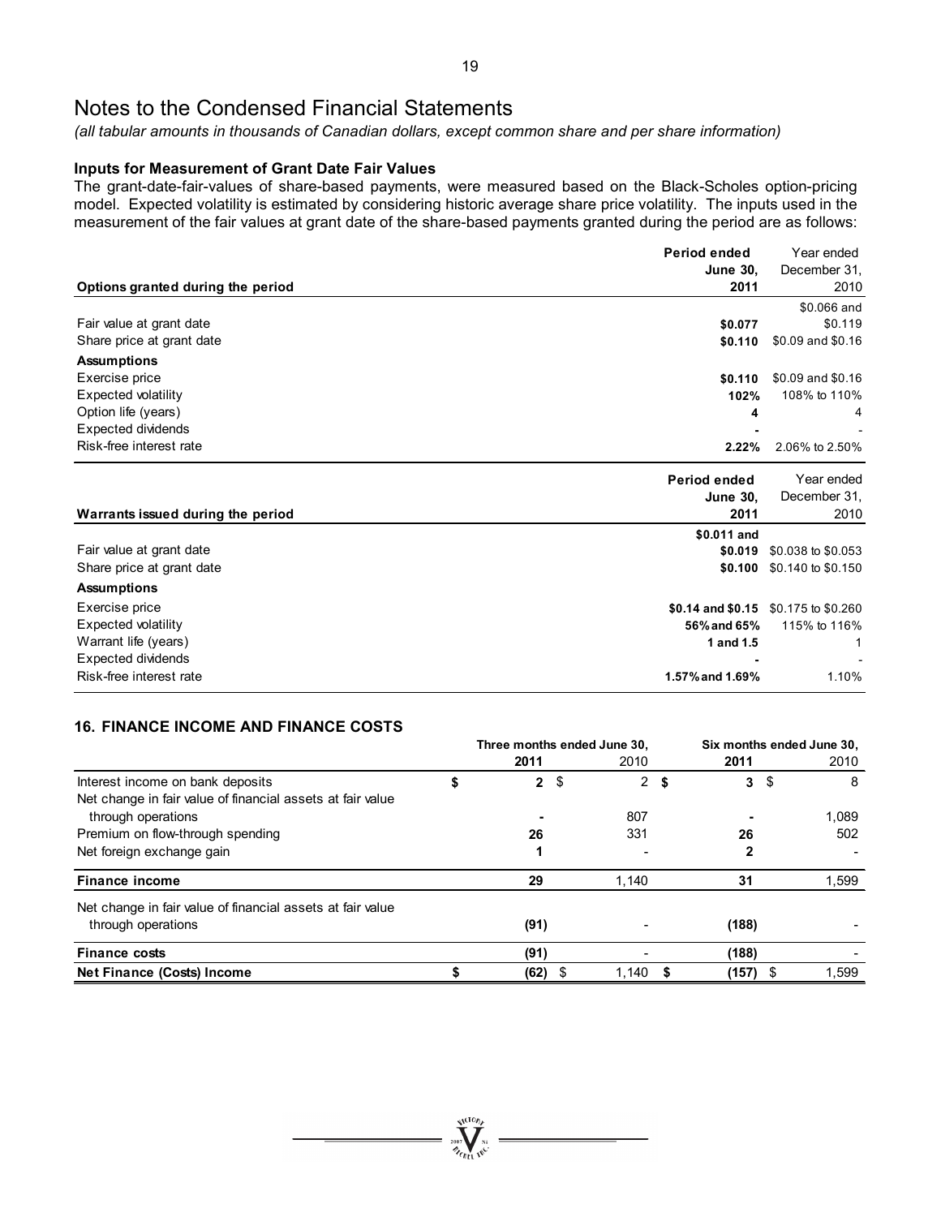# Notes to the Condensed Financial Statements

*(all tabular amounts in thousands of Canadian dollars, except common share and per share information)*

### Inputs for Measurement of Grant Date Fair Values

The grant-date-fair-values of share-based payments, were measured based on the Black-Scholes option-pricing model. Expected volatility is estimated by considering historic average share price volatility. The inputs used in the measurement of the fair values at grant date of the share-based payments granted during the period are as follows:

| Options granted during the period | Period ended June 30, 2011 | Year ended December 31, 2010 |
|---|---|---|
| Fair value at grant date | **$0.077** | $0.066 and $0.119 |
| Share price at grant date | **$0.110** | $0.09 and $0.16 |
| **Assumptions** | | |
| Exercise price | **$0.110** | $0.09 and $0.16 |
| Expected volatility | **102%** | 108% to 110% |
| Option life (years) | **4** | 4 |
| Expected dividends | **-** | - |
| Risk-free interest rate | **2.22%** | 2.06% to 2.50% |

| Warrants issued during the period | Period ended June 30, 2011 | Year ended December 31, 2010 |
|---|---|---|
| Fair value at grant date | **$0.011 and $0.019** | $0.038 to $0.053 |
| Share price at grant date | **$0.100** | $0.140 to $0.150 |
| **Assumptions** | | |
| Exercise price | **$0.14 and $0.15** | $0.175 to $0.260 |
| Expected volatility | **56% and 65%** | 115% to 116% |
| Warrant life (years) | **1 and 1.5** | 1 |
| Expected dividends | **-** | - |
| Risk-free interest rate | **1.57% and 1.69%** | 1.10% |

## 16. FINANCE INCOME AND FINANCE COSTS

| | Three months ended June 30, | | Six months ended June 30, | |
|---|---|---|---|---|
| | **2011** | 2010 | **2011** | 2010 |
| Interest income on bank deposits | **$ 2** | $ 2 | **$ 3** | $ 8 |
| Net change in fair value of financial assets at fair value through operations | **-** | 807 | **-** | 1,089 |
| Premium on flow-through spending | **26** | 331 | **26** | 502 |
| Net foreign exchange gain | **1** | - | **2** | - |
| **Finance income** | **29** | 1,140 | **31** | 1,599 |
| Net change in fair value of financial assets at fair value through operations | **(91)** | - | **(188)** | - |
| **Finance costs** | **(91)** | - | **(188)** | - |
| **Net Finance (Costs) Income** | **$ (62)** | $ 1,140 | **$ (157)** | $ 1,599 |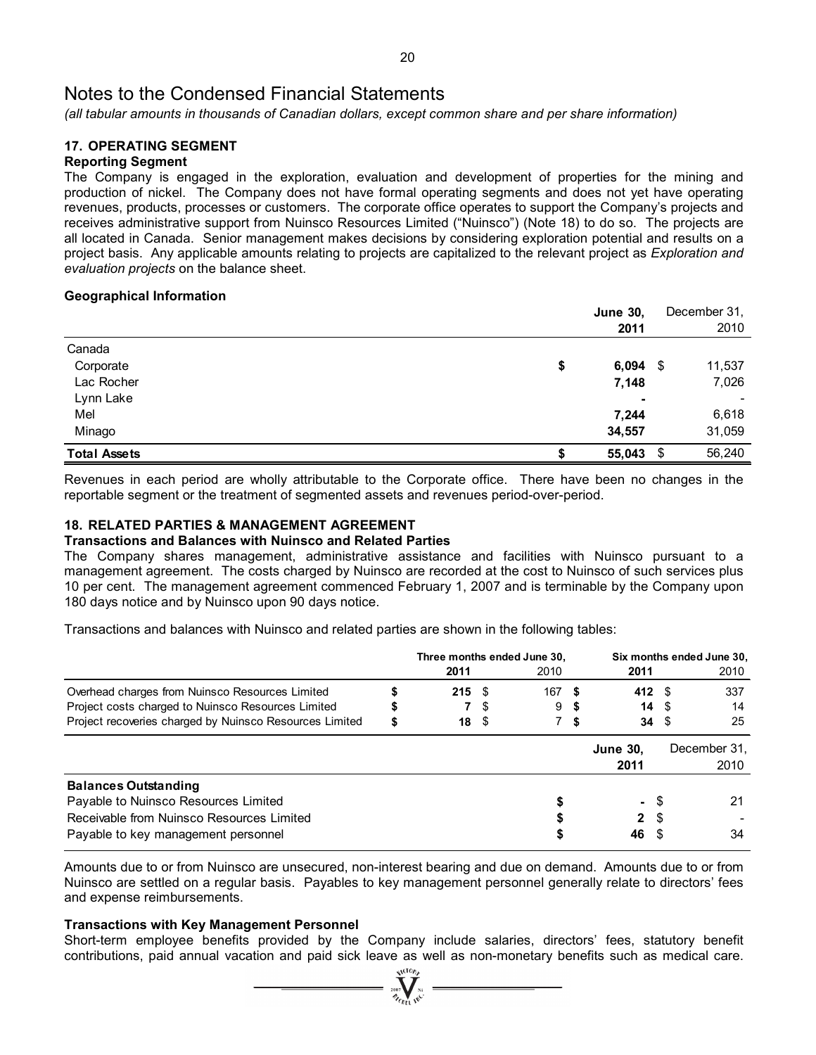# Notes to the Condensed Financial Statements

*(all tabular amounts in thousands of Canadian dollars, except common share and per share information)*

## 17. OPERATING SEGMENT

### Reporting Segment

The Company is engaged in the exploration, evaluation and development of properties for the mining and production of nickel. The Company does not have formal operating segments and does not yet have operating revenues, products, processes or customers. The corporate office operates to support the Company's projects and receives administrative support from Nuinsco Resources Limited ("Nuinsco") (Note 18) to do so. The projects are all located in Canada. Senior management makes decisions by considering exploration potential and results on a project basis. Any applicable amounts relating to projects are capitalized to the relevant project as *Exploration and evaluation projects* on the balance sheet.

### Geographical Information

| | **June 30, 2011** | December 31, 2010 |
|---|---|---|
| Canada | | |
| Corporate | **$ 6,094** | $ 11,537 |
| Lac Rocher | **7,148** | 7,026 |
| Lynn Lake | **-** | - |
| Mel | **7,244** | 6,618 |
| Minago | **34,557** | 31,059 |
| **Total Assets** | **$ 55,043** | $ 56,240 |

Revenues in each period are wholly attributable to the Corporate office. There have been no changes in the reportable segment or the treatment of segmented assets and revenues period-over-period.

## 18. RELATED PARTIES & MANAGEMENT AGREEMENT

### Transactions and Balances with Nuinsco and Related Parties

The Company shares management, administrative assistance and facilities with Nuinsco pursuant to a management agreement. The costs charged by Nuinsco are recorded at the cost to Nuinsco of such services plus 10 per cent. The management agreement commenced February 1, 2007 and is terminable by the Company upon 180 days notice and by Nuinsco upon 90 days notice.

Transactions and balances with Nuinsco and related parties are shown in the following tables:

| | **Three months ended June 30,** | | **Six months ended June 30,** | |
|---|---|---|---|---|
| | **2011** | 2010 | **2011** | 2010 |
| Overhead charges from Nuinsco Resources Limited | **$ 215** | $ 167 | **$ 412** | $ 337 |
| Project costs charged to Nuinsco Resources Limited | **$ 7** | $ 9 | **$ 14** | $ 14 |
| Project recoveries charged by Nuinsco Resources Limited | **$ 18** | $ 7 | **$ 34** | $ 25 |

| | **June 30, 2011** | December 31, 2010 |
|---|---|---|
| **Balances Outstanding** | | |
| Payable to Nuinsco Resources Limited | **$ -** | $ 21 |
| Receivable from Nuinsco Resources Limited | **$ 2** | $ - |
| Payable to key management personnel | **$ 46** | $ 34 |

Amounts due to or from Nuinsco are unsecured, non-interest bearing and due on demand. Amounts due to or from Nuinsco are settled on a regular basis. Payables to key management personnel generally relate to directors' fees and expense reimbursements.

### Transactions with Key Management Personnel

Short-term employee benefits provided by the Company include salaries, directors' fees, statutory benefit contributions, paid annual vacation and paid sick leave as well as non-monetary benefits such as medical care.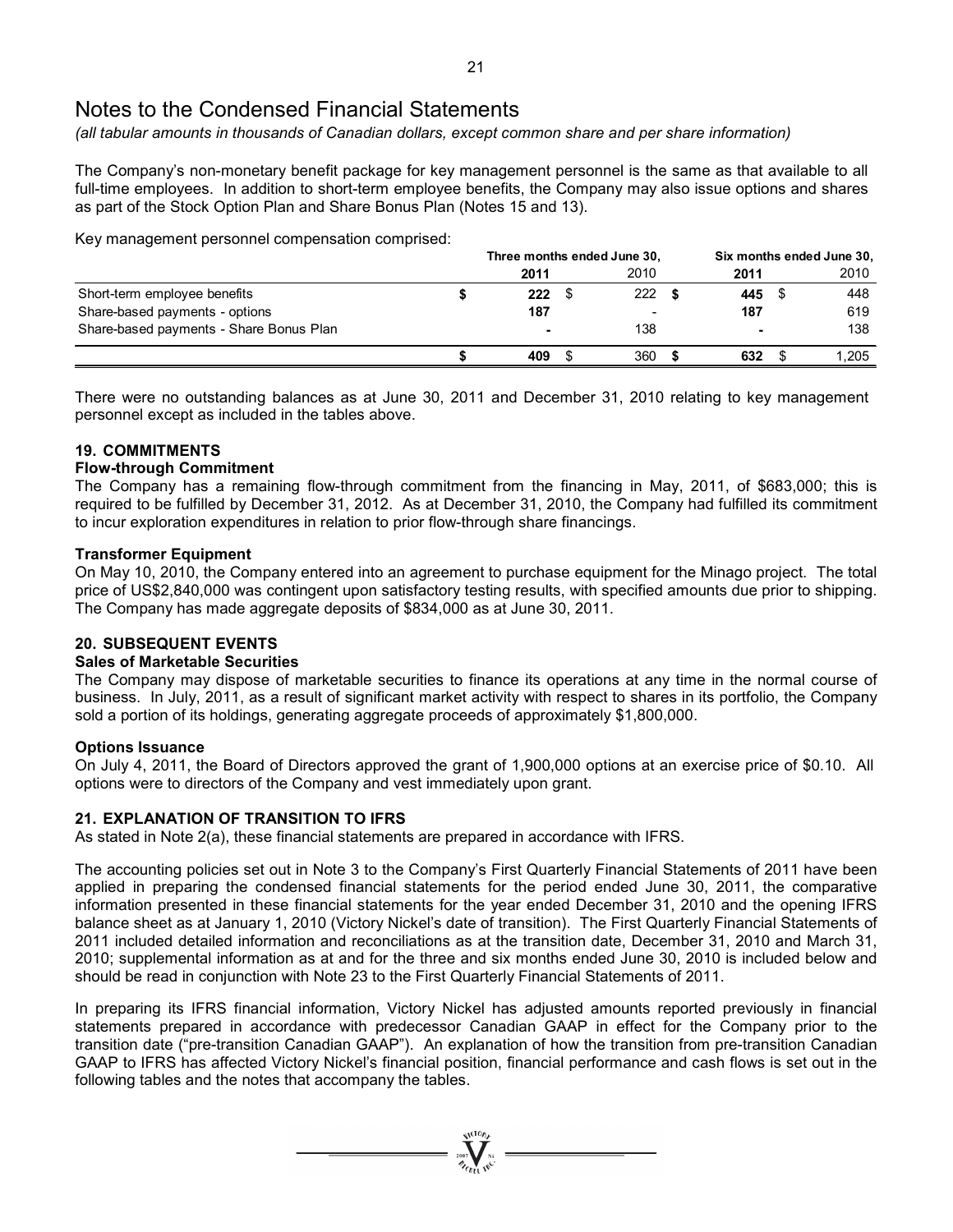# Notes to the Condensed Financial Statements

*(all tabular amounts in thousands of Canadian dollars, except common share and per share information)*

The Company's non-monetary benefit package for key management personnel is the same as that available to all full-time employees. In addition to short-term employee benefits, the Company may also issue options and shares as part of the Stock Option Plan and Share Bonus Plan (Notes 15 and 13).

Key management personnel compensation comprised:

| | Three months ended June 30, | | Six months ended June 30, | |
|---|---|---|---|---|
| | **2011** | 2010 | **2011** | 2010 |
| Short-term employee benefits | **$ 222** | $ 222 | **$ 445** | $ 448 |
| Share-based payments - options | **187** | - | **187** | 619 |
| Share-based payments - Share Bonus Plan | **-** | 138 | **-** | 138 |
| | **$ 409** | $ 360 | **$ 632** | $ 1,205 |

There were no outstanding balances as at June 30, 2011 and December 31, 2010 relating to key management personnel except as included in the tables above.

## 19. COMMITMENTS

### Flow-through Commitment

The Company has a remaining flow-through commitment from the financing in May, 2011, of $683,000; this is required to be fulfilled by December 31, 2012. As at December 31, 2010, the Company had fulfilled its commitment to incur exploration expenditures in relation to prior flow-through share financings.

### Transformer Equipment

On May 10, 2010, the Company entered into an agreement to purchase equipment for the Minago project. The total price of US$2,840,000 was contingent upon satisfactory testing results, with specified amounts due prior to shipping. The Company has made aggregate deposits of $834,000 as at June 30, 2011.

## 20. SUBSEQUENT EVENTS

### Sales of Marketable Securities

The Company may dispose of marketable securities to finance its operations at any time in the normal course of business. In July, 2011, as a result of significant market activity with respect to shares in its portfolio, the Company sold a portion of its holdings, generating aggregate proceeds of approximately $1,800,000.

### Options Issuance

On July 4, 2011, the Board of Directors approved the grant of 1,900,000 options at an exercise price of $0.10. All options were to directors of the Company and vest immediately upon grant.

## 21. EXPLANATION OF TRANSITION TO IFRS

As stated in Note 2(a), these financial statements are prepared in accordance with IFRS.

The accounting policies set out in Note 3 to the Company's First Quarterly Financial Statements of 2011 have been applied in preparing the condensed financial statements for the period ended June 30, 2011, the comparative information presented in these financial statements for the year ended December 31, 2010 and the opening IFRS balance sheet as at January 1, 2010 (Victory Nickel's date of transition). The First Quarterly Financial Statements of 2011 included detailed information and reconciliations as at the transition date, December 31, 2010 and March 31, 2010; supplemental information as at and for the three and six months ended June 30, 2010 is included below and should be read in conjunction with Note 23 to the First Quarterly Financial Statements of 2011.

In preparing its IFRS financial information, Victory Nickel has adjusted amounts reported previously in financial statements prepared in accordance with predecessor Canadian GAAP in effect for the Company prior to the transition date ("pre-transition Canadian GAAP"). An explanation of how the transition from pre-transition Canadian GAAP to IFRS has affected Victory Nickel's financial position, financial performance and cash flows is set out in the following tables and the notes that accompany the tables.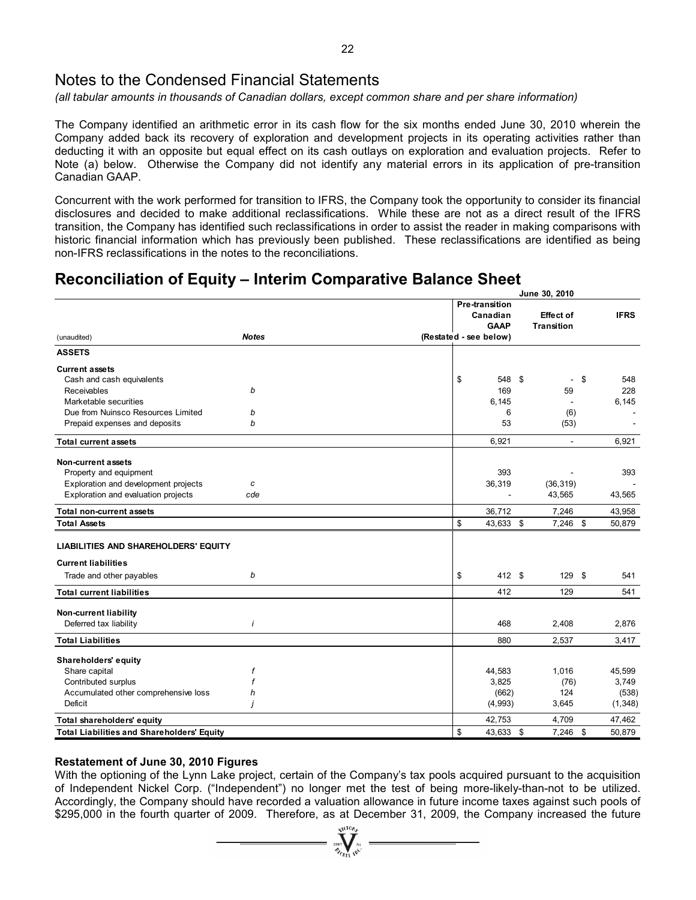# Notes to the Condensed Financial Statements

*(all tabular amounts in thousands of Canadian dollars, except common share and per share information)*

The Company identified an arithmetic error in its cash flow for the six months ended June 30, 2010 wherein the Company added back its recovery of exploration and development projects in its operating activities rather than deducting it with an opposite but equal effect on its cash outlays on exploration and evaluation projects. Refer to Note (a) below. Otherwise the Company did not identify any material errors in its application of pre-transition Canadian GAAP.

Concurrent with the work performed for transition to IFRS, the Company took the opportunity to consider its financial disclosures and decided to make additional reclassifications. While these are not as a direct result of the IFRS transition, the Company has identified such reclassifications in order to assist the reader in making comparisons with historic financial information which has previously been published. These reclassifications are identified as being non-IFRS reclassifications in the notes to the reconciliations.

## Reconciliation of Equity – Interim Comparative Balance Sheet

| (unaudited) | *Notes* | June 30, 2010 Pre-transition Canadian GAAP (Restated - see below) | Effect of Transition | IFRS |
|---|---|---|---|---|
| **ASSETS** | | | | |
| **Current assets** | | | | |
| Cash and cash equivalents | | $ 548 | $ - | $ 548 |
| Receivables | *b* | 169 | 59 | 228 |
| Marketable securities | | 6,145 | - | 6,145 |
| Due from Nuinsco Resources Limited | *b* | 6 | (6) | - |
| Prepaid expenses and deposits | *b* | 53 | (53) | - |
| **Total current assets** | | 6,921 | - | 6,921 |
| **Non-current assets** | | | | |
| Property and equipment | | 393 | - | 393 |
| Exploration and development projects | *c* | 36,319 | (36,319) | - |
| Exploration and evaluation projects | *cde* | - | 43,565 | 43,565 |
| **Total non-current assets** | | 36,712 | 7,246 | 43,958 |
| **Total Assets** | | $ 43,633 | $ 7,246 | $ 50,879 |
| **LIABILITIES AND SHAREHOLDERS' EQUITY** | | | | |
| **Current liabilities** | | | | |
| Trade and other payables | *b* | $ 412 | $ 129 | $ 541 |
| **Total current liabilities** | | 412 | 129 | 541 |
| **Non-current liability** | | | | |
| Deferred tax liability | *i* | 468 | 2,408 | 2,876 |
| **Total Liabilities** | | 880 | 2,537 | 3,417 |
| **Shareholders' equity** | | | | |
| Share capital | *f* | 44,583 | 1,016 | 45,599 |
| Contributed surplus | *f* | 3,825 | (76) | 3,749 |
| Accumulated other comprehensive loss | *h* | (662) | 124 | (538) |
| Deficit | *j* | (4,993) | 3,645 | (1,348) |
| **Total shareholders' equity** | | 42,753 | 4,709 | 47,462 |
| **Total Liabilities and Shareholders' Equity** | | $ 43,633 | $ 7,246 | $ 50,879 |

**Restatement of June 30, 2010 Figures**

With the optioning of the Lynn Lake project, certain of the Company's tax pools acquired pursuant to the acquisition of Independent Nickel Corp. ("Independent") no longer met the test of being more-likely-than-not to be utilized. Accordingly, the Company should have recorded a valuation allowance in future income taxes against such pools of $295,000 in the fourth quarter of 2009. Therefore, as at December 31, 2009, the Company increased the future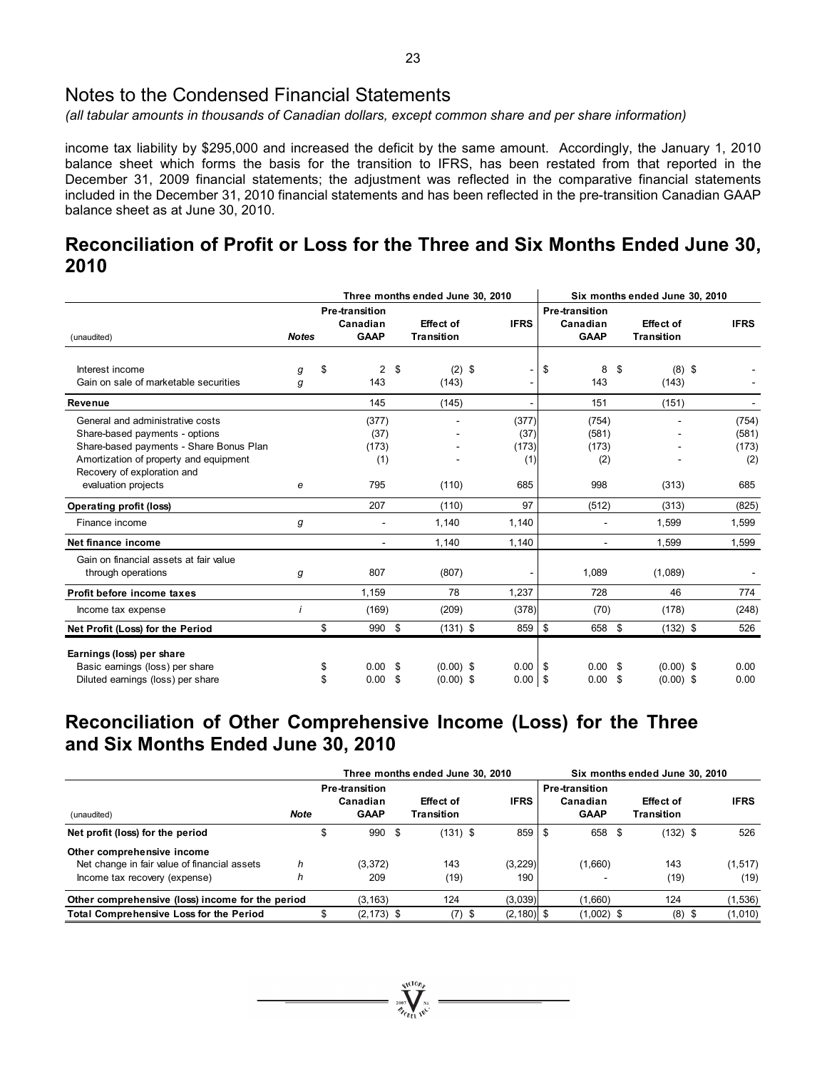# Notes to the Condensed Financial Statements

*(all tabular amounts in thousands of Canadian dollars, except common share and per share information)*

income tax liability by $295,000 and increased the deficit by the same amount. Accordingly, the January 1, 2010 balance sheet which forms the basis for the transition to IFRS, has been restated from that reported in the December 31, 2009 financial statements; the adjustment was reflected in the comparative financial statements included in the December 31, 2010 financial statements and has been reflected in the pre-transition Canadian GAAP balance sheet as at June 30, 2010.

## Reconciliation of Profit or Loss for the Three and Six Months Ended June 30, 2010

| (unaudited) | Notes | Three months ended June 30, 2010 Pre-transition Canadian GAAP | Effect of Transition | IFRS | Six months ended June 30, 2010 Pre-transition Canadian GAAP | Effect of Transition | IFRS |
|---|---|---|---|---|---|---|---|
| Interest income | g | $ 2 | $ (2) | $ - | $ 8 | $ (8) | $ - |
| Gain on sale of marketable securities | g | 143 | (143) | - | 143 | (143) | - |
| **Revenue** | | 145 | (145) | - | 151 | (151) | - |
| General and administrative costs | | (377) | - | (377) | (754) | - | (754) |
| Share-based payments - options | | (37) | - | (37) | (581) | - | (581) |
| Share-based payments - Share Bonus Plan | | (173) | - | (173) | (173) | - | (173) |
| Amortization of property and equipment | | (1) | - | (1) | (2) | - | (2) |
| Recovery of exploration and evaluation projects | e | 795 | (110) | 685 | 998 | (313) | 685 |
| **Operating profit (loss)** | | 207 | (110) | 97 | (512) | (313) | (825) |
| Finance income | g | - | 1,140 | 1,140 | - | 1,599 | 1,599 |
| **Net finance income** | | - | 1,140 | 1,140 | - | 1,599 | 1,599 |
| Gain on financial assets at fair value through operations | g | 807 | (807) | - | 1,089 | (1,089) | - |
| **Profit before income taxes** | | 1,159 | 78 | 1,237 | 728 | 46 | 774 |
| Income tax expense | i | (169) | (209) | (378) | (70) | (178) | (248) |
| **Net Profit (Loss) for the Period** | | $ 990 | $ (131) | $ 859 | $ 658 | $ (132) | $ 526 |
| **Earnings (loss) per share** | | | | | | | |
| Basic earnings (loss) per share | | $ 0.00 | $ (0.00) | $ 0.00 | $ 0.00 | $ (0.00) | $ 0.00 |
| Diluted earnings (loss) per share | | $ 0.00 | $ (0.00) | $ 0.00 | $ 0.00 | $ (0.00) | $ 0.00 |

## Reconciliation of Other Comprehensive Income (Loss) for the Three and Six Months Ended June 30, 2010

| (unaudited) | Note | Three months ended June 30, 2010 Pre-transition Canadian GAAP | Effect of Transition | IFRS | Six months ended June 30, 2010 Pre-transition Canadian GAAP | Effect of Transition | IFRS |
|---|---|---|---|---|---|---|---|
| **Net profit (loss) for the period** | | $ 990 | $ (131) | $ 859 | $ 658 | $ (132) | $ 526 |
| **Other comprehensive income** | | | | | | | |
| Net change in fair value of financial assets | h | (3,372) | 143 | (3,229) | (1,660) | 143 | (1,517) |
| Income tax recovery (expense) | h | 209 | (19) | 190 | - | (19) | (19) |
| **Other comprehensive (loss) income for the period** | | (3,163) | 124 | (3,039) | (1,660) | 124 | (1,536) |
| **Total Comprehensive Loss for the Period** | | $ (2,173) | $ (7) | $ (2,180) | $ (1,002) | $ (8) | $ (1,010) |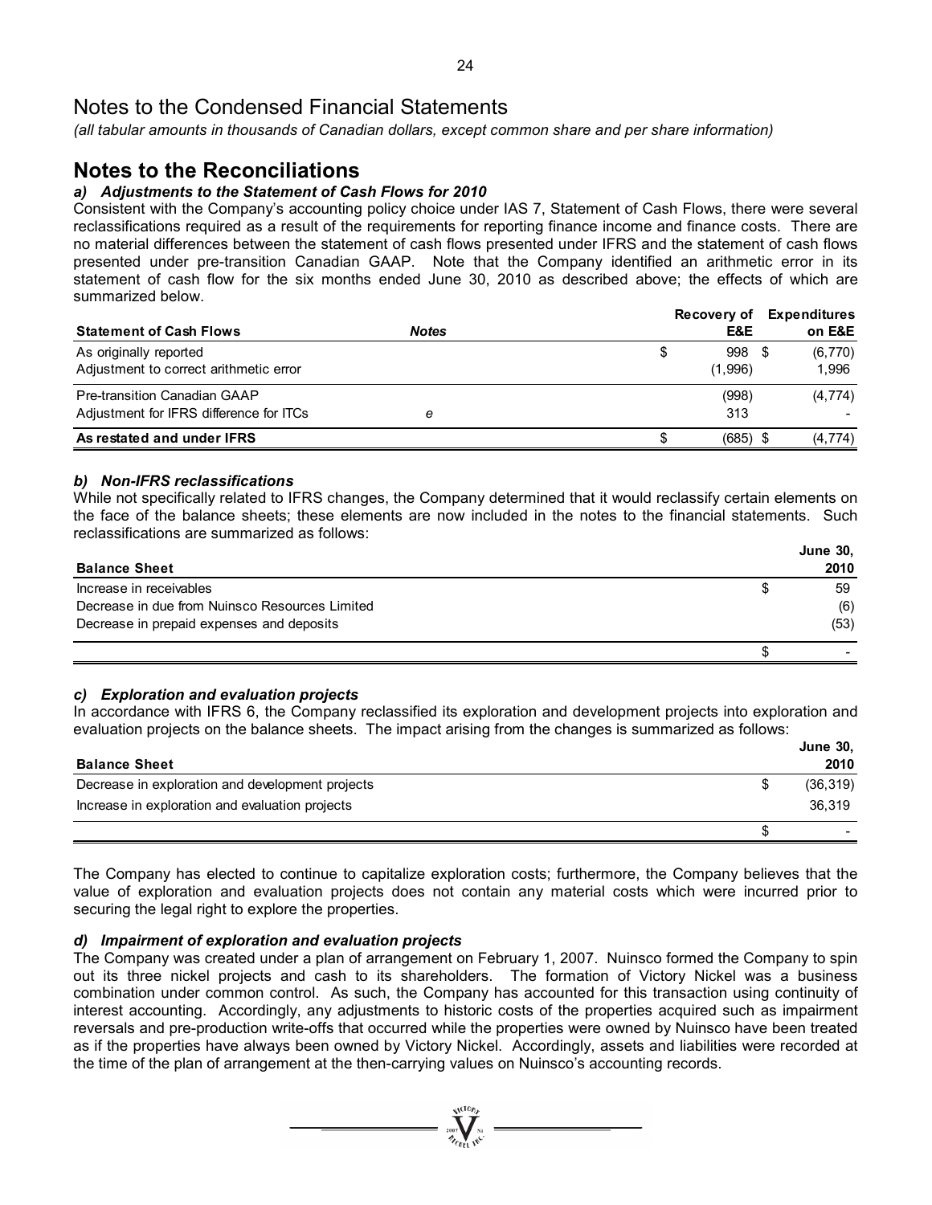# Notes to the Condensed Financial Statements

*(all tabular amounts in thousands of Canadian dollars, except common share and per share information)*

## Notes to the Reconciliations

### *a) Adjustments to the Statement of Cash Flows for 2010*

Consistent with the Company's accounting policy choice under IAS 7, Statement of Cash Flows, there were several reclassifications required as a result of the requirements for reporting finance income and finance costs. There are no material differences between the statement of cash flows presented under IFRS and the statement of cash flows presented under pre-transition Canadian GAAP. Note that the Company identified an arithmetic error in its statement of cash flow for the six months ended June 30, 2010 as described above; the effects of which are summarized below.

| Statement of Cash Flows | *Notes* | Recovery of E&E | Expenditures on E&E |
|---|---|---|---|
| As originally reported | | $ 998 | $ (6,770) |
| Adjustment to correct arithmetic error | | (1,996) | 1,996 |
| Pre-transition Canadian GAAP | | (998) | (4,774) |
| Adjustment for IFRS difference for ITCs | *e* | 313 | - |
| **As restated and under IFRS** | | $ (685) | $ (4,774) |

### *b) Non-IFRS reclassifications*

While not specifically related to IFRS changes, the Company determined that it would reclassify certain elements on the face of the balance sheets; these elements are now included in the notes to the financial statements. Such reclassifications are summarized as follows:

| Balance Sheet | June 30, 2010 |
|---|---|
| Increase in receivables | $ 59 |
| Decrease in due from Nuinsco Resources Limited | (6) |
| Decrease in prepaid expenses and deposits | (53) |
| | $ - |

### *c) Exploration and evaluation projects*

In accordance with IFRS 6, the Company reclassified its exploration and development projects into exploration and evaluation projects on the balance sheets. The impact arising from the changes is summarized as follows:

| Balance Sheet | June 30, 2010 |
|---|---|
| Decrease in exploration and development projects | $ (36,319) |
| Increase in exploration and evaluation projects | 36,319 |
| | $ - |

The Company has elected to continue to capitalize exploration costs; furthermore, the Company believes that the value of exploration and evaluation projects does not contain any material costs which were incurred prior to securing the legal right to explore the properties.

### *d) Impairment of exploration and evaluation projects*

The Company was created under a plan of arrangement on February 1, 2007. Nuinsco formed the Company to spin out its three nickel projects and cash to its shareholders. The formation of Victory Nickel was a business combination under common control. As such, the Company has accounted for this transaction using continuity of interest accounting. Accordingly, any adjustments to historic costs of the properties acquired such as impairment reversals and pre-production write-offs that occurred while the properties were owned by Nuinsco have been treated as if the properties have always been owned by Victory Nickel. Accordingly, assets and liabilities were recorded at the time of the plan of arrangement at the then-carrying values on Nuinsco's accounting records.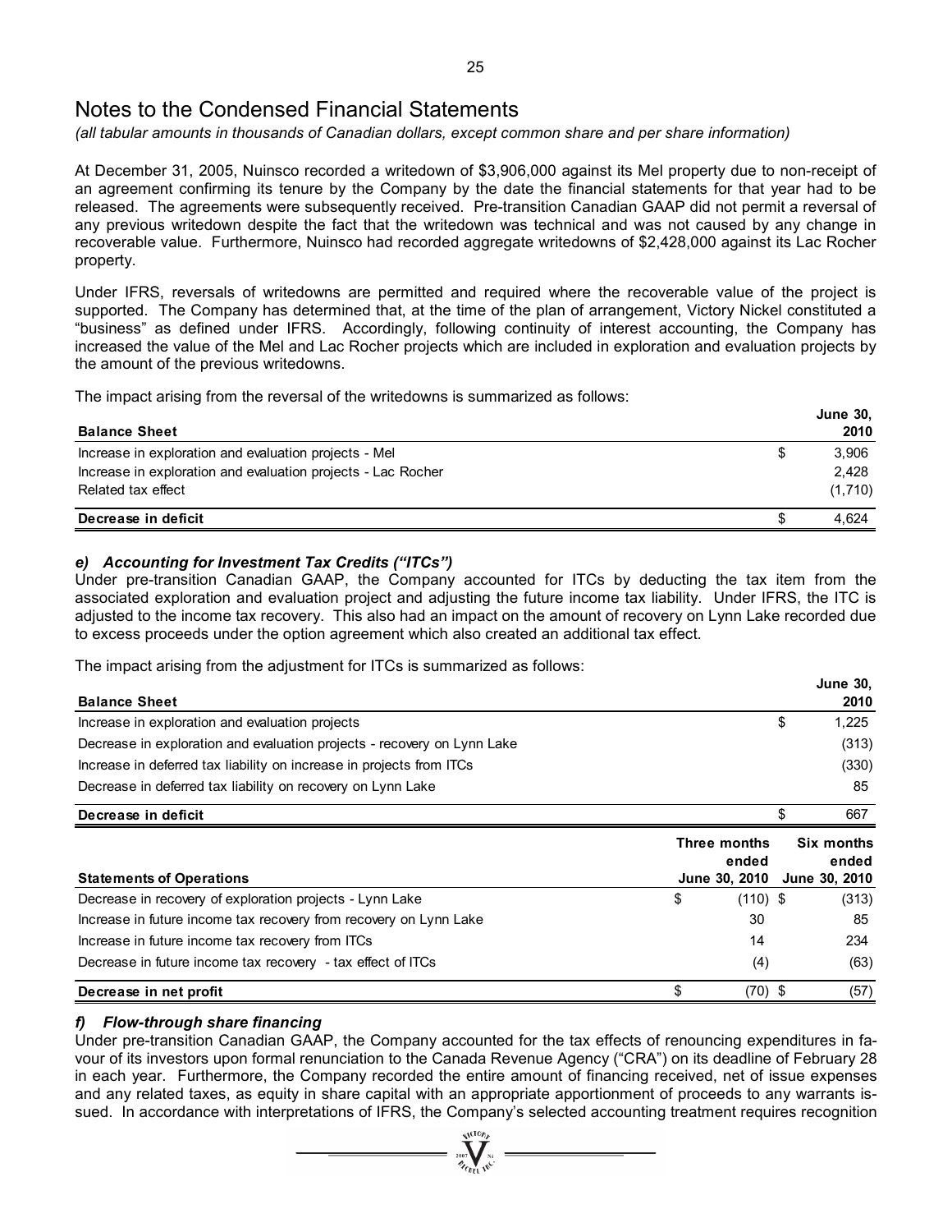// Notes to the Condensed Financial Statements

*(all tabular amounts in thousands of Canadian dollars, except common share and per share information)*

At December 31, 2005, Nuinsco recorded a writedown of $3,906,000 against its Mel property due to non-receipt of an agreement confirming its tenure by the Company by the date the financial statements for that year had to be released. The agreements were subsequently received. Pre-transition Canadian GAAP did not permit a reversal of any previous writedown despite the fact that the writedown was technical and was not caused by any change in recoverable value. Furthermore, Nuinsco had recorded aggregate writedowns of $2,428,000 against its Lac Rocher property.

Under IFRS, reversals of writedowns are permitted and required where the recoverable value of the project is supported. The Company has determined that, at the time of the plan of arrangement, Victory Nickel constituted a "business" as defined under IFRS. Accordingly, following continuity of interest accounting, the Company has increased the value of the Mel and Lac Rocher projects which are included in exploration and evaluation projects by the amount of the previous writedowns.

The impact arising from the reversal of the writedowns is summarized as follows:

| Balance Sheet | | June 30, 2010 |
|---|---|---|
| Increase in exploration and evaluation projects - Mel | $ | 3,906 |
| Increase in exploration and evaluation projects - Lac Rocher | | 2,428 |
| Related tax effect | | (1,710) |
| **Decrease in deficit** | $ | 4,624 |

### *e) Accounting for Investment Tax Credits ("ITCs")*

Under pre-transition Canadian GAAP, the Company accounted for ITCs by deducting the tax item from the associated exploration and evaluation project and adjusting the future income tax liability. Under IFRS, the ITC is adjusted to the income tax recovery. This also had an impact on the amount of recovery on Lynn Lake recorded due to excess proceeds under the option agreement which also created an additional tax effect.

The impact arising from the adjustment for ITCs is summarized as follows:

| Balance Sheet | | June 30, 2010 |
|---|---|---|
| Increase in exploration and evaluation projects | $ | 1,225 |
| Decrease in exploration and evaluation projects - recovery on Lynn Lake | | (313) |
| Increase in deferred tax liability on increase in projects from ITCs | | (330) |
| Decrease in deferred tax liability on recovery on Lynn Lake | | 85 |
| **Decrease in deficit** | $ | 667 |

| Statements of Operations | | Three months ended June 30, 2010 | | Six months ended June 30, 2010 |
|---|---|---|---|---|
| Decrease in recovery of exploration projects - Lynn Lake | $ | (110) | $ | (313) |
| Increase in future income tax recovery from recovery on Lynn Lake | | 30 | | 85 |
| Increase in future income tax recovery from ITCs | | 14 | | 234 |
| Decrease in future income tax recovery - tax effect of ITCs | | (4) | | (63) |
| **Decrease in net profit** | $ | (70) | $ | (57) |

### *f) Flow-through share financing*

Under pre-transition Canadian GAAP, the Company accounted for the tax effects of renouncing expenditures in favour of its investors upon formal renunciation to the Canada Revenue Agency ("CRA") on its deadline of February 28 in each year. Furthermore, the Company recorded the entire amount of financing received, net of issue expenses and any related taxes, as equity in share capital with an appropriate apportionment of proceeds to any warrants issued. In accordance with interpretations of IFRS, the Company's selected accounting treatment requires recognition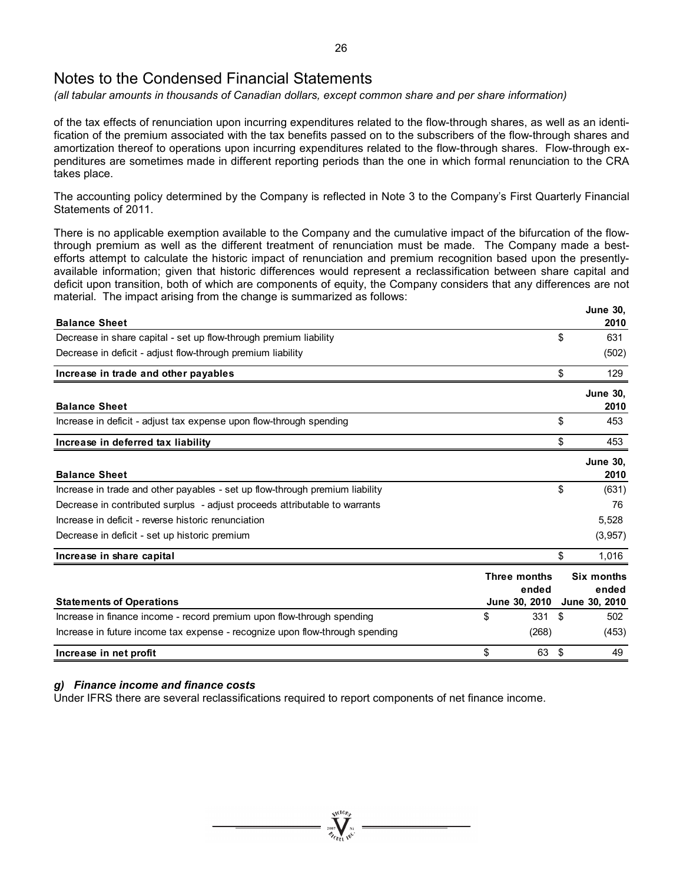# Notes to the Condensed Financial Statements

*(all tabular amounts in thousands of Canadian dollars, except common share and per share information)*

of the tax effects of renunciation upon incurring expenditures related to the flow-through shares, as well as an identification of the premium associated with the tax benefits passed on to the subscribers of the flow-through shares and amortization thereof to operations upon incurring expenditures related to the flow-through shares. Flow-through expenditures are sometimes made in different reporting periods than the one in which formal renunciation to the CRA takes place.

The accounting policy determined by the Company is reflected in Note 3 to the Company's First Quarterly Financial Statements of 2011.

There is no applicable exemption available to the Company and the cumulative impact of the bifurcation of the flow-through premium as well as the different treatment of renunciation must be made. The Company made a best-efforts attempt to calculate the historic impact of renunciation and premium recognition based upon the presently-available information; given that historic differences would represent a reclassification between share capital and deficit upon transition, both of which are components of equity, the Company considers that any differences are not material. The impact arising from the change is summarized as follows:

| **Balance Sheet** | **June 30, 2010** |
|---|---|
| Decrease in share capital - set up flow-through premium liability | $ 631 |
| Decrease in deficit - adjust flow-through premium liability | (502) |
| **Increase in trade and other payables** | $ 129 |

| **Balance Sheet** | **June 30, 2010** |
|---|---|
| Increase in deficit - adjust tax expense upon flow-through spending | $ 453 |
| **Increase in deferred tax liability** | $ 453 |

| **Balance Sheet** | **June 30, 2010** |
|---|---|
| Increase in trade and other payables - set up flow-through premium liability | $ (631) |
| Decrease in contributed surplus - adjust proceeds attributable to warrants | 76 |
| Increase in deficit - reverse historic renunciation | 5,528 |
| Decrease in deficit - set up historic premium | (3,957) |
| **Increase in share capital** | $ 1,016 |

| **Statements of Operations** | **Three months ended June 30, 2010** | **Six months ended June 30, 2010** |
|---|---|---|
| Increase in finance income - record premium upon flow-through spending | $ 331 | $ 502 |
| Increase in future income tax expense - recognize upon flow-through spending | (268) | (453) |
| **Increase in net profit** | $ 63 | $ 49 |

### *g) Finance income and finance costs*

Under IFRS there are several reclassifications required to report components of net finance income.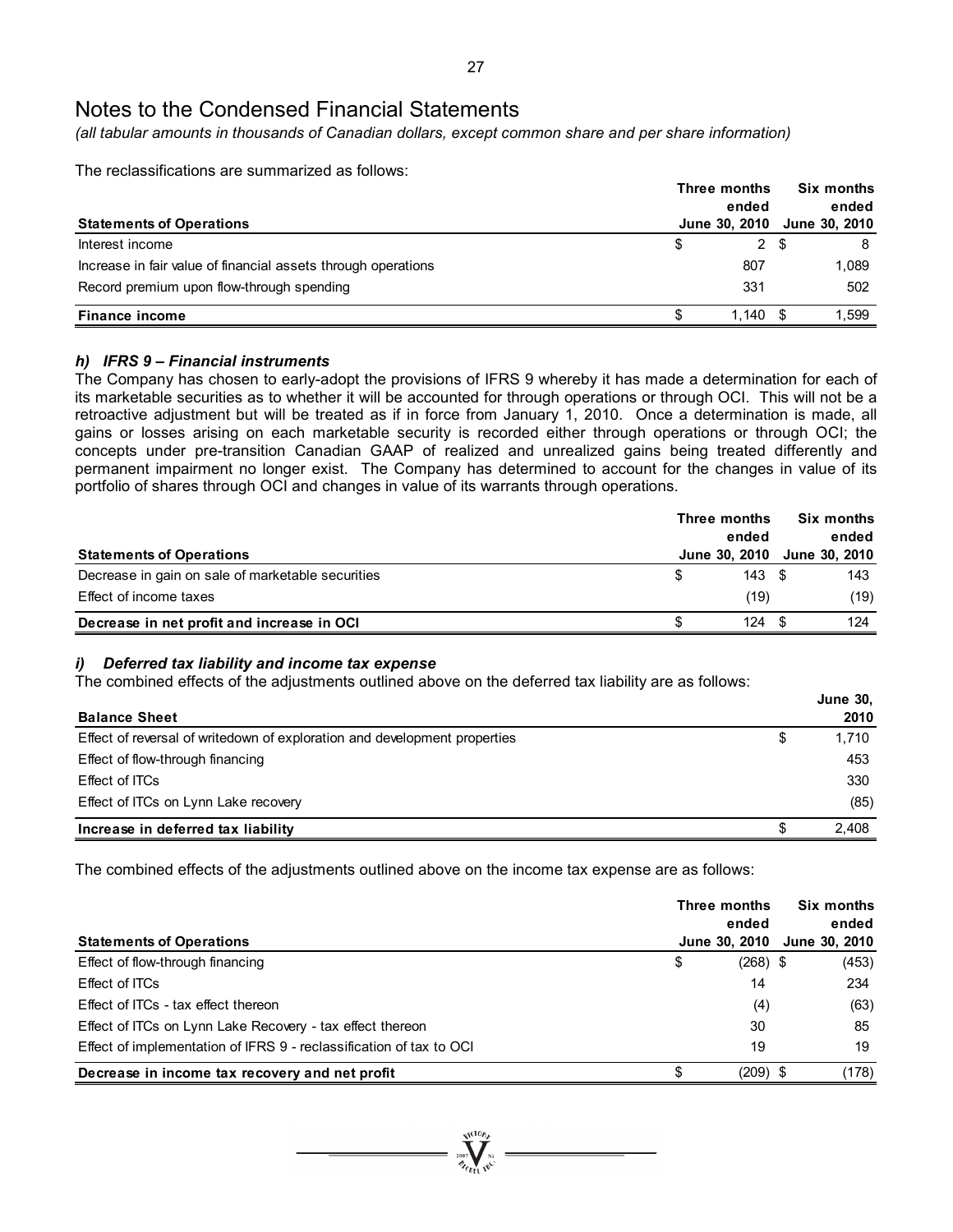# Notes to the Condensed Financial Statements

*(all tabular amounts in thousands of Canadian dollars, except common share and per share information)*

The reclassifications are summarized as follows:

| Statements of Operations | Three months ended June 30, 2010 | Six months ended June 30, 2010 |
|---|---|---|
| Interest income | $ 2 | $ 8 |
| Increase in fair value of financial assets through operations | 807 | 1,089 |
| Record premium upon flow-through spending | 331 | 502 |
| **Finance income** | **$ 1,140** | **$ 1,599** |

### *h) IFRS 9 – Financial instruments*

The Company has chosen to early-adopt the provisions of IFRS 9 whereby it has made a determination for each of its marketable securities as to whether it will be accounted for through operations or through OCI. This will not be a retroactive adjustment but will be treated as if in force from January 1, 2010. Once a determination is made, all gains or losses arising on each marketable security is recorded either through operations or through OCI; the concepts under pre-transition Canadian GAAP of realized and unrealized gains being treated differently and permanent impairment no longer exist. The Company has determined to account for the changes in value of its portfolio of shares through OCI and changes in value of its warrants through operations.

| Statements of Operations | Three months ended June 30, 2010 | Six months ended June 30, 2010 |
|---|---|---|
| Decrease in gain on sale of marketable securities | $ 143 | $ 143 |
| Effect of income taxes | (19) | (19) |
| **Decrease in net profit and increase in OCI** | **$ 124** | **$ 124** |

### *i) Deferred tax liability and income tax expense*

The combined effects of the adjustments outlined above on the deferred tax liability are as follows:

| Balance Sheet | June 30, 2010 |
|---|---|
| Effect of reversal of writedown of exploration and development properties | $ 1,710 |
| Effect of flow-through financing | 453 |
| Effect of ITCs | 330 |
| Effect of ITCs on Lynn Lake recovery | (85) |
| **Increase in deferred tax liability** | **$ 2,408** |

The combined effects of the adjustments outlined above on the income tax expense are as follows:

| Statements of Operations | Three months ended June 30, 2010 | Six months ended June 30, 2010 |
|---|---|---|
| Effect of flow-through financing | $ (268) | $ (453) |
| Effect of ITCs | 14 | 234 |
| Effect of ITCs - tax effect thereon | (4) | (63) |
| Effect of ITCs on Lynn Lake Recovery - tax effect thereon | 30 | 85 |
| Effect of implementation of IFRS 9 - reclassification of tax to OCI | 19 | 19 |
| **Decrease in income tax recovery and net profit** | **$ (209)** | **$ (178)** |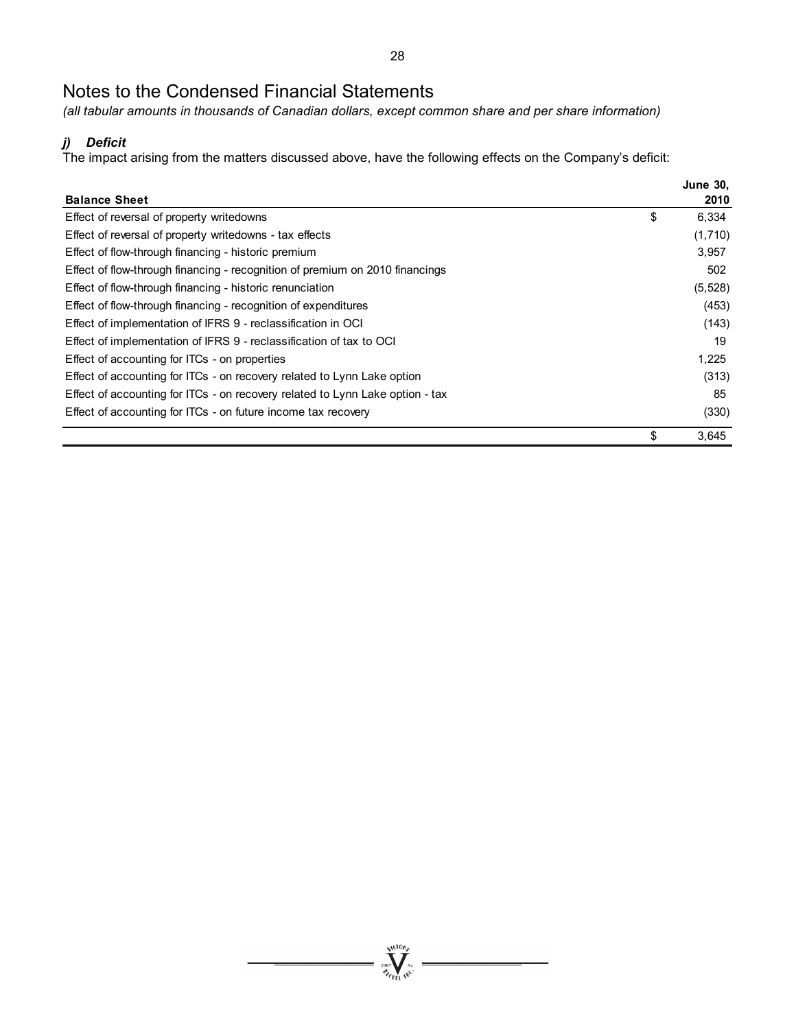# Notes to the Condensed Financial Statements

*(all tabular amounts in thousands of Canadian dollars, except common share and per share information)*

### *j) Deficit*

The impact arising from the matters discussed above, have the following effects on the Company's deficit:

| **Balance Sheet** | | **June 30, 2010** |
|---|---|---|
| Effect of reversal of property writedowns | $ | 6,334 |
| Effect of reversal of property writedowns - tax effects | | (1,710) |
| Effect of flow-through financing - historic premium | | 3,957 |
| Effect of flow-through financing - recognition of premium on 2010 financings | | 502 |
| Effect of flow-through financing - historic renunciation | | (5,528) |
| Effect of flow-through financing - recognition of expenditures | | (453) |
| Effect of implementation of IFRS 9 - reclassification in OCI | | (143) |
| Effect of implementation of IFRS 9 - reclassification of tax to OCI | | 19 |
| Effect of accounting for ITCs - on properties | | 1,225 |
| Effect of accounting for ITCs - on recovery related to Lynn Lake option | | (313) |
| Effect of accounting for ITCs - on recovery related to Lynn Lake option - tax | | 85 |
| Effect of accounting for ITCs - on future income tax recovery | | (330) |
| | $ | 3,645 |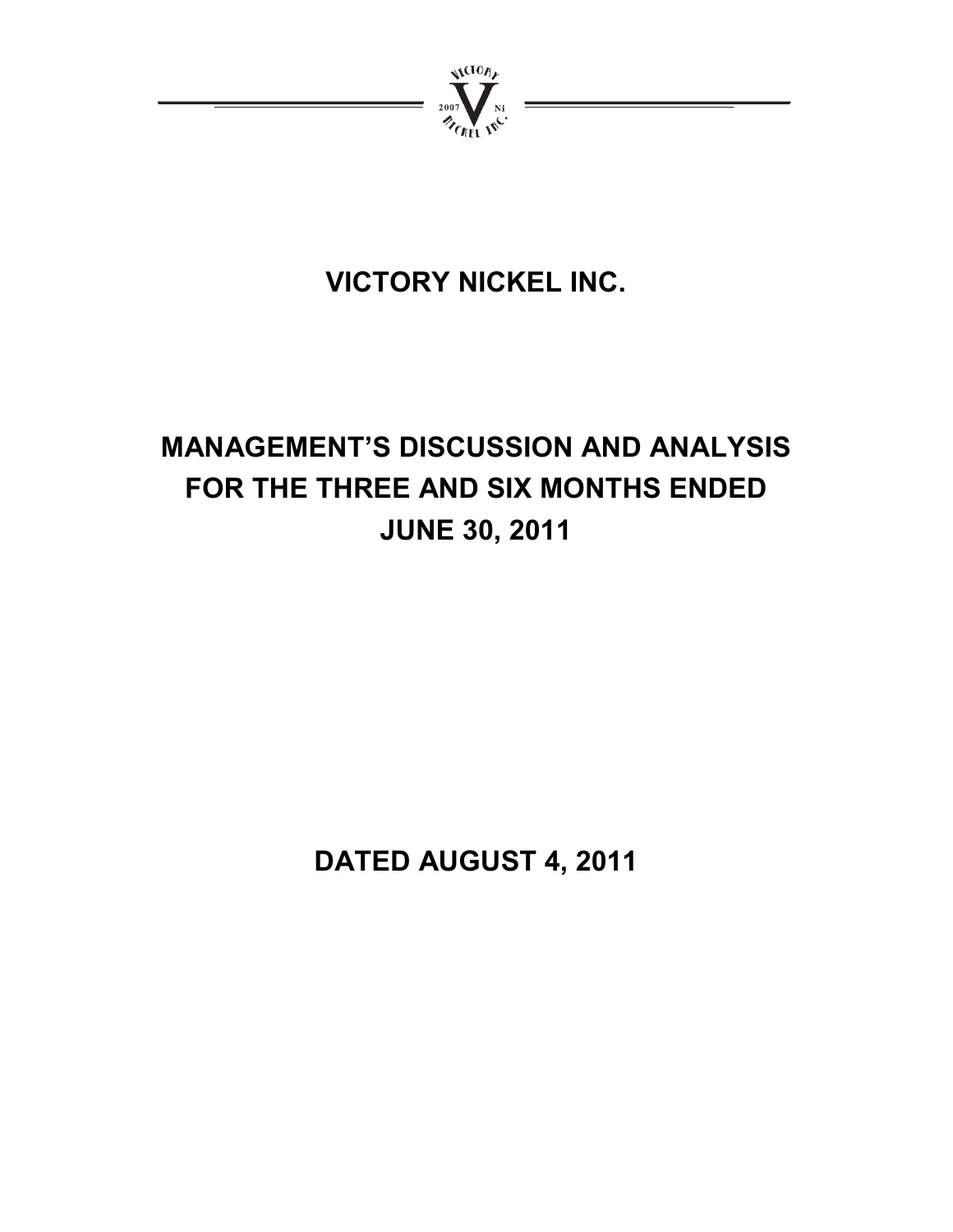# VICTORY NICKEL INC.

# MANAGEMENT'S DISCUSSION AND ANALYSIS FOR THE THREE AND SIX MONTHS ENDED JUNE 30, 2011

# DATED AUGUST 4, 2011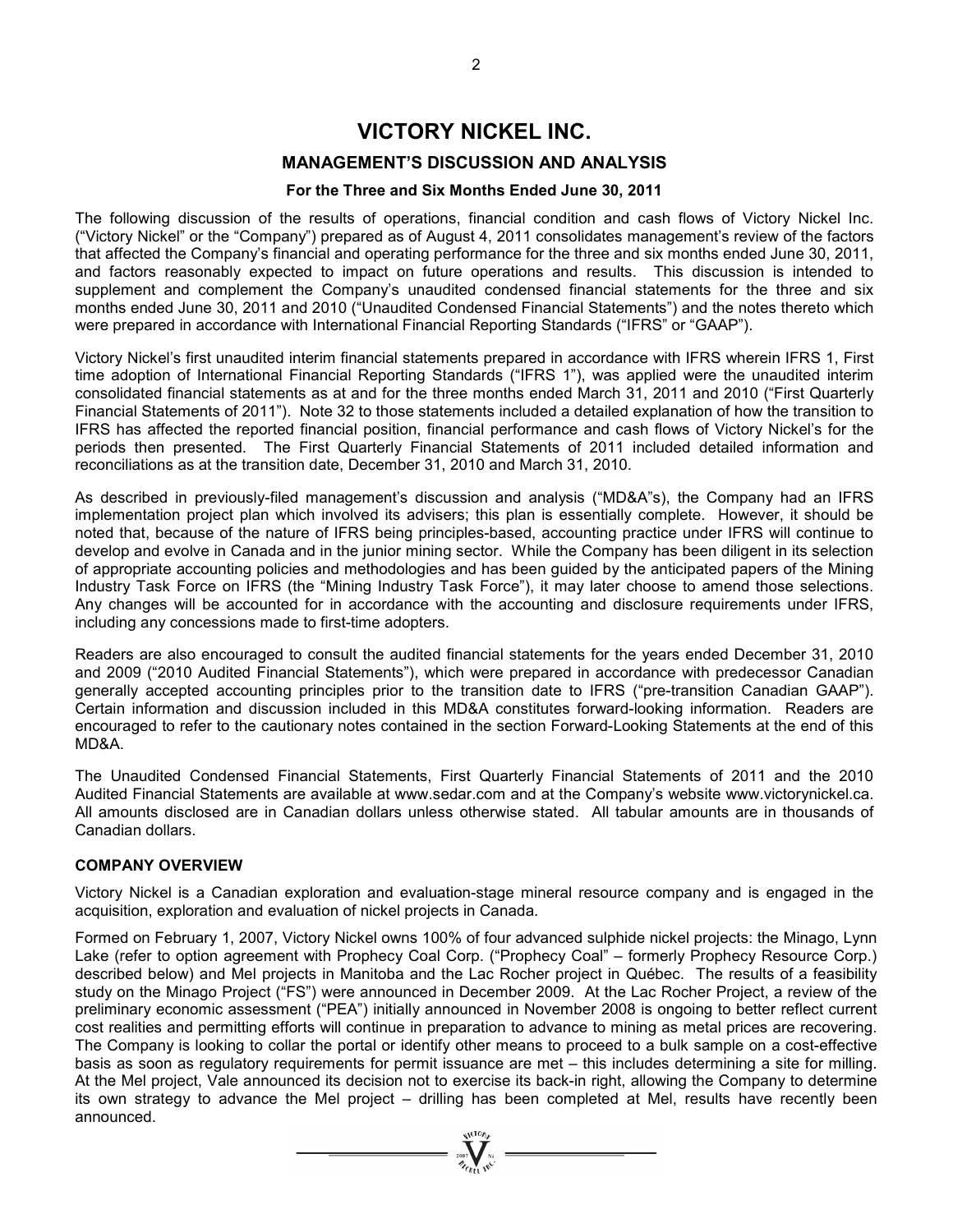# VICTORY NICKEL INC.

## MANAGEMENT'S DISCUSSION AND ANALYSIS

### For the Three and Six Months Ended June 30, 2011

The following discussion of the results of operations, financial condition and cash flows of Victory Nickel Inc. ("Victory Nickel" or the "Company") prepared as of August 4, 2011 consolidates management's review of the factors that affected the Company's financial and operating performance for the three and six months ended June 30, 2011, and factors reasonably expected to impact on future operations and results. This discussion is intended to supplement and complement the Company's unaudited condensed financial statements for the three and six months ended June 30, 2011 and 2010 ("Unaudited Condensed Financial Statements") and the notes thereto which were prepared in accordance with International Financial Reporting Standards ("IFRS" or "GAAP").

Victory Nickel's first unaudited interim financial statements prepared in accordance with IFRS wherein IFRS 1, First time adoption of International Financial Reporting Standards ("IFRS 1"), was applied were the unaudited interim consolidated financial statements as at and for the three months ended March 31, 2011 and 2010 ("First Quarterly Financial Statements of 2011"). Note 32 to those statements included a detailed explanation of how the transition to IFRS has affected the reported financial position, financial performance and cash flows of Victory Nickel's for the periods then presented. The First Quarterly Financial Statements of 2011 included detailed information and reconciliations as at the transition date, December 31, 2010 and March 31, 2010.

As described in previously-filed management's discussion and analysis ("MD&A"s), the Company had an IFRS implementation project plan which involved its advisers; this plan is essentially complete. However, it should be noted that, because of the nature of IFRS being principles-based, accounting practice under IFRS will continue to develop and evolve in Canada and in the junior mining sector. While the Company has been diligent in its selection of appropriate accounting policies and methodologies and has been guided by the anticipated papers of the Mining Industry Task Force on IFRS (the "Mining Industry Task Force"), it may later choose to amend those selections. Any changes will be accounted for in accordance with the accounting and disclosure requirements under IFRS, including any concessions made to first-time adopters.

Readers are also encouraged to consult the audited financial statements for the years ended December 31, 2010 and 2009 ("2010 Audited Financial Statements"), which were prepared in accordance with predecessor Canadian generally accepted accounting principles prior to the transition date to IFRS ("pre-transition Canadian GAAP"). Certain information and discussion included in this MD&A constitutes forward-looking information. Readers are encouraged to refer to the cautionary notes contained in the section Forward-Looking Statements at the end of this MD&A.

The Unaudited Condensed Financial Statements, First Quarterly Financial Statements of 2011 and the 2010 Audited Financial Statements are available at www.sedar.com and at the Company's website www.victorynickel.ca. All amounts disclosed are in Canadian dollars unless otherwise stated. All tabular amounts are in thousands of Canadian dollars.

### COMPANY OVERVIEW

Victory Nickel is a Canadian exploration and evaluation-stage mineral resource company and is engaged in the acquisition, exploration and evaluation of nickel projects in Canada.

Formed on February 1, 2007, Victory Nickel owns 100% of four advanced sulphide nickel projects: the Minago, Lynn Lake (refer to option agreement with Prophecy Coal Corp. ("Prophecy Coal" – formerly Prophecy Resource Corp.) described below) and Mel projects in Manitoba and the Lac Rocher project in Québec. The results of a feasibility study on the Minago Project ("FS") were announced in December 2009. At the Lac Rocher Project, a review of the preliminary economic assessment ("PEA") initially announced in November 2008 is ongoing to better reflect current cost realities and permitting efforts will continue in preparation to advance to mining as metal prices are recovering. The Company is looking to collar the portal or identify other means to proceed to a bulk sample on a cost-effective basis as soon as regulatory requirements for permit issuance are met – this includes determining a site for milling. At the Mel project, Vale announced its decision not to exercise its back-in right, allowing the Company to determine its own strategy to advance the Mel project – drilling has been completed at Mel, results have recently been announced.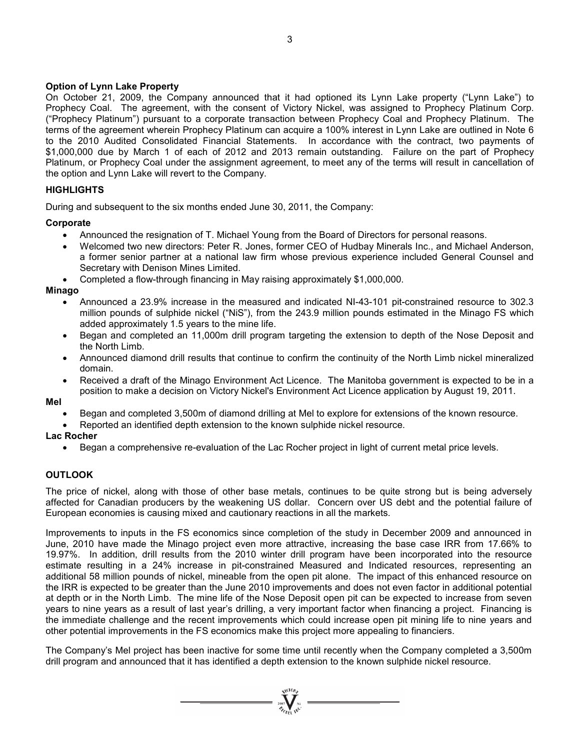**Option of Lynn Lake Property**

On October 21, 2009, the Company announced that it had optioned its Lynn Lake property ("Lynn Lake") to Prophecy Coal. The agreement, with the consent of Victory Nickel, was assigned to Prophecy Platinum Corp. ("Prophecy Platinum") pursuant to a corporate transaction between Prophecy Coal and Prophecy Platinum. The terms of the agreement wherein Prophecy Platinum can acquire a 100% interest in Lynn Lake are outlined in Note 6 to the 2010 Audited Consolidated Financial Statements. In accordance with the contract, two payments of \$1,000,000 due by March 1 of each of 2012 and 2013 remain outstanding. Failure on the part of Prophecy Platinum, or Prophecy Coal under the assignment agreement, to meet any of the terms will result in cancellation of the option and Lynn Lake will revert to the Company.

## HIGHLIGHTS

During and subsequent to the six months ended June 30, 2011, the Company:

**Corporate**

- Announced the resignation of T. Michael Young from the Board of Directors for personal reasons.
- Welcomed two new directors: Peter R. Jones, former CEO of Hudbay Minerals Inc., and Michael Anderson, a former senior partner at a national law firm whose previous experience included General Counsel and Secretary with Denison Mines Limited.
- Completed a flow-through financing in May raising approximately \$1,000,000.

**Minago**

- Announced a 23.9% increase in the measured and indicated NI-43-101 pit-constrained resource to 302.3 million pounds of sulphide nickel ("NiS"), from the 243.9 million pounds estimated in the Minago FS which added approximately 1.5 years to the mine life.
- Began and completed an 11,000m drill program targeting the extension to depth of the Nose Deposit and the North Limb.
- Announced diamond drill results that continue to confirm the continuity of the North Limb nickel mineralized domain.
- Received a draft of the Minago Environment Act Licence. The Manitoba government is expected to be in a position to make a decision on Victory Nickel's Environment Act Licence application by August 19, 2011.

**Mel**

- Began and completed 3,500m of diamond drilling at Mel to explore for extensions of the known resource.
- Reported an identified depth extension to the known sulphide nickel resource.

**Lac Rocher**

- Began a comprehensive re-evaluation of the Lac Rocher project in light of current metal price levels.

## OUTLOOK

The price of nickel, along with those of other base metals, continues to be quite strong but is being adversely affected for Canadian producers by the weakening US dollar. Concern over US debt and the potential failure of European economies is causing mixed and cautionary reactions in all the markets.

Improvements to inputs in the FS economics since completion of the study in December 2009 and announced in June, 2010 have made the Minago project even more attractive, increasing the base case IRR from 17.66% to 19.97%. In addition, drill results from the 2010 winter drill program have been incorporated into the resource estimate resulting in a 24% increase in pit-constrained Measured and Indicated resources, representing an additional 58 million pounds of nickel, mineable from the open pit alone. The impact of this enhanced resource on the IRR is expected to be greater than the June 2010 improvements and does not even factor in additional potential at depth or in the North Limb. The mine life of the Nose Deposit open pit can be expected to increase from seven years to nine years as a result of last year's drilling, a very important factor when financing a project. Financing is the immediate challenge and the recent improvements which could increase open pit mining life to nine years and other potential improvements in the FS economics make this project more appealing to financiers.

The Company's Mel project has been inactive for some time until recently when the Company completed a 3,500m drill program and announced that it has identified a depth extension to the known sulphide nickel resource.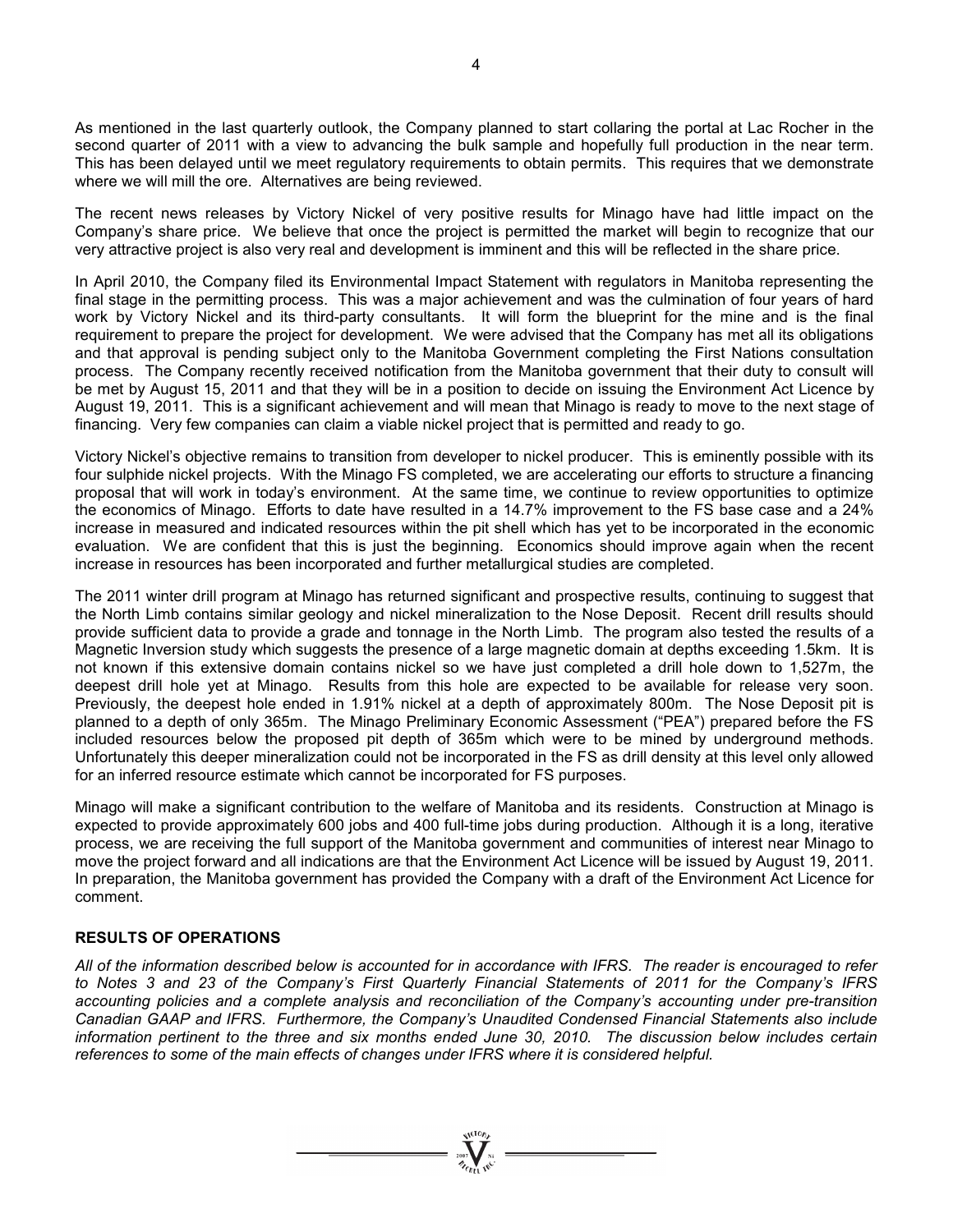As mentioned in the last quarterly outlook, the Company planned to start collaring the portal at Lac Rocher in the second quarter of 2011 with a view to advancing the bulk sample and hopefully full production in the near term. This has been delayed until we meet regulatory requirements to obtain permits. This requires that we demonstrate where we will mill the ore. Alternatives are being reviewed.

The recent news releases by Victory Nickel of very positive results for Minago have had little impact on the Company's share price. We believe that once the project is permitted the market will begin to recognize that our very attractive project is also very real and development is imminent and this will be reflected in the share price.

In April 2010, the Company filed its Environmental Impact Statement with regulators in Manitoba representing the final stage in the permitting process. This was a major achievement and was the culmination of four years of hard work by Victory Nickel and its third-party consultants. It will form the blueprint for the mine and is the final requirement to prepare the project for development. We were advised that the Company has met all its obligations and that approval is pending subject only to the Manitoba Government completing the First Nations consultation process. The Company recently received notification from the Manitoba government that their duty to consult will be met by August 15, 2011 and that they will be in a position to decide on issuing the Environment Act Licence by August 19, 2011. This is a significant achievement and will mean that Minago is ready to move to the next stage of financing. Very few companies can claim a viable nickel project that is permitted and ready to go.

Victory Nickel's objective remains to transition from developer to nickel producer. This is eminently possible with its four sulphide nickel projects. With the Minago FS completed, we are accelerating our efforts to structure a financing proposal that will work in today's environment. At the same time, we continue to review opportunities to optimize the economics of Minago. Efforts to date have resulted in a 14.7% improvement to the FS base case and a 24% increase in measured and indicated resources within the pit shell which has yet to be incorporated in the economic evaluation. We are confident that this is just the beginning. Economics should improve again when the recent increase in resources has been incorporated and further metallurgical studies are completed.

The 2011 winter drill program at Minago has returned significant and prospective results, continuing to suggest that the North Limb contains similar geology and nickel mineralization to the Nose Deposit. Recent drill results should provide sufficient data to provide a grade and tonnage in the North Limb. The program also tested the results of a Magnetic Inversion study which suggests the presence of a large magnetic domain at depths exceeding 1.5km. It is not known if this extensive domain contains nickel so we have just completed a drill hole down to 1,527m, the deepest drill hole yet at Minago. Results from this hole are expected to be available for release very soon. Previously, the deepest hole ended in 1.91% nickel at a depth of approximately 800m. The Nose Deposit pit is planned to a depth of only 365m. The Minago Preliminary Economic Assessment ("PEA") prepared before the FS included resources below the proposed pit depth of 365m which were to be mined by underground methods. Unfortunately this deeper mineralization could not be incorporated in the FS as drill density at this level only allowed for an inferred resource estimate which cannot be incorporated for FS purposes.

Minago will make a significant contribution to the welfare of Manitoba and its residents. Construction at Minago is expected to provide approximately 600 jobs and 400 full-time jobs during production. Although it is a long, iterative process, we are receiving the full support of the Manitoba government and communities of interest near Minago to move the project forward and all indications are that the Environment Act Licence will be issued by August 19, 2011. In preparation, the Manitoba government has provided the Company with a draft of the Environment Act Licence for comment.

## RESULTS OF OPERATIONS

*All of the information described below is accounted for in accordance with IFRS. The reader is encouraged to refer to Notes 3 and 23 of the Company's First Quarterly Financial Statements of 2011 for the Company's IFRS accounting policies and a complete analysis and reconciliation of the Company's accounting under pre-transition Canadian GAAP and IFRS. Furthermore, the Company's Unaudited Condensed Financial Statements also include information pertinent to the three and six months ended June 30, 2010. The discussion below includes certain references to some of the main effects of changes under IFRS where it is considered helpful.*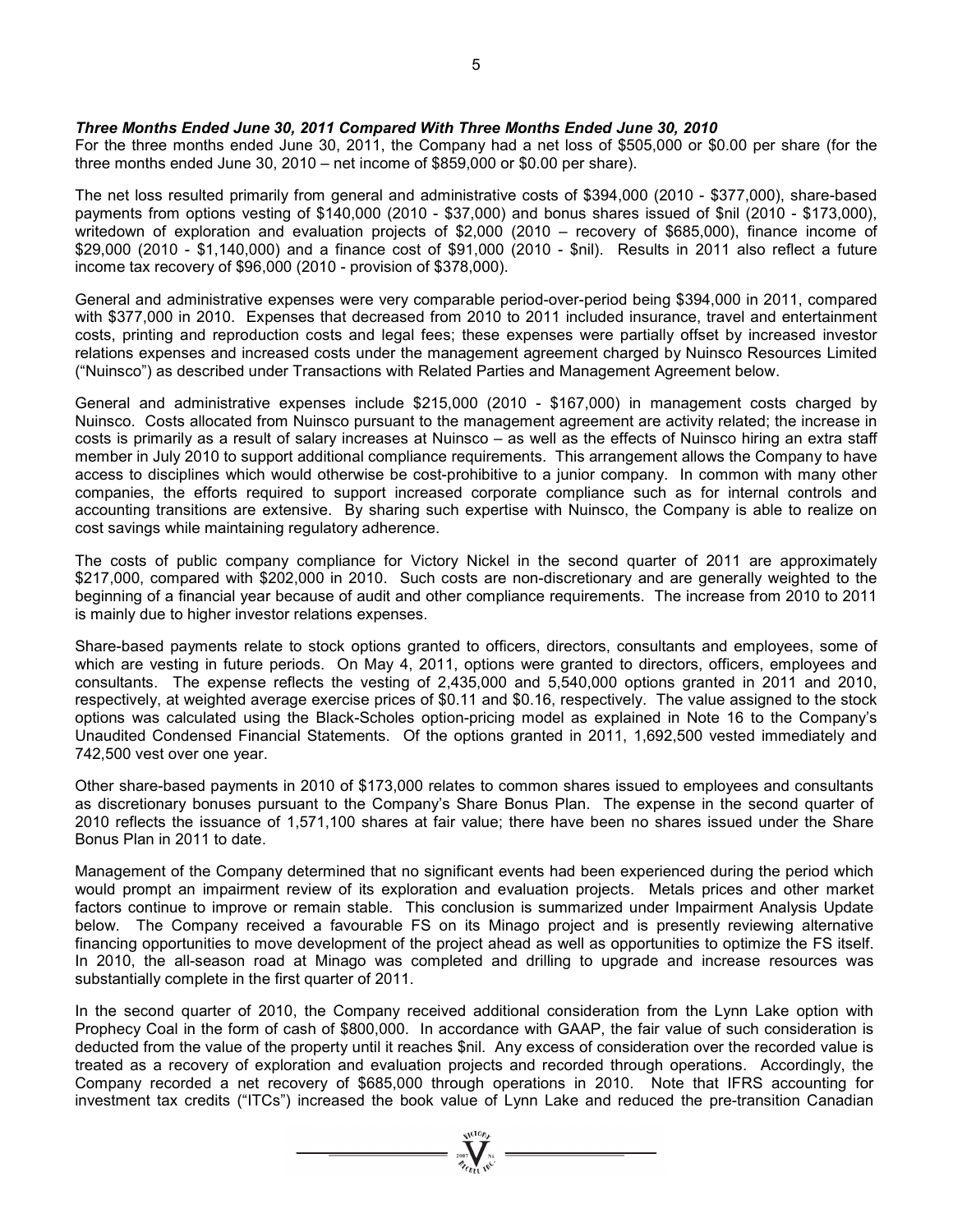***Three Months Ended June 30, 2011 Compared With Three Months Ended June 30, 2010***

For the three months ended June 30, 2011, the Company had a net loss of $505,000 or $0.00 per share (for the three months ended June 30, 2010 – net income of $859,000 or $0.00 per share).

The net loss resulted primarily from general and administrative costs of $394,000 (2010 - $377,000), share-based payments from options vesting of $140,000 (2010 - $37,000) and bonus shares issued of $nil (2010 - $173,000), writedown of exploration and evaluation projects of $2,000 (2010 – recovery of $685,000), finance income of $29,000 (2010 - $1,140,000) and a finance cost of $91,000 (2010 - $nil). Results in 2011 also reflect a future income tax recovery of $96,000 (2010 - provision of $378,000).

General and administrative expenses were very comparable period-over-period being $394,000 in 2011, compared with $377,000 in 2010. Expenses that decreased from 2010 to 2011 included insurance, travel and entertainment costs, printing and reproduction costs and legal fees; these expenses were partially offset by increased investor relations expenses and increased costs under the management agreement charged by Nuinsco Resources Limited ("Nuinsco") as described under Transactions with Related Parties and Management Agreement below.

General and administrative expenses include $215,000 (2010 - $167,000) in management costs charged by Nuinsco. Costs allocated from Nuinsco pursuant to the management agreement are activity related; the increase in costs is primarily as a result of salary increases at Nuinsco – as well as the effects of Nuinsco hiring an extra staff member in July 2010 to support additional compliance requirements. This arrangement allows the Company to have access to disciplines which would otherwise be cost-prohibitive to a junior company. In common with many other companies, the efforts required to support increased corporate compliance such as for internal controls and accounting transitions are extensive. By sharing such expertise with Nuinsco, the Company is able to realize on cost savings while maintaining regulatory adherence.

The costs of public company compliance for Victory Nickel in the second quarter of 2011 are approximately $217,000, compared with $202,000 in 2010. Such costs are non-discretionary and are generally weighted to the beginning of a financial year because of audit and other compliance requirements. The increase from 2010 to 2011 is mainly due to higher investor relations expenses.

Share-based payments relate to stock options granted to officers, directors, consultants and employees, some of which are vesting in future periods. On May 4, 2011, options were granted to directors, officers, employees and consultants. The expense reflects the vesting of 2,435,000 and 5,540,000 options granted in 2011 and 2010, respectively, at weighted average exercise prices of $0.11 and $0.16, respectively. The value assigned to the stock options was calculated using the Black-Scholes option-pricing model as explained in Note 16 to the Company's Unaudited Condensed Financial Statements. Of the options granted in 2011, 1,692,500 vested immediately and 742,500 vest over one year.

Other share-based payments in 2010 of $173,000 relates to common shares issued to employees and consultants as discretionary bonuses pursuant to the Company's Share Bonus Plan. The expense in the second quarter of 2010 reflects the issuance of 1,571,100 shares at fair value; there have been no shares issued under the Share Bonus Plan in 2011 to date.

Management of the Company determined that no significant events had been experienced during the period which would prompt an impairment review of its exploration and evaluation projects. Metals prices and other market factors continue to improve or remain stable. This conclusion is summarized under Impairment Analysis Update below. The Company received a favourable FS on its Minago project and is presently reviewing alternative financing opportunities to move development of the project ahead as well as opportunities to optimize the FS itself. In 2010, the all-season road at Minago was completed and drilling to upgrade and increase resources was substantially complete in the first quarter of 2011.

In the second quarter of 2010, the Company received additional consideration from the Lynn Lake option with Prophecy Coal in the form of cash of $800,000. In accordance with GAAP, the fair value of such consideration is deducted from the value of the property until it reaches $nil. Any excess of consideration over the recorded value is treated as a recovery of exploration and evaluation projects and recorded through operations. Accordingly, the Company recorded a net recovery of $685,000 through operations in 2010. Note that IFRS accounting for investment tax credits ("ITCs") increased the book value of Lynn Lake and reduced the pre-transition Canadian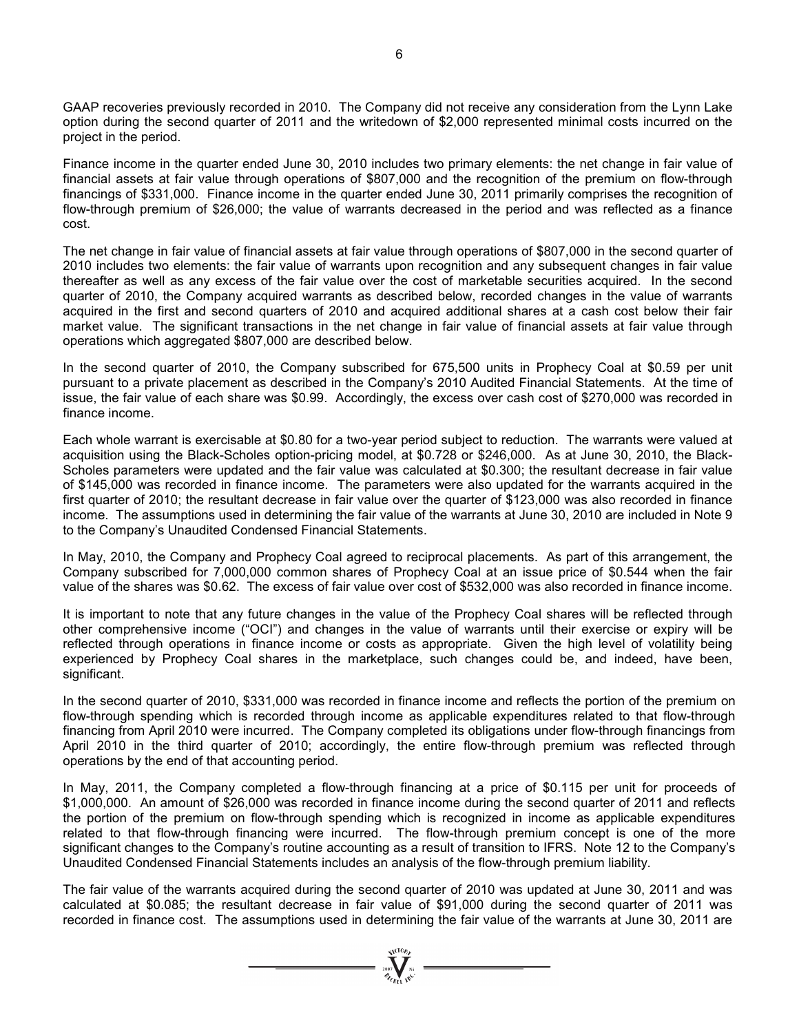GAAP recoveries previously recorded in 2010. The Company did not receive any consideration from the Lynn Lake option during the second quarter of 2011 and the writedown of $2,000 represented minimal costs incurred on the project in the period.

Finance income in the quarter ended June 30, 2010 includes two primary elements: the net change in fair value of financial assets at fair value through operations of $807,000 and the recognition of the premium on flow-through financings of $331,000. Finance income in the quarter ended June 30, 2011 primarily comprises the recognition of flow-through premium of $26,000; the value of warrants decreased in the period and was reflected as a finance cost.

The net change in fair value of financial assets at fair value through operations of $807,000 in the second quarter of 2010 includes two elements: the fair value of warrants upon recognition and any subsequent changes in fair value thereafter as well as any excess of the fair value over the cost of marketable securities acquired. In the second quarter of 2010, the Company acquired warrants as described below, recorded changes in the value of warrants acquired in the first and second quarters of 2010 and acquired additional shares at a cash cost below their fair market value. The significant transactions in the net change in fair value of financial assets at fair value through operations which aggregated $807,000 are described below.

In the second quarter of 2010, the Company subscribed for 675,500 units in Prophecy Coal at $0.59 per unit pursuant to a private placement as described in the Company's 2010 Audited Financial Statements. At the time of issue, the fair value of each share was $0.99. Accordingly, the excess over cash cost of $270,000 was recorded in finance income.

Each whole warrant is exercisable at $0.80 for a two-year period subject to reduction. The warrants were valued at acquisition using the Black-Scholes option-pricing model, at $0.728 or $246,000. As at June 30, 2010, the Black-Scholes parameters were updated and the fair value was calculated at $0.300; the resultant decrease in fair value of $145,000 was recorded in finance income. The parameters were also updated for the warrants acquired in the first quarter of 2010; the resultant decrease in fair value over the quarter of $123,000 was also recorded in finance income. The assumptions used in determining the fair value of the warrants at June 30, 2010 are included in Note 9 to the Company's Unaudited Condensed Financial Statements.

In May, 2010, the Company and Prophecy Coal agreed to reciprocal placements. As part of this arrangement, the Company subscribed for 7,000,000 common shares of Prophecy Coal at an issue price of $0.544 when the fair value of the shares was $0.62. The excess of fair value over cost of $532,000 was also recorded in finance income.

It is important to note that any future changes in the value of the Prophecy Coal shares will be reflected through other comprehensive income ("OCI") and changes in the value of warrants until their exercise or expiry will be reflected through operations in finance income or costs as appropriate. Given the high level of volatility being experienced by Prophecy Coal shares in the marketplace, such changes could be, and indeed, have been, significant.

In the second quarter of 2010, $331,000 was recorded in finance income and reflects the portion of the premium on flow-through spending which is recorded through income as applicable expenditures related to that flow-through financing from April 2010 were incurred. The Company completed its obligations under flow-through financings from April 2010 in the third quarter of 2010; accordingly, the entire flow-through premium was reflected through operations by the end of that accounting period.

In May, 2011, the Company completed a flow-through financing at a price of $0.115 per unit for proceeds of $1,000,000. An amount of $26,000 was recorded in finance income during the second quarter of 2011 and reflects the portion of the premium on flow-through spending which is recognized in income as applicable expenditures related to that flow-through financing were incurred. The flow-through premium concept is one of the more significant changes to the Company's routine accounting as a result of transition to IFRS. Note 12 to the Company's Unaudited Condensed Financial Statements includes an analysis of the flow-through premium liability.

The fair value of the warrants acquired during the second quarter of 2010 was updated at June 30, 2011 and was calculated at $0.085; the resultant decrease in fair value of $91,000 during the second quarter of 2011 was recorded in finance cost. The assumptions used in determining the fair value of the warrants at June 30, 2011 are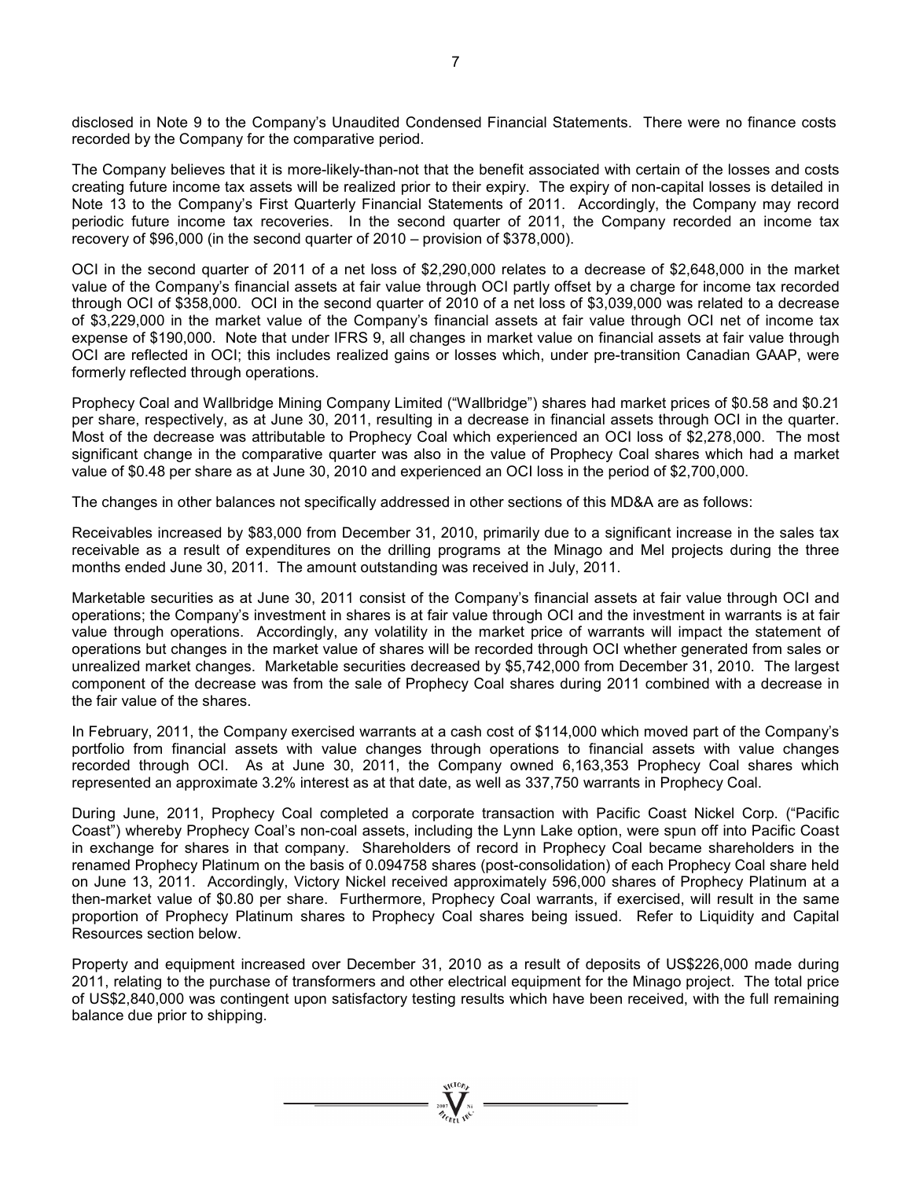disclosed in Note 9 to the Company's Unaudited Condensed Financial Statements. There were no finance costs recorded by the Company for the comparative period.

The Company believes that it is more-likely-than-not that the benefit associated with certain of the losses and costs creating future income tax assets will be realized prior to their expiry. The expiry of non-capital losses is detailed in Note 13 to the Company's First Quarterly Financial Statements of 2011. Accordingly, the Company may record periodic future income tax recoveries. In the second quarter of 2011, the Company recorded an income tax recovery of $96,000 (in the second quarter of 2010 – provision of $378,000).

OCI in the second quarter of 2011 of a net loss of $2,290,000 relates to a decrease of $2,648,000 in the market value of the Company's financial assets at fair value through OCI partly offset by a charge for income tax recorded through OCI of $358,000. OCI in the second quarter of 2010 of a net loss of $3,039,000 was related to a decrease of $3,229,000 in the market value of the Company's financial assets at fair value through OCI net of income tax expense of $190,000. Note that under IFRS 9, all changes in market value on financial assets at fair value through OCI are reflected in OCI; this includes realized gains or losses which, under pre-transition Canadian GAAP, were formerly reflected through operations.

Prophecy Coal and Wallbridge Mining Company Limited ("Wallbridge") shares had market prices of $0.58 and $0.21 per share, respectively, as at June 30, 2011, resulting in a decrease in financial assets through OCI in the quarter. Most of the decrease was attributable to Prophecy Coal which experienced an OCI loss of $2,278,000. The most significant change in the comparative quarter was also in the value of Prophecy Coal shares which had a market value of $0.48 per share as at June 30, 2010 and experienced an OCI loss in the period of $2,700,000.

The changes in other balances not specifically addressed in other sections of this MD&A are as follows:

Receivables increased by $83,000 from December 31, 2010, primarily due to a significant increase in the sales tax receivable as a result of expenditures on the drilling programs at the Minago and Mel projects during the three months ended June 30, 2011. The amount outstanding was received in July, 2011.

Marketable securities as at June 30, 2011 consist of the Company's financial assets at fair value through OCI and operations; the Company's investment in shares is at fair value through OCI and the investment in warrants is at fair value through operations. Accordingly, any volatility in the market price of warrants will impact the statement of operations but changes in the market value of shares will be recorded through OCI whether generated from sales or unrealized market changes. Marketable securities decreased by $5,742,000 from December 31, 2010. The largest component of the decrease was from the sale of Prophecy Coal shares during 2011 combined with a decrease in the fair value of the shares.

In February, 2011, the Company exercised warrants at a cash cost of $114,000 which moved part of the Company's portfolio from financial assets with value changes through operations to financial assets with value changes recorded through OCI. As at June 30, 2011, the Company owned 6,163,353 Prophecy Coal shares which represented an approximate 3.2% interest as at that date, as well as 337,750 warrants in Prophecy Coal.

During June, 2011, Prophecy Coal completed a corporate transaction with Pacific Coast Nickel Corp. ("Pacific Coast") whereby Prophecy Coal's non-coal assets, including the Lynn Lake option, were spun off into Pacific Coast in exchange for shares in that company. Shareholders of record in Prophecy Coal became shareholders in the renamed Prophecy Platinum on the basis of 0.094758 shares (post-consolidation) of each Prophecy Coal share held on June 13, 2011. Accordingly, Victory Nickel received approximately 596,000 shares of Prophecy Platinum at a then-market value of $0.80 per share. Furthermore, Prophecy Coal warrants, if exercised, will result in the same proportion of Prophecy Platinum shares to Prophecy Coal shares being issued. Refer to Liquidity and Capital Resources section below.

Property and equipment increased over December 31, 2010 as a result of deposits of US$226,000 made during 2011, relating to the purchase of transformers and other electrical equipment for the Minago project. The total price of US$2,840,000 was contingent upon satisfactory testing results which have been received, with the full remaining balance due prior to shipping.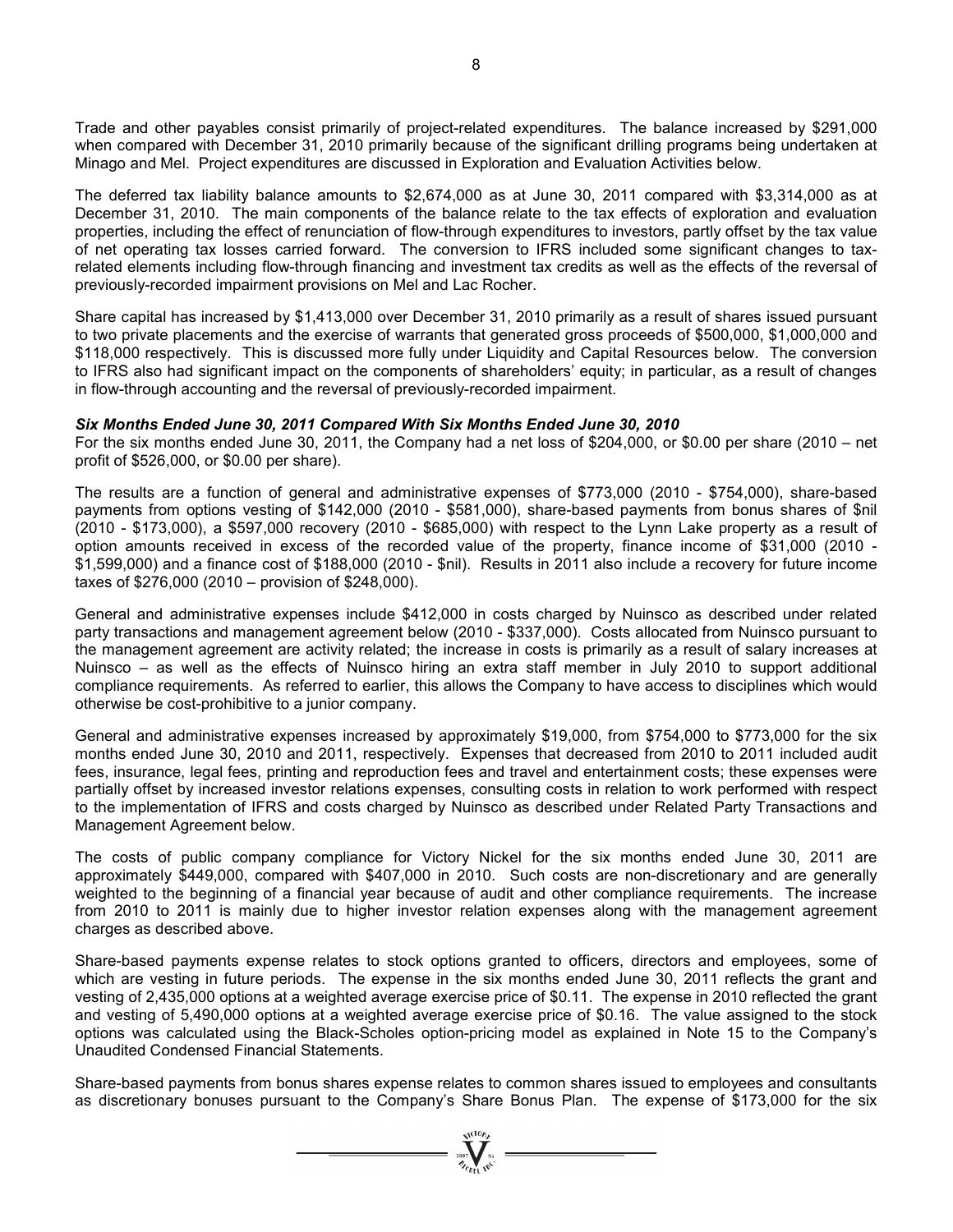Trade and other payables consist primarily of project-related expenditures. The balance increased by $291,000 when compared with December 31, 2010 primarily because of the significant drilling programs being undertaken at Minago and Mel. Project expenditures are discussed in Exploration and Evaluation Activities below.

The deferred tax liability balance amounts to $2,674,000 as at June 30, 2011 compared with $3,314,000 as at December 31, 2010. The main components of the balance relate to the tax effects of exploration and evaluation properties, including the effect of renunciation of flow-through expenditures to investors, partly offset by the tax value of net operating tax losses carried forward. The conversion to IFRS included some significant changes to tax-related elements including flow-through financing and investment tax credits as well as the effects of the reversal of previously-recorded impairment provisions on Mel and Lac Rocher.

Share capital has increased by $1,413,000 over December 31, 2010 primarily as a result of shares issued pursuant to two private placements and the exercise of warrants that generated gross proceeds of $500,000, $1,000,000 and $118,000 respectively. This is discussed more fully under Liquidity and Capital Resources below. The conversion to IFRS also had significant impact on the components of shareholders' equity; in particular, as a result of changes in flow-through accounting and the reversal of previously-recorded impairment.

***Six Months Ended June 30, 2011 Compared With Six Months Ended June 30, 2010***

For the six months ended June 30, 2011, the Company had a net loss of $204,000, or $0.00 per share (2010 – net profit of $526,000, or $0.00 per share).

The results are a function of general and administrative expenses of $773,000 (2010 - $754,000), share-based payments from options vesting of $142,000 (2010 - $581,000), share-based payments from bonus shares of $nil (2010 - $173,000), a $597,000 recovery (2010 - $685,000) with respect to the Lynn Lake property as a result of option amounts received in excess of the recorded value of the property, finance income of $31,000 (2010 - $1,599,000) and a finance cost of $188,000 (2010 - $nil). Results in 2011 also include a recovery for future income taxes of $276,000 (2010 – provision of $248,000).

General and administrative expenses include $412,000 in costs charged by Nuinsco as described under related party transactions and management agreement below (2010 - $337,000). Costs allocated from Nuinsco pursuant to the management agreement are activity related; the increase in costs is primarily as a result of salary increases at Nuinsco – as well as the effects of Nuinsco hiring an extra staff member in July 2010 to support additional compliance requirements. As referred to earlier, this allows the Company to have access to disciplines which would otherwise be cost-prohibitive to a junior company.

General and administrative expenses increased by approximately $19,000, from $754,000 to $773,000 for the six months ended June 30, 2010 and 2011, respectively. Expenses that decreased from 2010 to 2011 included audit fees, insurance, legal fees, printing and reproduction fees and travel and entertainment costs; these expenses were partially offset by increased investor relations expenses, consulting costs in relation to work performed with respect to the implementation of IFRS and costs charged by Nuinsco as described under Related Party Transactions and Management Agreement below.

The costs of public company compliance for Victory Nickel for the six months ended June 30, 2011 are approximately $449,000, compared with $407,000 in 2010. Such costs are non-discretionary and are generally weighted to the beginning of a financial year because of audit and other compliance requirements. The increase from 2010 to 2011 is mainly due to higher investor relation expenses along with the management agreement charges as described above.

Share-based payments expense relates to stock options granted to officers, directors and employees, some of which are vesting in future periods. The expense in the six months ended June 30, 2011 reflects the grant and vesting of 2,435,000 options at a weighted average exercise price of $0.11. The expense in 2010 reflected the grant and vesting of 5,490,000 options at a weighted average exercise price of $0.16. The value assigned to the stock options was calculated using the Black-Scholes option-pricing model as explained in Note 15 to the Company's Unaudited Condensed Financial Statements.

Share-based payments from bonus shares expense relates to common shares issued to employees and consultants as discretionary bonuses pursuant to the Company's Share Bonus Plan. The expense of $173,000 for the six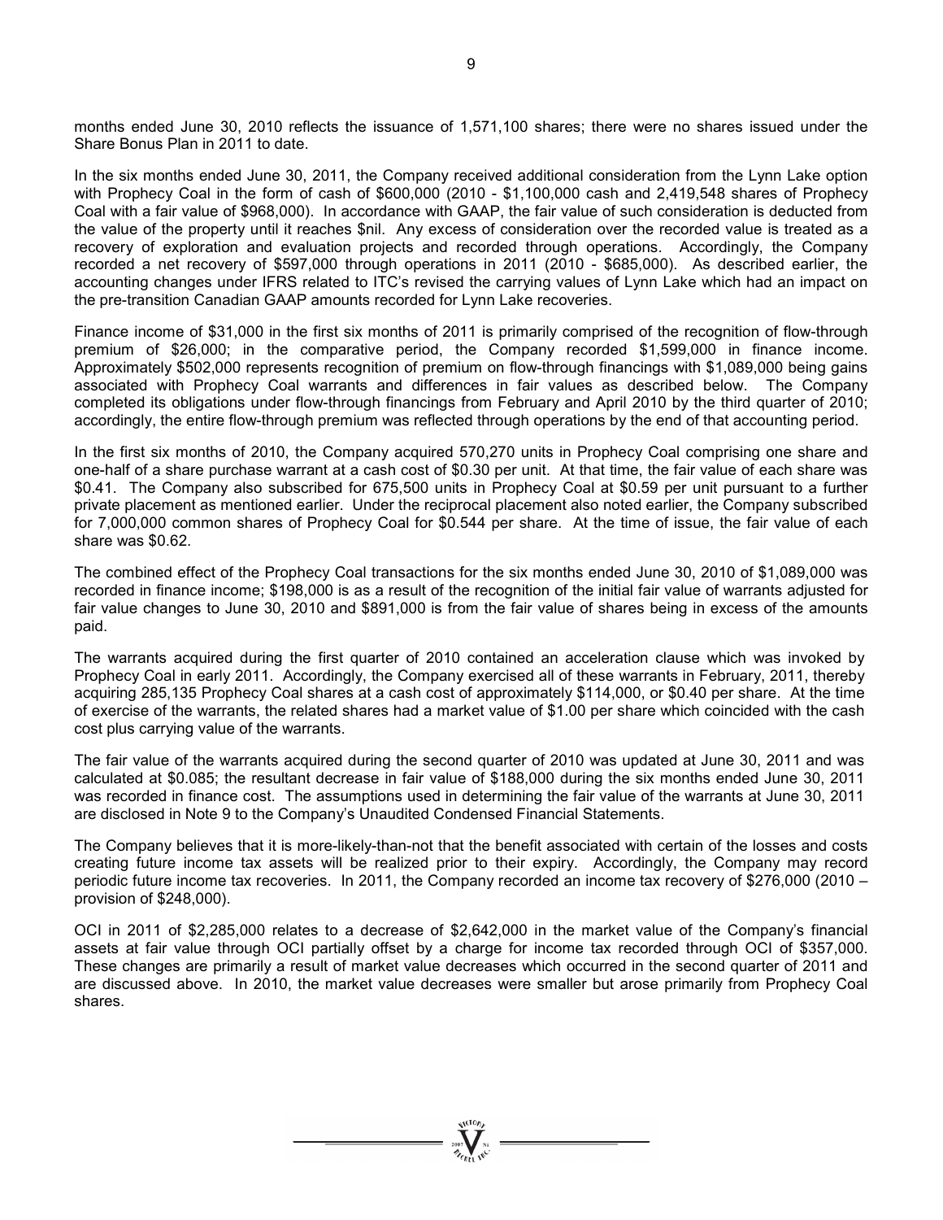months ended June 30, 2010 reflects the issuance of 1,571,100 shares; there were no shares issued under the Share Bonus Plan in 2011 to date.

In the six months ended June 30, 2011, the Company received additional consideration from the Lynn Lake option with Prophecy Coal in the form of cash of $600,000 (2010 - $1,100,000 cash and 2,419,548 shares of Prophecy Coal with a fair value of $968,000). In accordance with GAAP, the fair value of such consideration is deducted from the value of the property until it reaches $nil. Any excess of consideration over the recorded value is treated as a recovery of exploration and evaluation projects and recorded through operations. Accordingly, the Company recorded a net recovery of $597,000 through operations in 2011 (2010 - $685,000). As described earlier, the accounting changes under IFRS related to ITC's revised the carrying values of Lynn Lake which had an impact on the pre-transition Canadian GAAP amounts recorded for Lynn Lake recoveries.

Finance income of $31,000 in the first six months of 2011 is primarily comprised of the recognition of flow-through premium of $26,000; in the comparative period, the Company recorded $1,599,000 in finance income. Approximately $502,000 represents recognition of premium on flow-through financings with $1,089,000 being gains associated with Prophecy Coal warrants and differences in fair values as described below. The Company completed its obligations under flow-through financings from February and April 2010 by the third quarter of 2010; accordingly, the entire flow-through premium was reflected through operations by the end of that accounting period.

In the first six months of 2010, the Company acquired 570,270 units in Prophecy Coal comprising one share and one-half of a share purchase warrant at a cash cost of $0.30 per unit. At that time, the fair value of each share was $0.41. The Company also subscribed for 675,500 units in Prophecy Coal at $0.59 per unit pursuant to a further private placement as mentioned earlier. Under the reciprocal placement also noted earlier, the Company subscribed for 7,000,000 common shares of Prophecy Coal for $0.544 per share. At the time of issue, the fair value of each share was $0.62.

The combined effect of the Prophecy Coal transactions for the six months ended June 30, 2010 of $1,089,000 was recorded in finance income; $198,000 is as a result of the recognition of the initial fair value of warrants adjusted for fair value changes to June 30, 2010 and $891,000 is from the fair value of shares being in excess of the amounts paid.

The warrants acquired during the first quarter of 2010 contained an acceleration clause which was invoked by Prophecy Coal in early 2011. Accordingly, the Company exercised all of these warrants in February, 2011, thereby acquiring 285,135 Prophecy Coal shares at a cash cost of approximately $114,000, or $0.40 per share. At the time of exercise of the warrants, the related shares had a market value of $1.00 per share which coincided with the cash cost plus carrying value of the warrants.

The fair value of the warrants acquired during the second quarter of 2010 was updated at June 30, 2011 and was calculated at $0.085; the resultant decrease in fair value of $188,000 during the six months ended June 30, 2011 was recorded in finance cost. The assumptions used in determining the fair value of the warrants at June 30, 2011 are disclosed in Note 9 to the Company's Unaudited Condensed Financial Statements.

The Company believes that it is more-likely-than-not that the benefit associated with certain of the losses and costs creating future income tax assets will be realized prior to their expiry. Accordingly, the Company may record periodic future income tax recoveries. In 2011, the Company recorded an income tax recovery of $276,000 (2010 – provision of $248,000).

OCI in 2011 of $2,285,000 relates to a decrease of $2,642,000 in the market value of the Company's financial assets at fair value through OCI partially offset by a charge for income tax recorded through OCI of $357,000. These changes are primarily a result of market value decreases which occurred in the second quarter of 2011 and are discussed above. In 2010, the market value decreases were smaller but arose primarily from Prophecy Coal shares.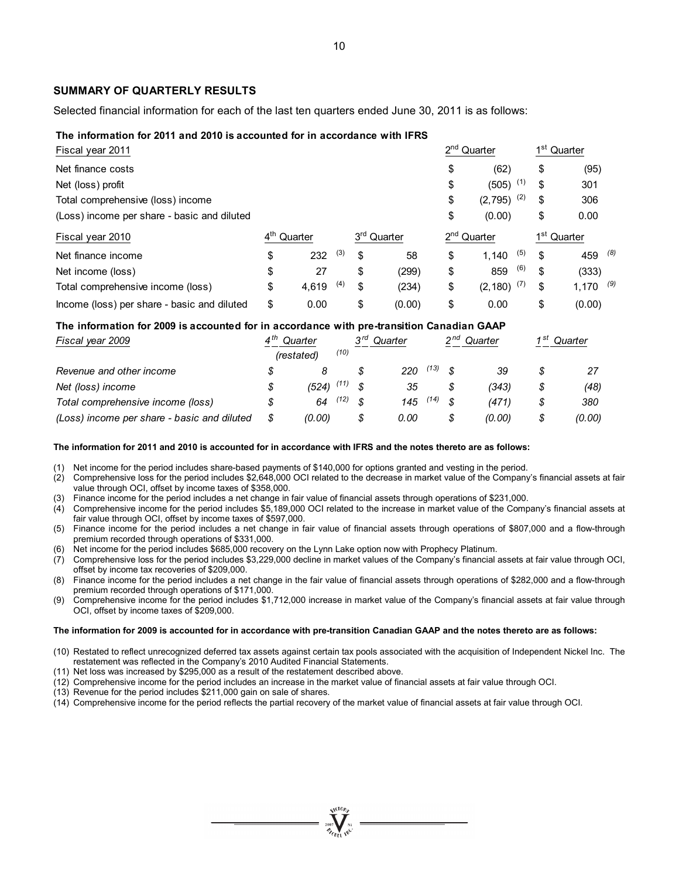## SUMMARY OF QUARTERLY RESULTS

Selected financial information for each of the last ten quarters ended June 30, 2011 is as follows:

**The information for 2011 and 2010 is accounted for in accordance with IFRS**

| Fiscal year 2011 | | | 2nd Quarter | 1st Quarter |
|---|---|---|---|---|
| Net finance costs | | | $ (62) | $ (95) |
| Net (loss) profit | | | $ (505) (1) | $ 301 |
| Total comprehensive (loss) income | | | $ (2,795) (2) | $ 306 |
| (Loss) income per share - basic and diluted | | | $ (0.00) | $ 0.00 |

| Fiscal year 2010 | 4th Quarter | 3rd Quarter | 2nd Quarter | 1st Quarter |
|---|---|---|---|---|
| Net finance income | $ 232 (3) | $ 58 | $ 1,140 (5) | $ 459 (8) |
| Net income (loss) | $ 27 | $ (299) | $ 859 (6) | $ (333) |
| Total comprehensive income (loss) | $ 4,619 (4) | $ (234) | $ (2,180) (7) | $ 1,170 (9) |
| Income (loss) per share - basic and diluted | $ 0.00 | $ (0.00) | $ 0.00 | $ (0.00) |

**The information for 2009 is accounted for in accordance with pre-transition Canadian GAAP**

| *Fiscal year 2009* | *4th Quarter (restated) (10)* | *3rd Quarter* | *2nd Quarter* | *1st Quarter* |
|---|---|---|---|---|
| *Revenue and other income* | *$ 8* | *$ 220 (13)* | *$ 39* | *$ 27* |
| *Net (loss) income* | *$ (524) (11)* | *$ 35* | *$ (343)* | *$ (48)* |
| *Total comprehensive income (loss)* | *$ 64 (12)* | *$ 145 (14)* | *$ (471)* | *$ 380* |
| *(Loss) income per share - basic and diluted* | *$ (0.00)* | *$ 0.00* | *$ (0.00)* | *$ (0.00)* |

**The information for 2011 and 2010 is accounted for in accordance with IFRS and the notes thereto are as follows:**

(1) Net income for the period includes share-based payments of $140,000 for options granted and vesting in the period.
(2) Comprehensive loss for the period includes $2,648,000 OCI related to the decrease in market value of the Company's financial assets at fair value through OCI, offset by income taxes of $358,000.
(3) Finance income for the period includes a net change in fair value of financial assets through operations of $231,000.
(4) Comprehensive income for the period includes $5,189,000 OCI related to the increase in market value of the Company's financial assets at fair value through OCI, offset by income taxes of $597,000.
(5) Finance income for the period includes a net change in fair value of financial assets through operations of $807,000 and a flow-through premium recorded through operations of $331,000.
(6) Net income for the period includes $685,000 recovery on the Lynn Lake option now with Prophecy Platinum.
(7) Comprehensive loss for the period includes $3,229,000 decline in market values of the Company's financial assets at fair value through OCI, offset by income tax recoveries of $209,000.
(8) Finance income for the period includes a net change in the fair value of financial assets through operations of $282,000 and a flow-through premium recorded through operations of $171,000.
(9) Comprehensive income for the period includes $1,712,000 increase in market value of the Company's financial assets at fair value through OCI, offset by income taxes of $209,000.

**The information for 2009 is accounted for in accordance with pre-transition Canadian GAAP and the notes thereto are as follows:**

(10) Restated to reflect unrecognized deferred tax assets against certain tax pools associated with the acquisition of Independent Nickel Inc. The restatement was reflected in the Company's 2010 Audited Financial Statements.
(11) Net loss was increased by $295,000 as a result of the restatement described above.
(12) Comprehensive income for the period includes an increase in the market value of financial assets at fair value through OCI.
(13) Revenue for the period includes $211,000 gain on sale of shares.
(14) Comprehensive income for the period reflects the partial recovery of the market value of financial assets at fair value through OCI.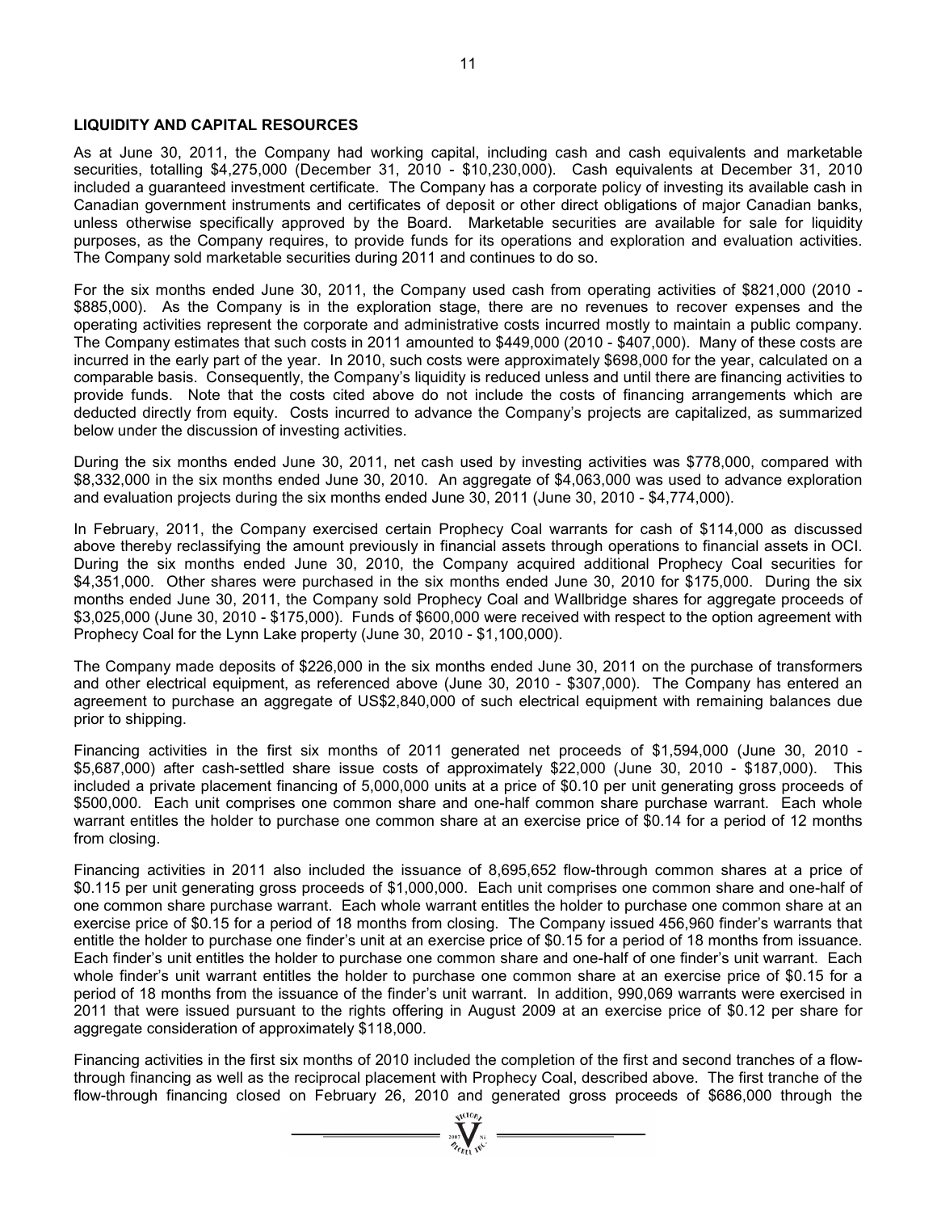## LIQUIDITY AND CAPITAL RESOURCES

As at June 30, 2011, the Company had working capital, including cash and cash equivalents and marketable securities, totalling $4,275,000 (December 31, 2010 - $10,230,000). Cash equivalents at December 31, 2010 included a guaranteed investment certificate. The Company has a corporate policy of investing its available cash in Canadian government instruments and certificates of deposit or other direct obligations of major Canadian banks, unless otherwise specifically approved by the Board. Marketable securities are available for sale for liquidity purposes, as the Company requires, to provide funds for its operations and exploration and evaluation activities. The Company sold marketable securities during 2011 and continues to do so.

For the six months ended June 30, 2011, the Company used cash from operating activities of $821,000 (2010 - $885,000). As the Company is in the exploration stage, there are no revenues to recover expenses and the operating activities represent the corporate and administrative costs incurred mostly to maintain a public company. The Company estimates that such costs in 2011 amounted to $449,000 (2010 - $407,000). Many of these costs are incurred in the early part of the year. In 2010, such costs were approximately $698,000 for the year, calculated on a comparable basis. Consequently, the Company's liquidity is reduced unless and until there are financing activities to provide funds. Note that the costs cited above do not include the costs of financing arrangements which are deducted directly from equity. Costs incurred to advance the Company's projects are capitalized, as summarized below under the discussion of investing activities.

During the six months ended June 30, 2011, net cash used by investing activities was $778,000, compared with $8,332,000 in the six months ended June 30, 2010. An aggregate of $4,063,000 was used to advance exploration and evaluation projects during the six months ended June 30, 2011 (June 30, 2010 - $4,774,000).

In February, 2011, the Company exercised certain Prophecy Coal warrants for cash of $114,000 as discussed above thereby reclassifying the amount previously in financial assets through operations to financial assets in OCI. During the six months ended June 30, 2010, the Company acquired additional Prophecy Coal securities for $4,351,000. Other shares were purchased in the six months ended June 30, 2010 for $175,000. During the six months ended June 30, 2011, the Company sold Prophecy Coal and Wallbridge shares for aggregate proceeds of $3,025,000 (June 30, 2010 - $175,000). Funds of $600,000 were received with respect to the option agreement with Prophecy Coal for the Lynn Lake property (June 30, 2010 - $1,100,000).

The Company made deposits of $226,000 in the six months ended June 30, 2011 on the purchase of transformers and other electrical equipment, as referenced above (June 30, 2010 - $307,000). The Company has entered an agreement to purchase an aggregate of US$2,840,000 of such electrical equipment with remaining balances due prior to shipping.

Financing activities in the first six months of 2011 generated net proceeds of $1,594,000 (June 30, 2010 - $5,687,000) after cash-settled share issue costs of approximately $22,000 (June 30, 2010 - $187,000). This included a private placement financing of 5,000,000 units at a price of $0.10 per unit generating gross proceeds of $500,000. Each unit comprises one common share and one-half common share purchase warrant. Each whole warrant entitles the holder to purchase one common share at an exercise price of $0.14 for a period of 12 months from closing.

Financing activities in 2011 also included the issuance of 8,695,652 flow-through common shares at a price of $0.115 per unit generating gross proceeds of $1,000,000. Each unit comprises one common share and one-half of one common share purchase warrant. Each whole warrant entitles the holder to purchase one common share at an exercise price of $0.15 for a period of 18 months from closing. The Company issued 456,960 finder's warrants that entitle the holder to purchase one finder's unit at an exercise price of $0.15 for a period of 18 months from issuance. Each finder's unit entitles the holder to purchase one common share and one-half of one finder's unit warrant. Each whole finder's unit warrant entitles the holder to purchase one common share at an exercise price of $0.15 for a period of 18 months from the issuance of the finder's unit warrant. In addition, 990,069 warrants were exercised in 2011 that were issued pursuant to the rights offering in August 2009 at an exercise price of $0.12 per share for aggregate consideration of approximately $118,000.

Financing activities in the first six months of 2010 included the completion of the first and second tranches of a flow-through financing as well as the reciprocal placement with Prophecy Coal, described above. The first tranche of the flow-through financing closed on February 26, 2010 and generated gross proceeds of $686,000 through the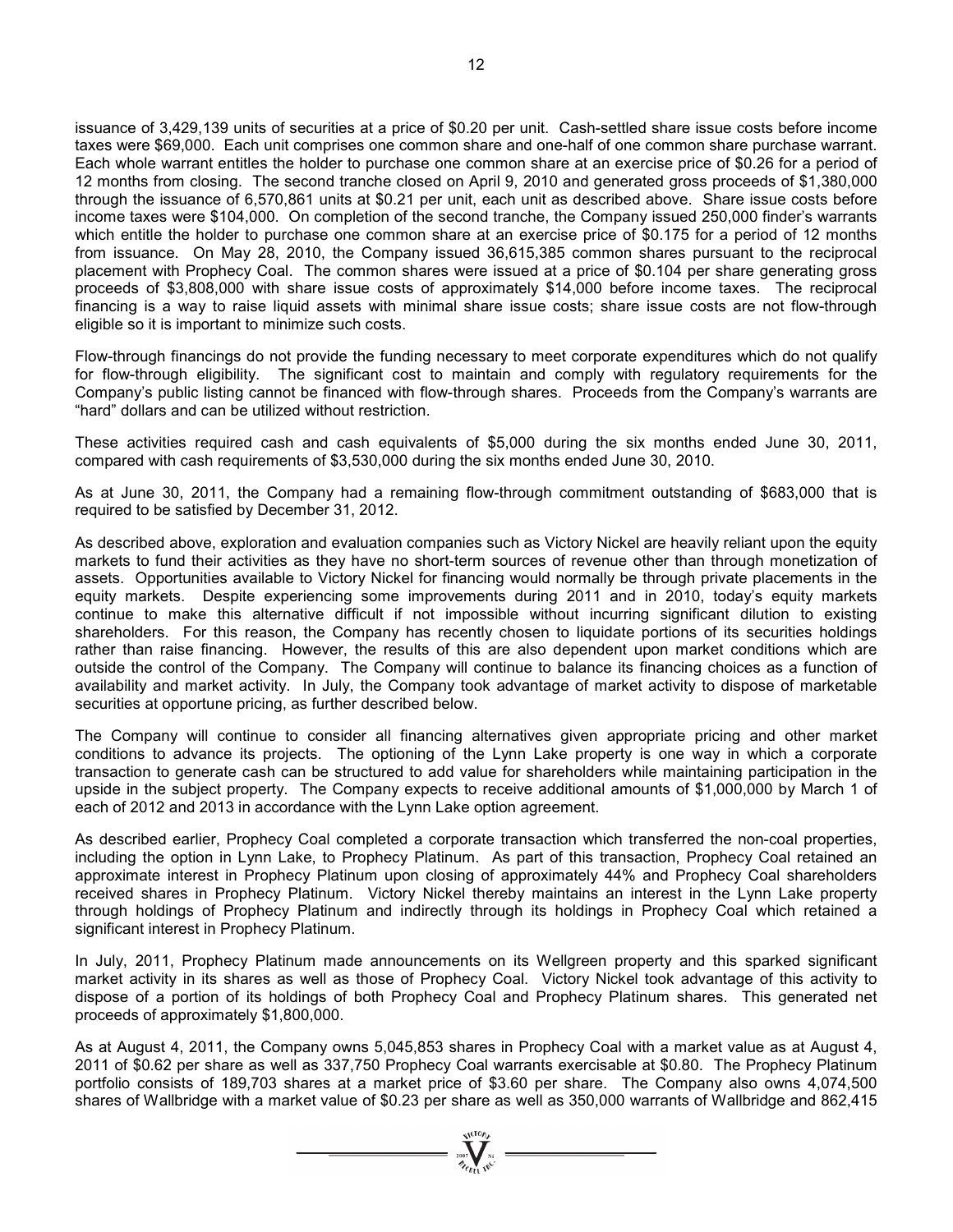issuance of 3,429,139 units of securities at a price of $0.20 per unit. Cash-settled share issue costs before income taxes were $69,000. Each unit comprises one common share and one-half of one common share purchase warrant. Each whole warrant entitles the holder to purchase one common share at an exercise price of $0.26 for a period of 12 months from closing. The second tranche closed on April 9, 2010 and generated gross proceeds of $1,380,000 through the issuance of 6,570,861 units at $0.21 per unit, each unit as described above. Share issue costs before income taxes were $104,000. On completion of the second tranche, the Company issued 250,000 finder's warrants which entitle the holder to purchase one common share at an exercise price of $0.175 for a period of 12 months from issuance. On May 28, 2010, the Company issued 36,615,385 common shares pursuant to the reciprocal placement with Prophecy Coal. The common shares were issued at a price of $0.104 per share generating gross proceeds of $3,808,000 with share issue costs of approximately $14,000 before income taxes. The reciprocal financing is a way to raise liquid assets with minimal share issue costs; share issue costs are not flow-through eligible so it is important to minimize such costs.

Flow-through financings do not provide the funding necessary to meet corporate expenditures which do not qualify for flow-through eligibility. The significant cost to maintain and comply with regulatory requirements for the Company's public listing cannot be financed with flow-through shares. Proceeds from the Company's warrants are "hard" dollars and can be utilized without restriction.

These activities required cash and cash equivalents of $5,000 during the six months ended June 30, 2011, compared with cash requirements of $3,530,000 during the six months ended June 30, 2010.

As at June 30, 2011, the Company had a remaining flow-through commitment outstanding of $683,000 that is required to be satisfied by December 31, 2012.

As described above, exploration and evaluation companies such as Victory Nickel are heavily reliant upon the equity markets to fund their activities as they have no short-term sources of revenue other than through monetization of assets. Opportunities available to Victory Nickel for financing would normally be through private placements in the equity markets. Despite experiencing some improvements during 2011 and in 2010, today's equity markets continue to make this alternative difficult if not impossible without incurring significant dilution to existing shareholders. For this reason, the Company has recently chosen to liquidate portions of its securities holdings rather than raise financing. However, the results of this are also dependent upon market conditions which are outside the control of the Company. The Company will continue to balance its financing choices as a function of availability and market activity. In July, the Company took advantage of market activity to dispose of marketable securities at opportune pricing, as further described below.

The Company will continue to consider all financing alternatives given appropriate pricing and other market conditions to advance its projects. The optioning of the Lynn Lake property is one way in which a corporate transaction to generate cash can be structured to add value for shareholders while maintaining participation in the upside in the subject property. The Company expects to receive additional amounts of $1,000,000 by March 1 of each of 2012 and 2013 in accordance with the Lynn Lake option agreement.

As described earlier, Prophecy Coal completed a corporate transaction which transferred the non-coal properties, including the option in Lynn Lake, to Prophecy Platinum. As part of this transaction, Prophecy Coal retained an approximate interest in Prophecy Platinum upon closing of approximately 44% and Prophecy Coal shareholders received shares in Prophecy Platinum. Victory Nickel thereby maintains an interest in the Lynn Lake property through holdings of Prophecy Platinum and indirectly through its holdings in Prophecy Coal which retained a significant interest in Prophecy Platinum.

In July, 2011, Prophecy Platinum made announcements on its Wellgreen property and this sparked significant market activity in its shares as well as those of Prophecy Coal. Victory Nickel took advantage of this activity to dispose of a portion of its holdings of both Prophecy Coal and Prophecy Platinum shares. This generated net proceeds of approximately $1,800,000.

As at August 4, 2011, the Company owns 5,045,853 shares in Prophecy Coal with a market value as at August 4, 2011 of $0.62 per share as well as 337,750 Prophecy Coal warrants exercisable at $0.80. The Prophecy Platinum portfolio consists of 189,703 shares at a market price of $3.60 per share. The Company also owns 4,074,500 shares of Wallbridge with a market value of $0.23 per share as well as 350,000 warrants of Wallbridge and 862,415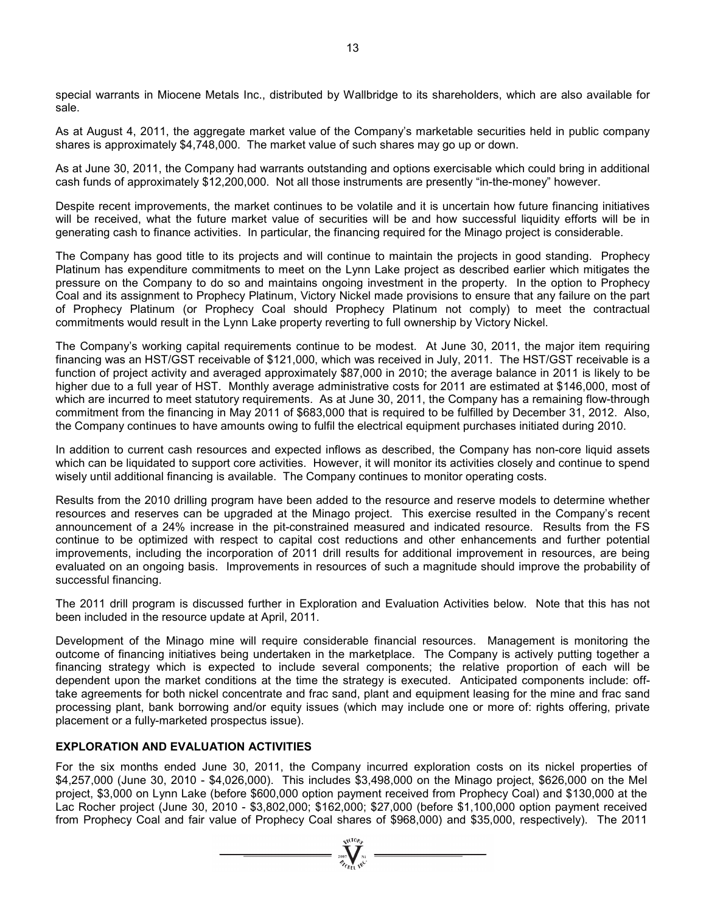special warrants in Miocene Metals Inc., distributed by Wallbridge to its shareholders, which are also available for sale.

As at August 4, 2011, the aggregate market value of the Company's marketable securities held in public company shares is approximately $4,748,000. The market value of such shares may go up or down.

As at June 30, 2011, the Company had warrants outstanding and options exercisable which could bring in additional cash funds of approximately $12,200,000. Not all those instruments are presently "in-the-money" however.

Despite recent improvements, the market continues to be volatile and it is uncertain how future financing initiatives will be received, what the future market value of securities will be and how successful liquidity efforts will be in generating cash to finance activities. In particular, the financing required for the Minago project is considerable.

The Company has good title to its projects and will continue to maintain the projects in good standing. Prophecy Platinum has expenditure commitments to meet on the Lynn Lake project as described earlier which mitigates the pressure on the Company to do so and maintains ongoing investment in the property. In the option to Prophecy Coal and its assignment to Prophecy Platinum, Victory Nickel made provisions to ensure that any failure on the part of Prophecy Platinum (or Prophecy Coal should Prophecy Platinum not comply) to meet the contractual commitments would result in the Lynn Lake property reverting to full ownership by Victory Nickel.

The Company's working capital requirements continue to be modest. At June 30, 2011, the major item requiring financing was an HST/GST receivable of $121,000, which was received in July, 2011. The HST/GST receivable is a function of project activity and averaged approximately $87,000 in 2010; the average balance in 2011 is likely to be higher due to a full year of HST. Monthly average administrative costs for 2011 are estimated at $146,000, most of which are incurred to meet statutory requirements. As at June 30, 2011, the Company has a remaining flow-through commitment from the financing in May 2011 of $683,000 that is required to be fulfilled by December 31, 2012. Also, the Company continues to have amounts owing to fulfil the electrical equipment purchases initiated during 2010.

In addition to current cash resources and expected inflows as described, the Company has non-core liquid assets which can be liquidated to support core activities. However, it will monitor its activities closely and continue to spend wisely until additional financing is available. The Company continues to monitor operating costs.

Results from the 2010 drilling program have been added to the resource and reserve models to determine whether resources and reserves can be upgraded at the Minago project. This exercise resulted in the Company's recent announcement of a 24% increase in the pit-constrained measured and indicated resource. Results from the FS continue to be optimized with respect to capital cost reductions and other enhancements and further potential improvements, including the incorporation of 2011 drill results for additional improvement in resources, are being evaluated on an ongoing basis. Improvements in resources of such a magnitude should improve the probability of successful financing.

The 2011 drill program is discussed further in Exploration and Evaluation Activities below. Note that this has not been included in the resource update at April, 2011.

Development of the Minago mine will require considerable financial resources. Management is monitoring the outcome of financing initiatives being undertaken in the marketplace. The Company is actively putting together a financing strategy which is expected to include several components; the relative proportion of each will be dependent upon the market conditions at the time the strategy is executed. Anticipated components include: off-take agreements for both nickel concentrate and frac sand, plant and equipment leasing for the mine and frac sand processing plant, bank borrowing and/or equity issues (which may include one or more of: rights offering, private placement or a fully-marketed prospectus issue).

## EXPLORATION AND EVALUATION ACTIVITIES

For the six months ended June 30, 2011, the Company incurred exploration costs on its nickel properties of $4,257,000 (June 30, 2010 - $4,026,000). This includes $3,498,000 on the Minago project, $626,000 on the Mel project, $3,000 on Lynn Lake (before $600,000 option payment received from Prophecy Coal) and $130,000 at the Lac Rocher project (June 30, 2010 - $3,802,000; $162,000; $27,000 (before $1,100,000 option payment received from Prophecy Coal and fair value of Prophecy Coal shares of $968,000) and $35,000, respectively). The 2011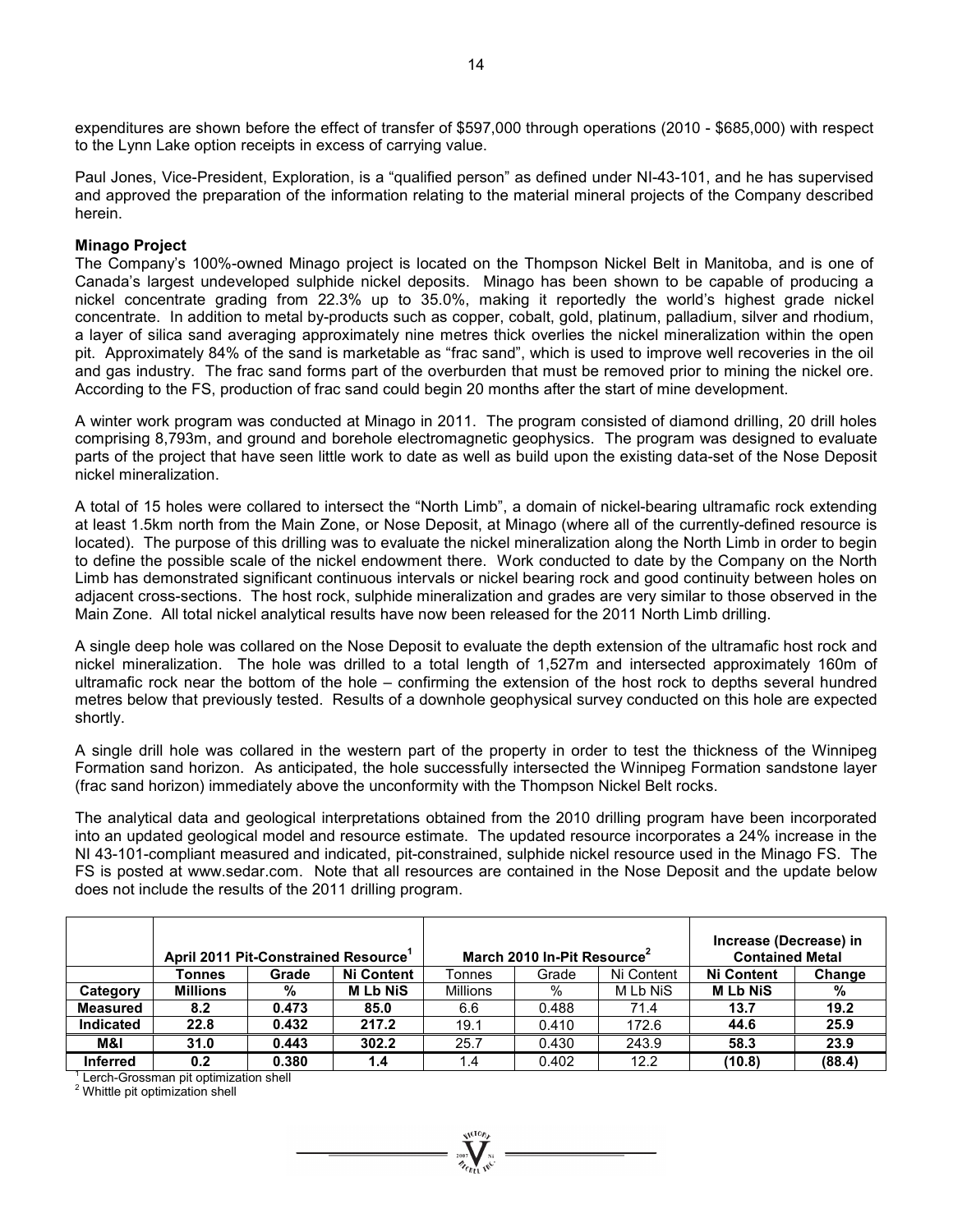expenditures are shown before the effect of transfer of $597,000 through operations (2010 - $685,000) with respect to the Lynn Lake option receipts in excess of carrying value.

Paul Jones, Vice-President, Exploration, is a "qualified person" as defined under NI-43-101, and he has supervised and approved the preparation of the information relating to the material mineral projects of the Company described herein.

**Minago Project**

The Company's 100%-owned Minago project is located on the Thompson Nickel Belt in Manitoba, and is one of Canada's largest undeveloped sulphide nickel deposits. Minago has been shown to be capable of producing a nickel concentrate grading from 22.3% up to 35.0%, making it reportedly the world's highest grade nickel concentrate. In addition to metal by-products such as copper, cobalt, gold, platinum, palladium, silver and rhodium, a layer of silica sand averaging approximately nine metres thick overlies the nickel mineralization within the open pit. Approximately 84% of the sand is marketable as "frac sand", which is used to improve well recoveries in the oil and gas industry. The frac sand forms part of the overburden that must be removed prior to mining the nickel ore. According to the FS, production of frac sand could begin 20 months after the start of mine development.

A winter work program was conducted at Minago in 2011. The program consisted of diamond drilling, 20 drill holes comprising 8,793m, and ground and borehole electromagnetic geophysics. The program was designed to evaluate parts of the project that have seen little work to date as well as build upon the existing data-set of the Nose Deposit nickel mineralization.

A total of 15 holes were collared to intersect the "North Limb", a domain of nickel-bearing ultramafic rock extending at least 1.5km north from the Main Zone, or Nose Deposit, at Minago (where all of the currently-defined resource is located). The purpose of this drilling was to evaluate the nickel mineralization along the North Limb in order to begin to define the possible scale of the nickel endowment there. Work conducted to date by the Company on the North Limb has demonstrated significant continuous intervals or nickel bearing rock and good continuity between holes on adjacent cross-sections. The host rock, sulphide mineralization and grades are very similar to those observed in the Main Zone. All total nickel analytical results have now been released for the 2011 North Limb drilling.

A single deep hole was collared on the Nose Deposit to evaluate the depth extension of the ultramafic host rock and nickel mineralization. The hole was drilled to a total length of 1,527m and intersected approximately 160m of ultramafic rock near the bottom of the hole – confirming the extension of the host rock to depths several hundred metres below that previously tested. Results of a downhole geophysical survey conducted on this hole are expected shortly.

A single drill hole was collared in the western part of the property in order to test the thickness of the Winnipeg Formation sand horizon. As anticipated, the hole successfully intersected the Winnipeg Formation sandstone layer (frac sand horizon) immediately above the unconformity with the Thompson Nickel Belt rocks.

The analytical data and geological interpretations obtained from the 2010 drilling program have been incorporated into an updated geological model and resource estimate. The updated resource incorporates a 24% increase in the NI 43-101-compliant measured and indicated, pit-constrained, sulphide nickel resource used in the Minago FS. The FS is posted at www.sedar.com. Note that all resources are contained in the Nose Deposit and the update below does not include the results of the 2011 drilling program.

| | **April 2011 Pit-Constrained Resource[1]** | | | **March 2010 In-Pit Resource[2]** | | | **Increase (Decrease) in Contained Metal** | |
|---|---|---|---|---|---|---|---|---|
| | **Tonnes** | **Grade** | **Ni Content** | Tonnes | Grade | Ni Content | **Ni Content** | **Change** |
| **Category** | **Millions** | **%** | **M Lb NiS** | Millions | % | M Lb NiS | **M Lb NiS** | **%** |
| **Measured** | **8.2** | **0.473** | **85.0** | 6.6 | 0.488 | 71.4 | **13.7** | **19.2** |
| **Indicated** | **22.8** | **0.432** | **217.2** | 19.1 | 0.410 | 172.6 | **44.6** | **25.9** |
| **M&I** | **31.0** | **0.443** | **302.2** | 25.7 | 0.430 | 243.9 | **58.3** | **23.9** |
| **Inferred** | **0.2** | **0.380** | **1.4** | 1.4 | 0.402 | 12.2 | **(10.8)** | **(88.4)** |

[1] Lerch-Grossman pit optimization shell
[2] Whittle pit optimization shell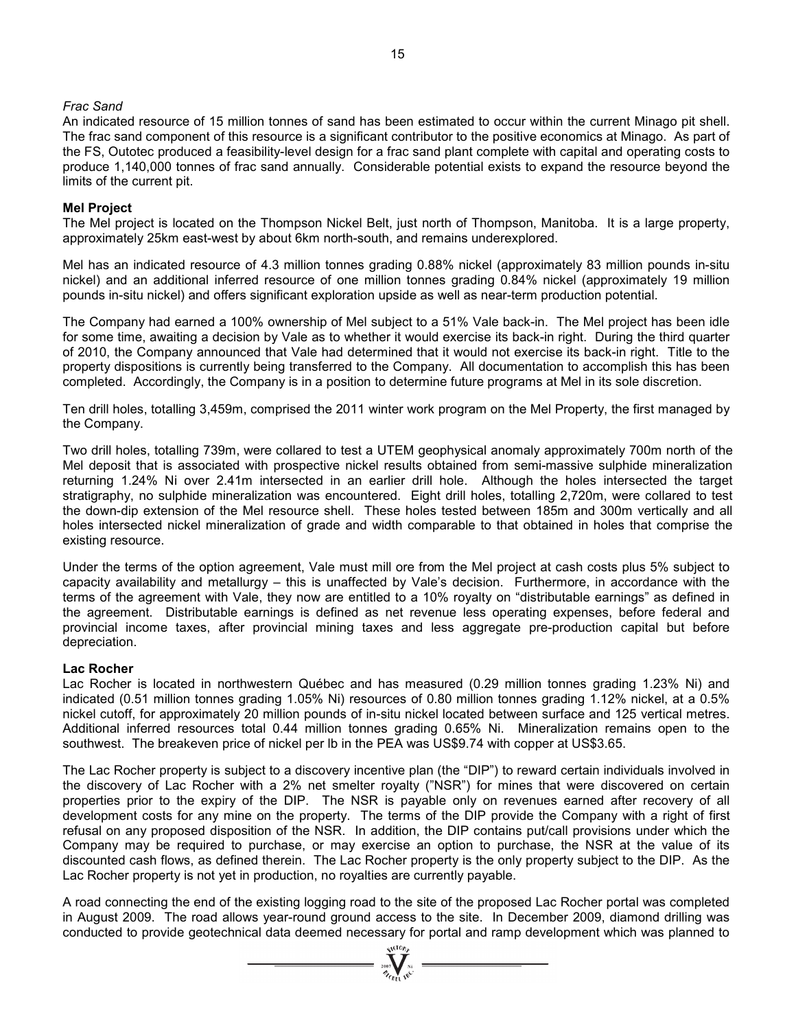*Frac Sand*

An indicated resource of 15 million tonnes of sand has been estimated to occur within the current Minago pit shell. The frac sand component of this resource is a significant contributor to the positive economics at Minago. As part of the FS, Outotec produced a feasibility-level design for a frac sand plant complete with capital and operating costs to produce 1,140,000 tonnes of frac sand annually. Considerable potential exists to expand the resource beyond the limits of the current pit.

**Mel Project**

The Mel project is located on the Thompson Nickel Belt, just north of Thompson, Manitoba. It is a large property, approximately 25km east-west by about 6km north-south, and remains underexplored.

Mel has an indicated resource of 4.3 million tonnes grading 0.88% nickel (approximately 83 million pounds in-situ nickel) and an additional inferred resource of one million tonnes grading 0.84% nickel (approximately 19 million pounds in-situ nickel) and offers significant exploration upside as well as near-term production potential.

The Company had earned a 100% ownership of Mel subject to a 51% Vale back-in. The Mel project has been idle for some time, awaiting a decision by Vale as to whether it would exercise its back-in right. During the third quarter of 2010, the Company announced that Vale had determined that it would not exercise its back-in right. Title to the property dispositions is currently being transferred to the Company. All documentation to accomplish this has been completed. Accordingly, the Company is in a position to determine future programs at Mel in its sole discretion.

Ten drill holes, totalling 3,459m, comprised the 2011 winter work program on the Mel Property, the first managed by the Company.

Two drill holes, totalling 739m, were collared to test a UTEM geophysical anomaly approximately 700m north of the Mel deposit that is associated with prospective nickel results obtained from semi-massive sulphide mineralization returning 1.24% Ni over 2.41m intersected in an earlier drill hole. Although the holes intersected the target stratigraphy, no sulphide mineralization was encountered. Eight drill holes, totalling 2,720m, were collared to test the down-dip extension of the Mel resource shell. These holes tested between 185m and 300m vertically and all holes intersected nickel mineralization of grade and width comparable to that obtained in holes that comprise the existing resource.

Under the terms of the option agreement, Vale must mill ore from the Mel project at cash costs plus 5% subject to capacity availability and metallurgy – this is unaffected by Vale's decision. Furthermore, in accordance with the terms of the agreement with Vale, they now are entitled to a 10% royalty on "distributable earnings" as defined in the agreement. Distributable earnings is defined as net revenue less operating expenses, before federal and provincial income taxes, after provincial mining taxes and less aggregate pre-production capital but before depreciation.

**Lac Rocher**

Lac Rocher is located in northwestern Québec and has measured (0.29 million tonnes grading 1.23% Ni) and indicated (0.51 million tonnes grading 1.05% Ni) resources of 0.80 million tonnes grading 1.12% nickel, at a 0.5% nickel cutoff, for approximately 20 million pounds of in-situ nickel located between surface and 125 vertical metres. Additional inferred resources total 0.44 million tonnes grading 0.65% Ni. Mineralization remains open to the southwest. The breakeven price of nickel per lb in the PEA was US$9.74 with copper at US$3.65.

The Lac Rocher property is subject to a discovery incentive plan (the "DIP") to reward certain individuals involved in the discovery of Lac Rocher with a 2% net smelter royalty ("NSR") for mines that were discovered on certain properties prior to the expiry of the DIP. The NSR is payable only on revenues earned after recovery of all development costs for any mine on the property. The terms of the DIP provide the Company with a right of first refusal on any proposed disposition of the NSR. In addition, the DIP contains put/call provisions under which the Company may be required to purchase, or may exercise an option to purchase, the NSR at the value of its discounted cash flows, as defined therein. The Lac Rocher property is the only property subject to the DIP. As the Lac Rocher property is not yet in production, no royalties are currently payable.

A road connecting the end of the existing logging road to the site of the proposed Lac Rocher portal was completed in August 2009. The road allows year-round ground access to the site. In December 2009, diamond drilling was conducted to provide geotechnical data deemed necessary for portal and ramp development which was planned to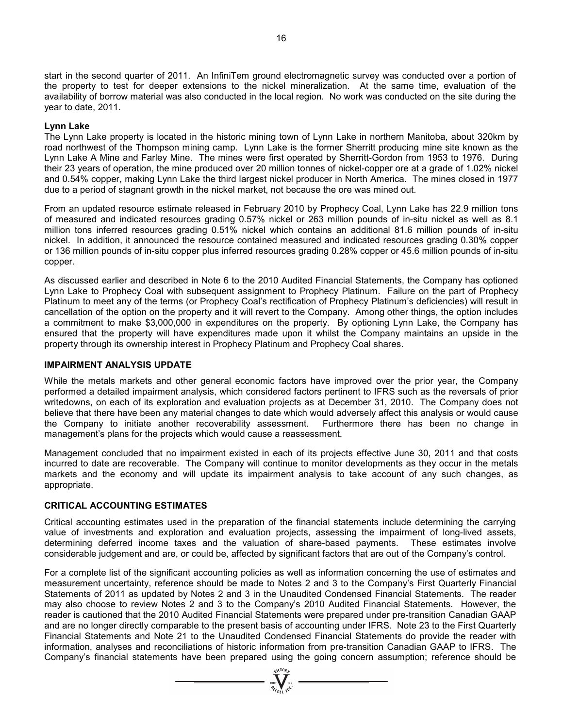start in the second quarter of 2011. An InfiniTem ground electromagnetic survey was conducted over a portion of the property to test for deeper extensions to the nickel mineralization. At the same time, evaluation of the availability of borrow material was also conducted in the local region. No work was conducted on the site during the year to date, 2011.

**Lynn Lake**

The Lynn Lake property is located in the historic mining town of Lynn Lake in northern Manitoba, about 320km by road northwest of the Thompson mining camp. Lynn Lake is the former Sherritt producing mine site known as the Lynn Lake A Mine and Farley Mine. The mines were first operated by Sherritt-Gordon from 1953 to 1976. During their 23 years of operation, the mine produced over 20 million tonnes of nickel-copper ore at a grade of 1.02% nickel and 0.54% copper, making Lynn Lake the third largest nickel producer in North America. The mines closed in 1977 due to a period of stagnant growth in the nickel market, not because the ore was mined out.

From an updated resource estimate released in February 2010 by Prophecy Coal, Lynn Lake has 22.9 million tons of measured and indicated resources grading 0.57% nickel or 263 million pounds of in-situ nickel as well as 8.1 million tons inferred resources grading 0.51% nickel which contains an additional 81.6 million pounds of in-situ nickel. In addition, it announced the resource contained measured and indicated resources grading 0.30% copper or 136 million pounds of in-situ copper plus inferred resources grading 0.28% copper or 45.6 million pounds of in-situ copper.

As discussed earlier and described in Note 6 to the 2010 Audited Financial Statements, the Company has optioned Lynn Lake to Prophecy Coal with subsequent assignment to Prophecy Platinum. Failure on the part of Prophecy Platinum to meet any of the terms (or Prophecy Coal's rectification of Prophecy Platinum's deficiencies) will result in cancellation of the option on the property and it will revert to the Company. Among other things, the option includes a commitment to make $3,000,000 in expenditures on the property. By optioning Lynn Lake, the Company has ensured that the property will have expenditures made upon it whilst the Company maintains an upside in the property through its ownership interest in Prophecy Platinum and Prophecy Coal shares.

## IMPAIRMENT ANALYSIS UPDATE

While the metals markets and other general economic factors have improved over the prior year, the Company performed a detailed impairment analysis, which considered factors pertinent to IFRS such as the reversals of prior writedowns, on each of its exploration and evaluation projects as at December 31, 2010. The Company does not believe that there have been any material changes to date which would adversely affect this analysis or would cause the Company to initiate another recoverability assessment. Furthermore there has been no change in management's plans for the projects which would cause a reassessment.

Management concluded that no impairment existed in each of its projects effective June 30, 2011 and that costs incurred to date are recoverable. The Company will continue to monitor developments as they occur in the metals markets and the economy and will update its impairment analysis to take account of any such changes, as appropriate.

## CRITICAL ACCOUNTING ESTIMATES

Critical accounting estimates used in the preparation of the financial statements include determining the carrying value of investments and exploration and evaluation projects, assessing the impairment of long-lived assets, determining deferred income taxes and the valuation of share-based payments. These estimates involve considerable judgement and are, or could be, affected by significant factors that are out of the Company's control.

For a complete list of the significant accounting policies as well as information concerning the use of estimates and measurement uncertainty, reference should be made to Notes 2 and 3 to the Company's First Quarterly Financial Statements of 2011 as updated by Notes 2 and 3 in the Unaudited Condensed Financial Statements. The reader may also choose to review Notes 2 and 3 to the Company's 2010 Audited Financial Statements. However, the reader is cautioned that the 2010 Audited Financial Statements were prepared under pre-transition Canadian GAAP and are no longer directly comparable to the present basis of accounting under IFRS. Note 23 to the First Quarterly Financial Statements and Note 21 to the Unaudited Condensed Financial Statements do provide the reader with information, analyses and reconciliations of historic information from pre-transition Canadian GAAP to IFRS. The Company's financial statements have been prepared using the going concern assumption; reference should be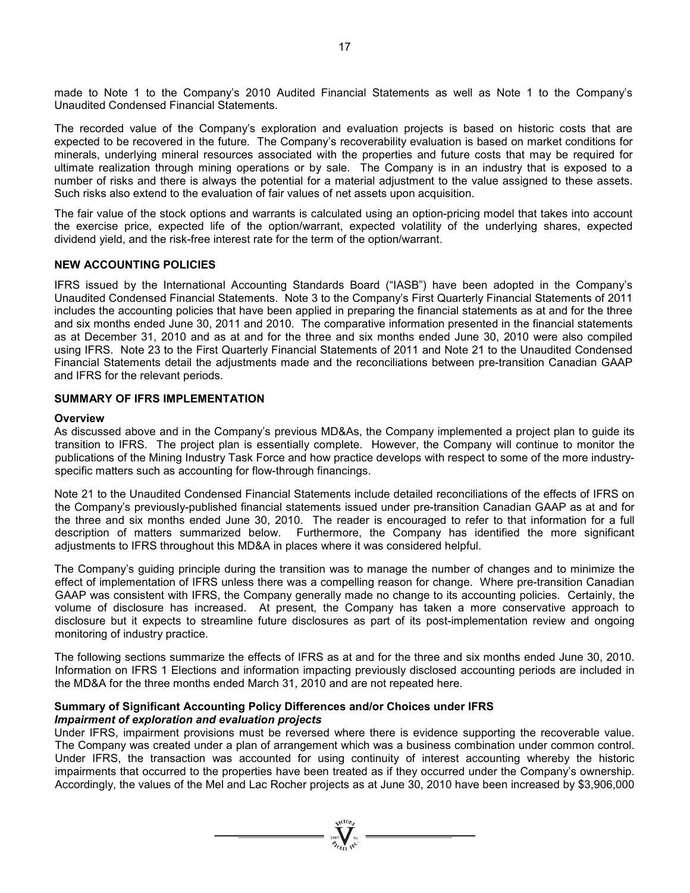made to Note 1 to the Company's 2010 Audited Financial Statements as well as Note 1 to the Company's Unaudited Condensed Financial Statements.

The recorded value of the Company's exploration and evaluation projects is based on historic costs that are expected to be recovered in the future. The Company's recoverability evaluation is based on market conditions for minerals, underlying mineral resources associated with the properties and future costs that may be required for ultimate realization through mining operations or by sale. The Company is in an industry that is exposed to a number of risks and there is always the potential for a material adjustment to the value assigned to these assets. Such risks also extend to the evaluation of fair values of net assets upon acquisition.

The fair value of the stock options and warrants is calculated using an option-pricing model that takes into account the exercise price, expected life of the option/warrant, expected volatility of the underlying shares, expected dividend yield, and the risk-free interest rate for the term of the option/warrant.

## NEW ACCOUNTING POLICIES

IFRS issued by the International Accounting Standards Board ("IASB") have been adopted in the Company's Unaudited Condensed Financial Statements. Note 3 to the Company's First Quarterly Financial Statements of 2011 includes the accounting policies that have been applied in preparing the financial statements as at and for the three and six months ended June 30, 2011 and 2010. The comparative information presented in the financial statements as at December 31, 2010 and as at and for the three and six months ended June 30, 2010 were also compiled using IFRS. Note 23 to the First Quarterly Financial Statements of 2011 and Note 21 to the Unaudited Condensed Financial Statements detail the adjustments made and the reconciliations between pre-transition Canadian GAAP and IFRS for the relevant periods.

## SUMMARY OF IFRS IMPLEMENTATION

### Overview

As discussed above and in the Company's previous MD&As, the Company implemented a project plan to guide its transition to IFRS. The project plan is essentially complete. However, the Company will continue to monitor the publications of the Mining Industry Task Force and how practice develops with respect to some of the more industry-specific matters such as accounting for flow-through financings.

Note 21 to the Unaudited Condensed Financial Statements include detailed reconciliations of the effects of IFRS on the Company's previously-published financial statements issued under pre-transition Canadian GAAP as at and for the three and six months ended June 30, 2010. The reader is encouraged to refer to that information for a full description of matters summarized below. Furthermore, the Company has identified the more significant adjustments to IFRS throughout this MD&A in places where it was considered helpful.

The Company's guiding principle during the transition was to manage the number of changes and to minimize the effect of implementation of IFRS unless there was a compelling reason for change. Where pre-transition Canadian GAAP was consistent with IFRS, the Company generally made no change to its accounting policies. Certainly, the volume of disclosure has increased. At present, the Company has taken a more conservative approach to disclosure but it expects to streamline future disclosures as part of its post-implementation review and ongoing monitoring of industry practice.

The following sections summarize the effects of IFRS as at and for the three and six months ended June 30, 2010. Information on IFRS 1 Elections and information impacting previously disclosed accounting periods are included in the MD&A for the three months ended March 31, 2010 and are not repeated here.

### Summary of Significant Accounting Policy Differences and/or Choices under IFRS

***Impairment of exploration and evaluation projects***

Under IFRS, impairment provisions must be reversed where there is evidence supporting the recoverable value. The Company was created under a plan of arrangement which was a business combination under common control. Under IFRS, the transaction was accounted for using continuity of interest accounting whereby the historic impairments that occurred to the properties have been treated as if they occurred under the Company's ownership. Accordingly, the values of the Mel and Lac Rocher projects as at June 30, 2010 have been increased by $3,906,000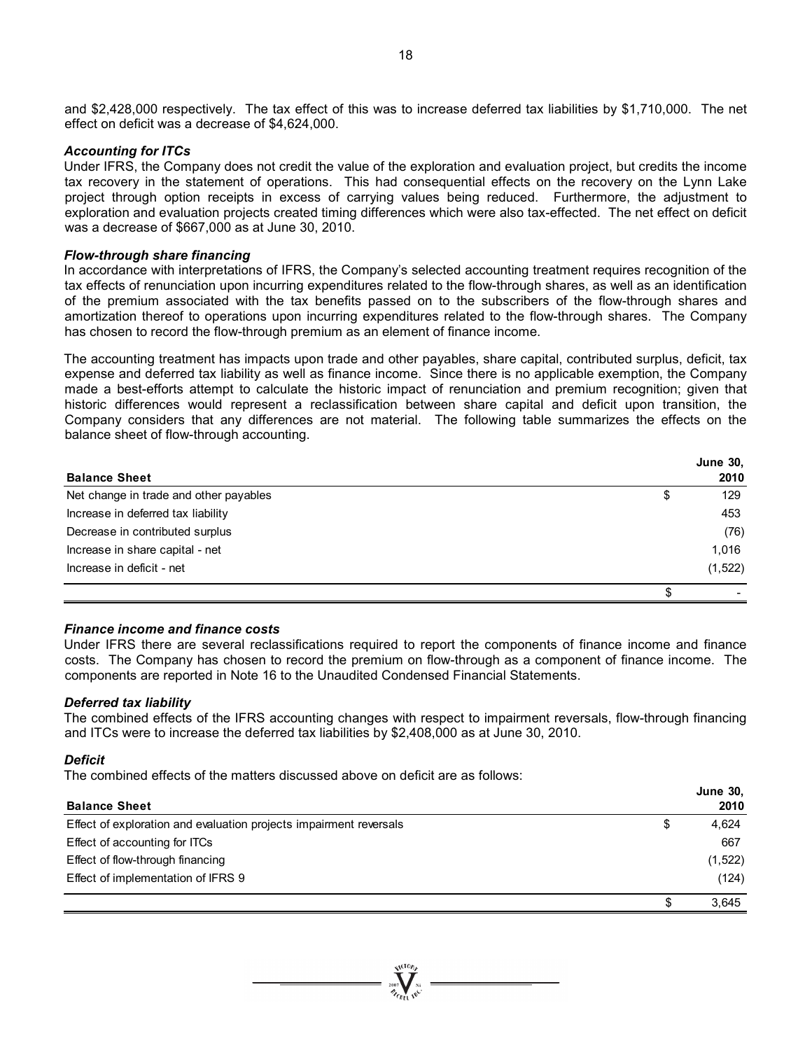and $2,428,000 respectively. The tax effect of this was to increase deferred tax liabilities by $1,710,000. The net effect on deficit was a decrease of $4,624,000.

### *Accounting for ITCs*

Under IFRS, the Company does not credit the value of the exploration and evaluation project, but credits the income tax recovery in the statement of operations. This had consequential effects on the recovery on the Lynn Lake project through option receipts in excess of carrying values being reduced. Furthermore, the adjustment to exploration and evaluation projects created timing differences which were also tax-effected. The net effect on deficit was a decrease of $667,000 as at June 30, 2010.

### *Flow-through share financing*

In accordance with interpretations of IFRS, the Company's selected accounting treatment requires recognition of the tax effects of renunciation upon incurring expenditures related to the flow-through shares, as well as an identification of the premium associated with the tax benefits passed on to the subscribers of the flow-through shares and amortization thereof to operations upon incurring expenditures related to the flow-through shares. The Company has chosen to record the flow-through premium as an element of finance income.

The accounting treatment has impacts upon trade and other payables, share capital, contributed surplus, deficit, tax expense and deferred tax liability as well as finance income. Since there is no applicable exemption, the Company made a best-efforts attempt to calculate the historic impact of renunciation and premium recognition; given that historic differences would represent a reclassification between share capital and deficit upon transition, the Company considers that any differences are not material. The following table summarizes the effects on the balance sheet of flow-through accounting.

| **Balance Sheet** | | **June 30, 2010** |
|---|---|---|
| Net change in trade and other payables | $ | 129 |
| Increase in deferred tax liability | | 453 |
| Decrease in contributed surplus | | (76) |
| Increase in share capital - net | | 1,016 |
| Increase in deficit - net | | (1,522) |
| | $ | - |

### *Finance income and finance costs*

Under IFRS there are several reclassifications required to report the components of finance income and finance costs. The Company has chosen to record the premium on flow-through as a component of finance income. The components are reported in Note 16 to the Unaudited Condensed Financial Statements.

### *Deferred tax liability*

The combined effects of the IFRS accounting changes with respect to impairment reversals, flow-through financing and ITCs were to increase the deferred tax liabilities by $2,408,000 as at June 30, 2010.

### *Deficit*

The combined effects of the matters discussed above on deficit are as follows:

| **Balance Sheet** | | **June 30, 2010** |
|---|---|---|
| Effect of exploration and evaluation projects impairment reversals | $ | 4,624 |
| Effect of accounting for ITCs | | 667 |
| Effect of flow-through financing | | (1,522) |
| Effect of implementation of IFRS 9 | | (124) |
| | $ | 3,645 |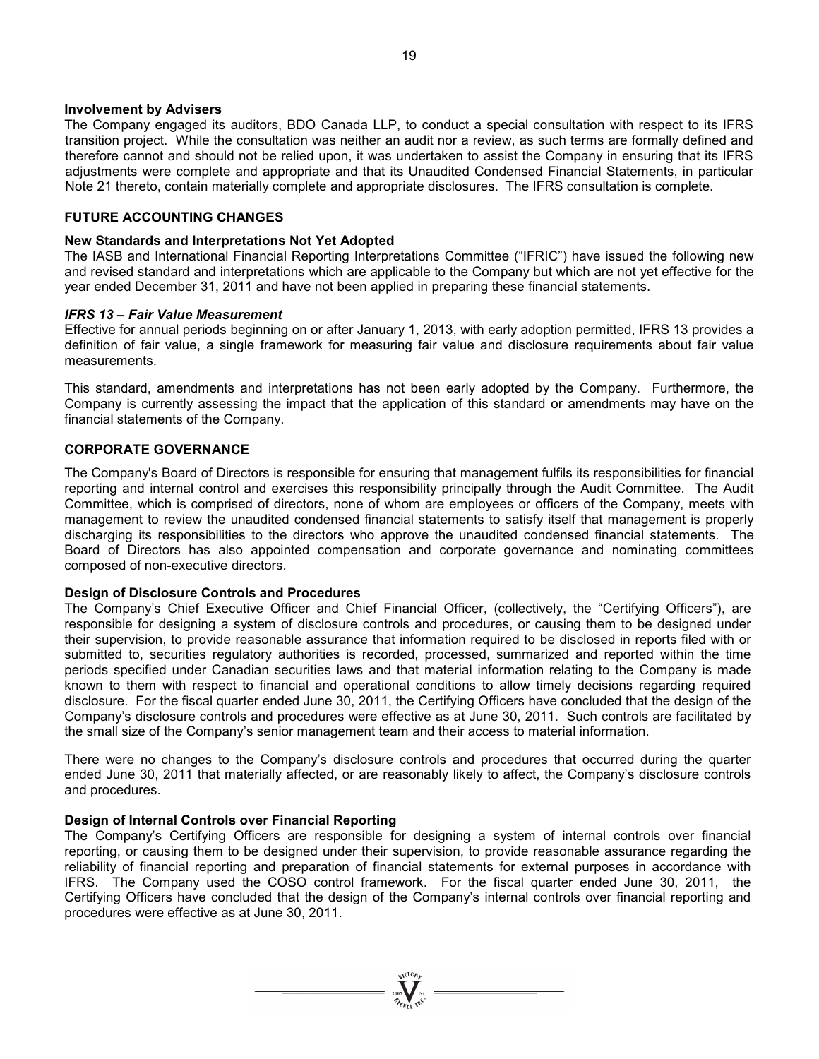**Involvement by Advisers**

The Company engaged its auditors, BDO Canada LLP, to conduct a special consultation with respect to its IFRS transition project. While the consultation was neither an audit nor a review, as such terms are formally defined and therefore cannot and should not be relied upon, it was undertaken to assist the Company in ensuring that its IFRS adjustments were complete and appropriate and that its Unaudited Condensed Financial Statements, in particular Note 21 thereto, contain materially complete and appropriate disclosures. The IFRS consultation is complete.

## FUTURE ACCOUNTING CHANGES

**New Standards and Interpretations Not Yet Adopted**

The IASB and International Financial Reporting Interpretations Committee ("IFRIC") have issued the following new and revised standard and interpretations which are applicable to the Company but which are not yet effective for the year ended December 31, 2011 and have not been applied in preparing these financial statements.

***IFRS 13 – Fair Value Measurement***

Effective for annual periods beginning on or after January 1, 2013, with early adoption permitted, IFRS 13 provides a definition of fair value, a single framework for measuring fair value and disclosure requirements about fair value measurements.

This standard, amendments and interpretations has not been early adopted by the Company. Furthermore, the Company is currently assessing the impact that the application of this standard or amendments may have on the financial statements of the Company.

## CORPORATE GOVERNANCE

The Company's Board of Directors is responsible for ensuring that management fulfils its responsibilities for financial reporting and internal control and exercises this responsibility principally through the Audit Committee. The Audit Committee, which is comprised of directors, none of whom are employees or officers of the Company, meets with management to review the unaudited condensed financial statements to satisfy itself that management is properly discharging its responsibilities to the directors who approve the unaudited condensed financial statements. The Board of Directors has also appointed compensation and corporate governance and nominating committees composed of non-executive directors.

**Design of Disclosure Controls and Procedures**

The Company's Chief Executive Officer and Chief Financial Officer, (collectively, the "Certifying Officers"), are responsible for designing a system of disclosure controls and procedures, or causing them to be designed under their supervision, to provide reasonable assurance that information required to be disclosed in reports filed with or submitted to, securities regulatory authorities is recorded, processed, summarized and reported within the time periods specified under Canadian securities laws and that material information relating to the Company is made known to them with respect to financial and operational conditions to allow timely decisions regarding required disclosure. For the fiscal quarter ended June 30, 2011, the Certifying Officers have concluded that the design of the Company's disclosure controls and procedures were effective as at June 30, 2011. Such controls are facilitated by the small size of the Company's senior management team and their access to material information.

There were no changes to the Company's disclosure controls and procedures that occurred during the quarter ended June 30, 2011 that materially affected, or are reasonably likely to affect, the Company's disclosure controls and procedures.

**Design of Internal Controls over Financial Reporting**

The Company's Certifying Officers are responsible for designing a system of internal controls over financial reporting, or causing them to be designed under their supervision, to provide reasonable assurance regarding the reliability of financial reporting and preparation of financial statements for external purposes in accordance with IFRS. The Company used the COSO control framework. For the fiscal quarter ended June 30, 2011, the Certifying Officers have concluded that the design of the Company's internal controls over financial reporting and procedures were effective as at June 30, 2011.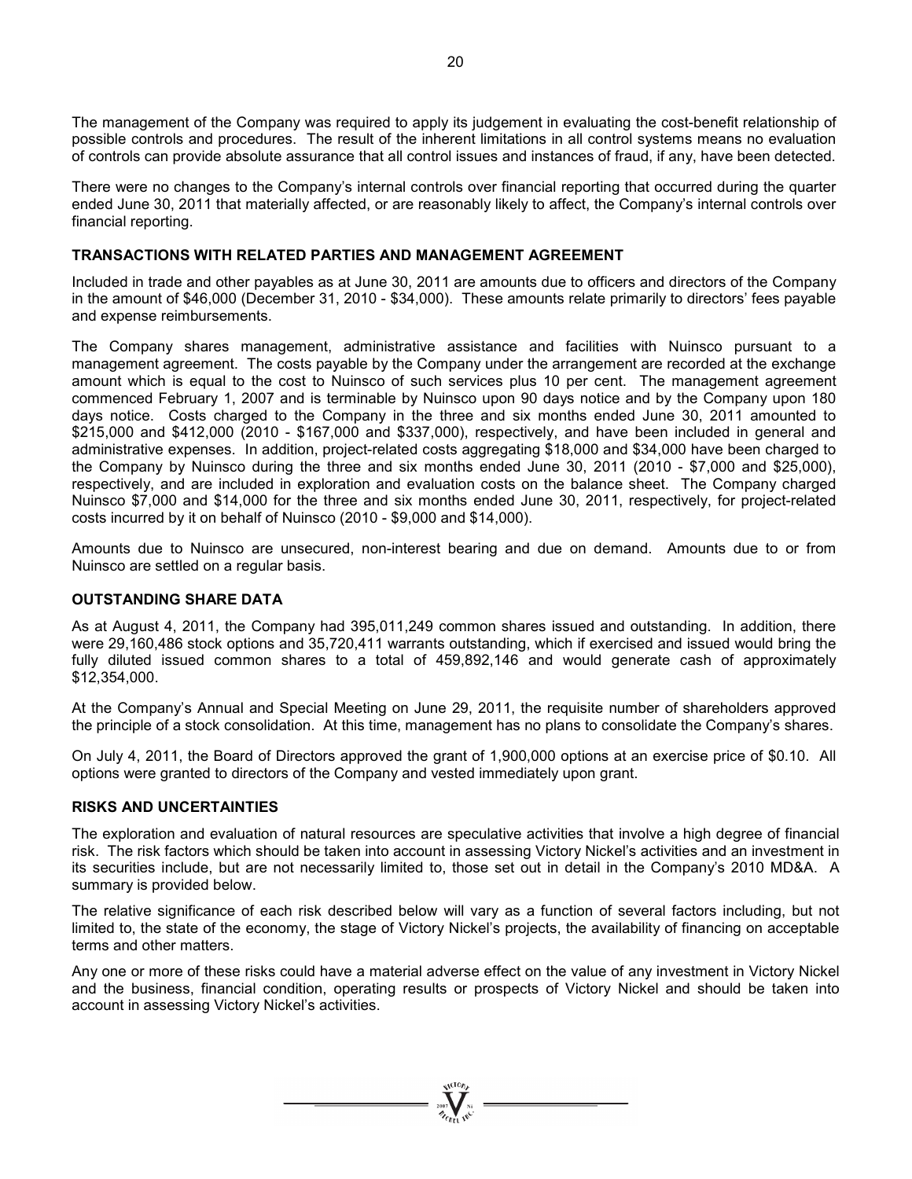The management of the Company was required to apply its judgement in evaluating the cost-benefit relationship of possible controls and procedures. The result of the inherent limitations in all control systems means no evaluation of controls can provide absolute assurance that all control issues and instances of fraud, if any, have been detected.

There were no changes to the Company's internal controls over financial reporting that occurred during the quarter ended June 30, 2011 that materially affected, or are reasonably likely to affect, the Company's internal controls over financial reporting.

## TRANSACTIONS WITH RELATED PARTIES AND MANAGEMENT AGREEMENT

Included in trade and other payables as at June 30, 2011 are amounts due to officers and directors of the Company in the amount of $46,000 (December 31, 2010 - $34,000). These amounts relate primarily to directors' fees payable and expense reimbursements.

The Company shares management, administrative assistance and facilities with Nuinsco pursuant to a management agreement. The costs payable by the Company under the arrangement are recorded at the exchange amount which is equal to the cost to Nuinsco of such services plus 10 per cent. The management agreement commenced February 1, 2007 and is terminable by Nuinsco upon 90 days notice and by the Company upon 180 days notice. Costs charged to the Company in the three and six months ended June 30, 2011 amounted to $215,000 and $412,000 (2010 - $167,000 and $337,000), respectively, and have been included in general and administrative expenses. In addition, project-related costs aggregating $18,000 and $34,000 have been charged to the Company by Nuinsco during the three and six months ended June 30, 2011 (2010 - $7,000 and $25,000), respectively, and are included in exploration and evaluation costs on the balance sheet. The Company charged Nuinsco $7,000 and $14,000 for the three and six months ended June 30, 2011, respectively, for project-related costs incurred by it on behalf of Nuinsco (2010 - $9,000 and $14,000).

Amounts due to Nuinsco are unsecured, non-interest bearing and due on demand. Amounts due to or from Nuinsco are settled on a regular basis.

## OUTSTANDING SHARE DATA

As at August 4, 2011, the Company had 395,011,249 common shares issued and outstanding. In addition, there were 29,160,486 stock options and 35,720,411 warrants outstanding, which if exercised and issued would bring the fully diluted issued common shares to a total of 459,892,146 and would generate cash of approximately $12,354,000.

At the Company's Annual and Special Meeting on June 29, 2011, the requisite number of shareholders approved the principle of a stock consolidation. At this time, management has no plans to consolidate the Company's shares.

On July 4, 2011, the Board of Directors approved the grant of 1,900,000 options at an exercise price of $0.10. All options were granted to directors of the Company and vested immediately upon grant.

## RISKS AND UNCERTAINTIES

The exploration and evaluation of natural resources are speculative activities that involve a high degree of financial risk. The risk factors which should be taken into account in assessing Victory Nickel's activities and an investment in its securities include, but are not necessarily limited to, those set out in detail in the Company's 2010 MD&A. A summary is provided below.

The relative significance of each risk described below will vary as a function of several factors including, but not limited to, the state of the economy, the stage of Victory Nickel's projects, the availability of financing on acceptable terms and other matters.

Any one or more of these risks could have a material adverse effect on the value of any investment in Victory Nickel and the business, financial condition, operating results or prospects of Victory Nickel and should be taken into account in assessing Victory Nickel's activities.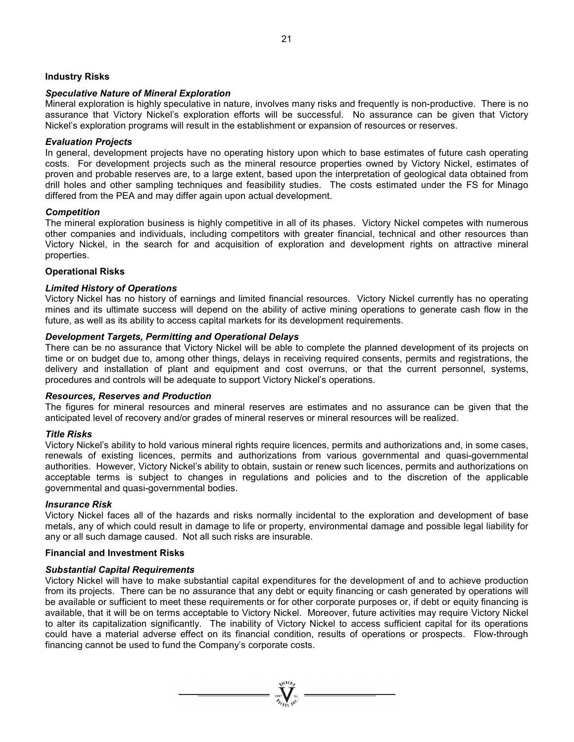## Industry Risks

### *Speculative Nature of Mineral Exploration*

Mineral exploration is highly speculative in nature, involves many risks and frequently is non-productive. There is no assurance that Victory Nickel's exploration efforts will be successful. No assurance can be given that Victory Nickel's exploration programs will result in the establishment or expansion of resources or reserves.

### *Evaluation Projects*

In general, development projects have no operating history upon which to base estimates of future cash operating costs. For development projects such as the mineral resource properties owned by Victory Nickel, estimates of proven and probable reserves are, to a large extent, based upon the interpretation of geological data obtained from drill holes and other sampling techniques and feasibility studies. The costs estimated under the FS for Minago differed from the PEA and may differ again upon actual development.

### *Competition*

The mineral exploration business is highly competitive in all of its phases. Victory Nickel competes with numerous other companies and individuals, including competitors with greater financial, technical and other resources than Victory Nickel, in the search for and acquisition of exploration and development rights on attractive mineral properties.

## Operational Risks

### *Limited History of Operations*

Victory Nickel has no history of earnings and limited financial resources. Victory Nickel currently has no operating mines and its ultimate success will depend on the ability of active mining operations to generate cash flow in the future, as well as its ability to access capital markets for its development requirements.

### *Development Targets, Permitting and Operational Delays*

There can be no assurance that Victory Nickel will be able to complete the planned development of its projects on time or on budget due to, among other things, delays in receiving required consents, permits and registrations, the delivery and installation of plant and equipment and cost overruns, or that the current personnel, systems, procedures and controls will be adequate to support Victory Nickel's operations.

### *Resources, Reserves and Production*

The figures for mineral resources and mineral reserves are estimates and no assurance can be given that the anticipated level of recovery and/or grades of mineral reserves or mineral resources will be realized.

### *Title Risks*

Victory Nickel's ability to hold various mineral rights require licences, permits and authorizations and, in some cases, renewals of existing licences, permits and authorizations from various governmental and quasi-governmental authorities. However, Victory Nickel's ability to obtain, sustain or renew such licences, permits and authorizations on acceptable terms is subject to changes in regulations and policies and to the discretion of the applicable governmental and quasi-governmental bodies.

### *Insurance Risk*

Victory Nickel faces all of the hazards and risks normally incidental to the exploration and development of base metals, any of which could result in damage to life or property, environmental damage and possible legal liability for any or all such damage caused. Not all such risks are insurable.

## Financial and Investment Risks

### *Substantial Capital Requirements*

Victory Nickel will have to make substantial capital expenditures for the development of and to achieve production from its projects. There can be no assurance that any debt or equity financing or cash generated by operations will be available or sufficient to meet these requirements or for other corporate purposes or, if debt or equity financing is available, that it will be on terms acceptable to Victory Nickel. Moreover, future activities may require Victory Nickel to alter its capitalization significantly. The inability of Victory Nickel to access sufficient capital for its operations could have a material adverse effect on its financial condition, results of operations or prospects. Flow-through financing cannot be used to fund the Company's corporate costs.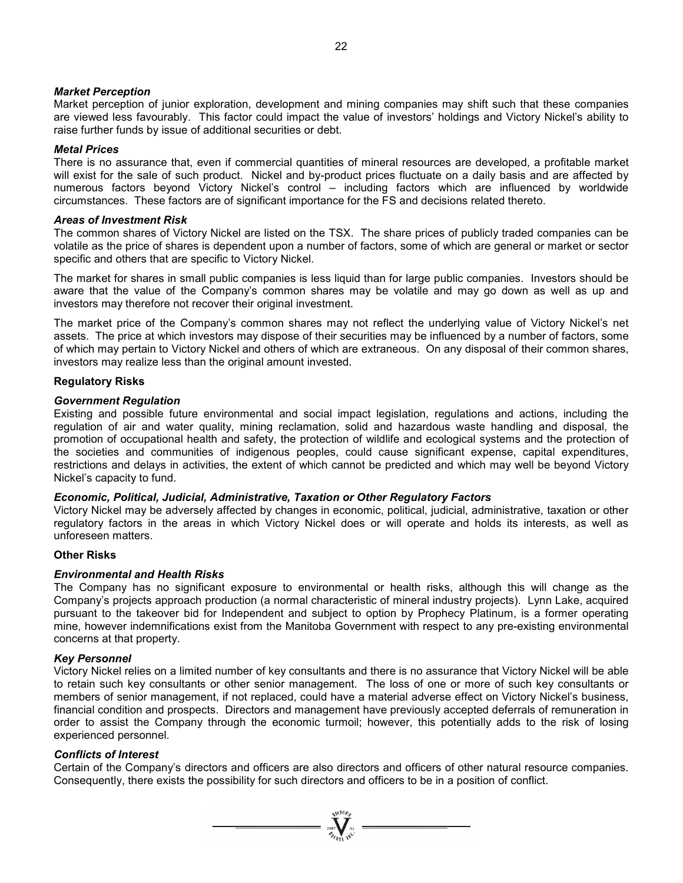***Market Perception***

Market perception of junior exploration, development and mining companies may shift such that these companies are viewed less favourably. This factor could impact the value of investors' holdings and Victory Nickel's ability to raise further funds by issue of additional securities or debt.

***Metal Prices***

There is no assurance that, even if commercial quantities of mineral resources are developed, a profitable market will exist for the sale of such product. Nickel and by-product prices fluctuate on a daily basis and are affected by numerous factors beyond Victory Nickel's control – including factors which are influenced by worldwide circumstances. These factors are of significant importance for the FS and decisions related thereto.

***Areas of Investment Risk***

The common shares of Victory Nickel are listed on the TSX. The share prices of publicly traded companies can be volatile as the price of shares is dependent upon a number of factors, some of which are general or market or sector specific and others that are specific to Victory Nickel.

The market for shares in small public companies is less liquid than for large public companies. Investors should be aware that the value of the Company's common shares may be volatile and may go down as well as up and investors may therefore not recover their original investment.

The market price of the Company's common shares may not reflect the underlying value of Victory Nickel's net assets. The price at which investors may dispose of their securities may be influenced by a number of factors, some of which may pertain to Victory Nickel and others of which are extraneous. On any disposal of their common shares, investors may realize less than the original amount invested.

**Regulatory Risks**

***Government Regulation***

Existing and possible future environmental and social impact legislation, regulations and actions, including the regulation of air and water quality, mining reclamation, solid and hazardous waste handling and disposal, the promotion of occupational health and safety, the protection of wildlife and ecological systems and the protection of the societies and communities of indigenous peoples, could cause significant expense, capital expenditures, restrictions and delays in activities, the extent of which cannot be predicted and which may well be beyond Victory Nickel's capacity to fund.

***Economic, Political, Judicial, Administrative, Taxation or Other Regulatory Factors***

Victory Nickel may be adversely affected by changes in economic, political, judicial, administrative, taxation or other regulatory factors in the areas in which Victory Nickel does or will operate and holds its interests, as well as unforeseen matters.

**Other Risks**

***Environmental and Health Risks***

The Company has no significant exposure to environmental or health risks, although this will change as the Company's projects approach production (a normal characteristic of mineral industry projects). Lynn Lake, acquired pursuant to the takeover bid for Independent and subject to option by Prophecy Platinum, is a former operating mine, however indemnifications exist from the Manitoba Government with respect to any pre-existing environmental concerns at that property.

***Key Personnel***

Victory Nickel relies on a limited number of key consultants and there is no assurance that Victory Nickel will be able to retain such key consultants or other senior management. The loss of one or more of such key consultants or members of senior management, if not replaced, could have a material adverse effect on Victory Nickel's business, financial condition and prospects. Directors and management have previously accepted deferrals of remuneration in order to assist the Company through the economic turmoil; however, this potentially adds to the risk of losing experienced personnel.

***Conflicts of Interest***

Certain of the Company's directors and officers are also directors and officers of other natural resource companies. Consequently, there exists the possibility for such directors and officers to be in a position of conflict.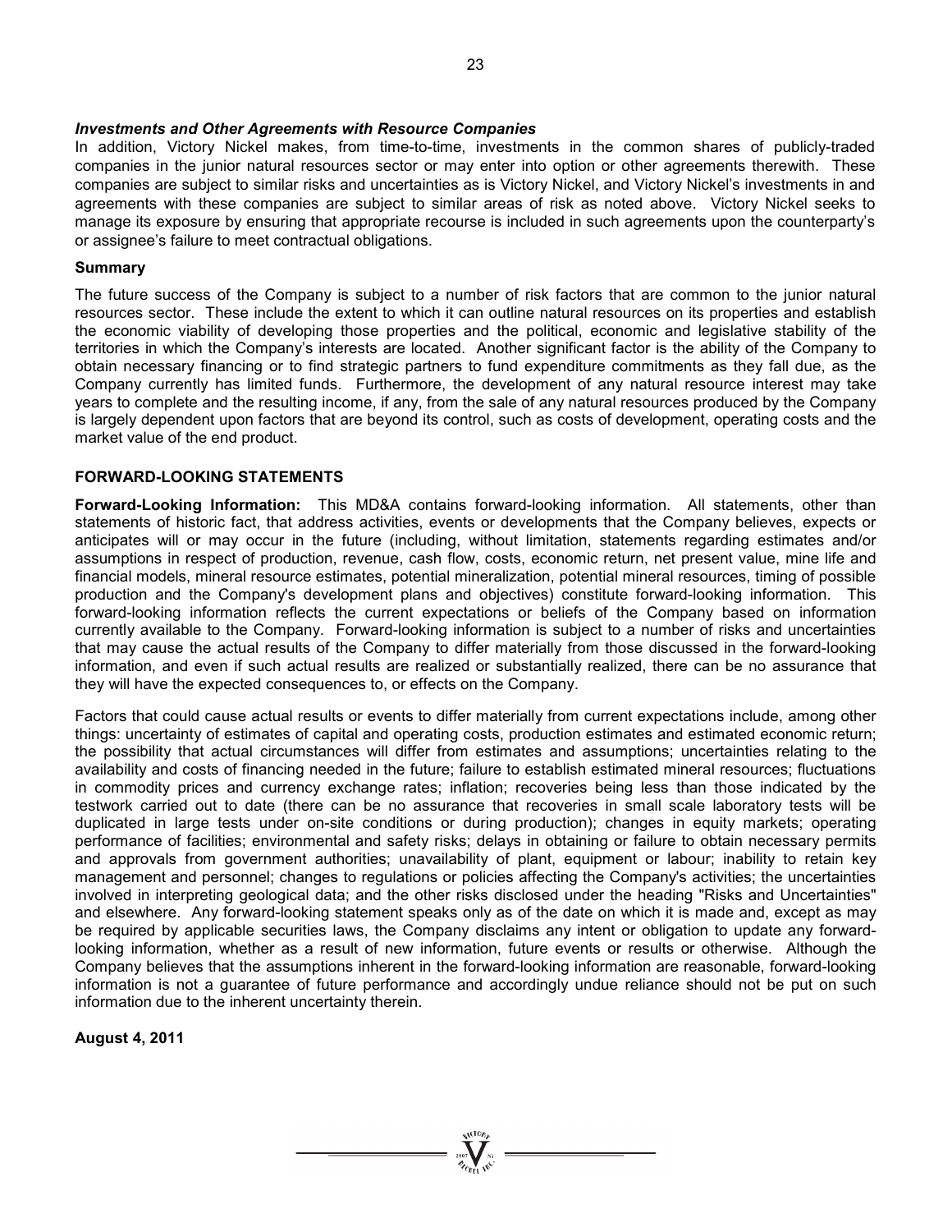***Investments and Other Agreements with Resource Companies***

In addition, Victory Nickel makes, from time-to-time, investments in the common shares of publicly-traded companies in the junior natural resources sector or may enter into option or other agreements therewith. These companies are subject to similar risks and uncertainties as is Victory Nickel, and Victory Nickel's investments in and agreements with these companies are subject to similar areas of risk as noted above. Victory Nickel seeks to manage its exposure by ensuring that appropriate recourse is included in such agreements upon the counterparty's or assignee's failure to meet contractual obligations.

**Summary**

The future success of the Company is subject to a number of risk factors that are common to the junior natural resources sector. These include the extent to which it can outline natural resources on its properties and establish the economic viability of developing those properties and the political, economic and legislative stability of the territories in which the Company's interests are located. Another significant factor is the ability of the Company to obtain necessary financing or to find strategic partners to fund expenditure commitments as they fall due, as the Company currently has limited funds. Furthermore, the development of any natural resource interest may take years to complete and the resulting income, if any, from the sale of any natural resources produced by the Company is largely dependent upon factors that are beyond its control, such as costs of development, operating costs and the market value of the end product.

## FORWARD-LOOKING STATEMENTS

**Forward-Looking Information:** This MD&A contains forward-looking information. All statements, other than statements of historic fact, that address activities, events or developments that the Company believes, expects or anticipates will or may occur in the future (including, without limitation, statements regarding estimates and/or assumptions in respect of production, revenue, cash flow, costs, economic return, net present value, mine life and financial models, mineral resource estimates, potential mineralization, potential mineral resources, timing of possible production and the Company's development plans and objectives) constitute forward-looking information. This forward-looking information reflects the current expectations or beliefs of the Company based on information currently available to the Company. Forward-looking information is subject to a number of risks and uncertainties that may cause the actual results of the Company to differ materially from those discussed in the forward-looking information, and even if such actual results are realized or substantially realized, there can be no assurance that they will have the expected consequences to, or effects on the Company.

Factors that could cause actual results or events to differ materially from current expectations include, among other things: uncertainty of estimates of capital and operating costs, production estimates and estimated economic return; the possibility that actual circumstances will differ from estimates and assumptions; uncertainties relating to the availability and costs of financing needed in the future; failure to establish estimated mineral resources; fluctuations in commodity prices and currency exchange rates; inflation; recoveries being less than those indicated by the testwork carried out to date (there can be no assurance that recoveries in small scale laboratory tests will be duplicated in large tests under on-site conditions or during production); changes in equity markets; operating performance of facilities; environmental and safety risks; delays in obtaining or failure to obtain necessary permits and approvals from government authorities; unavailability of plant, equipment or labour; inability to retain key management and personnel; changes to regulations or policies affecting the Company's activities; the uncertainties involved in interpreting geological data; and the other risks disclosed under the heading "Risks and Uncertainties" and elsewhere. Any forward-looking statement speaks only as of the date on which it is made and, except as may be required by applicable securities laws, the Company disclaims any intent or obligation to update any forward-looking information, whether as a result of new information, future events or results or otherwise. Although the Company believes that the assumptions inherent in the forward-looking information are reasonable, forward-looking information is not a guarantee of future performance and accordingly undue reliance should not be put on such information due to the inherent uncertainty therein.

**August 4, 2011**